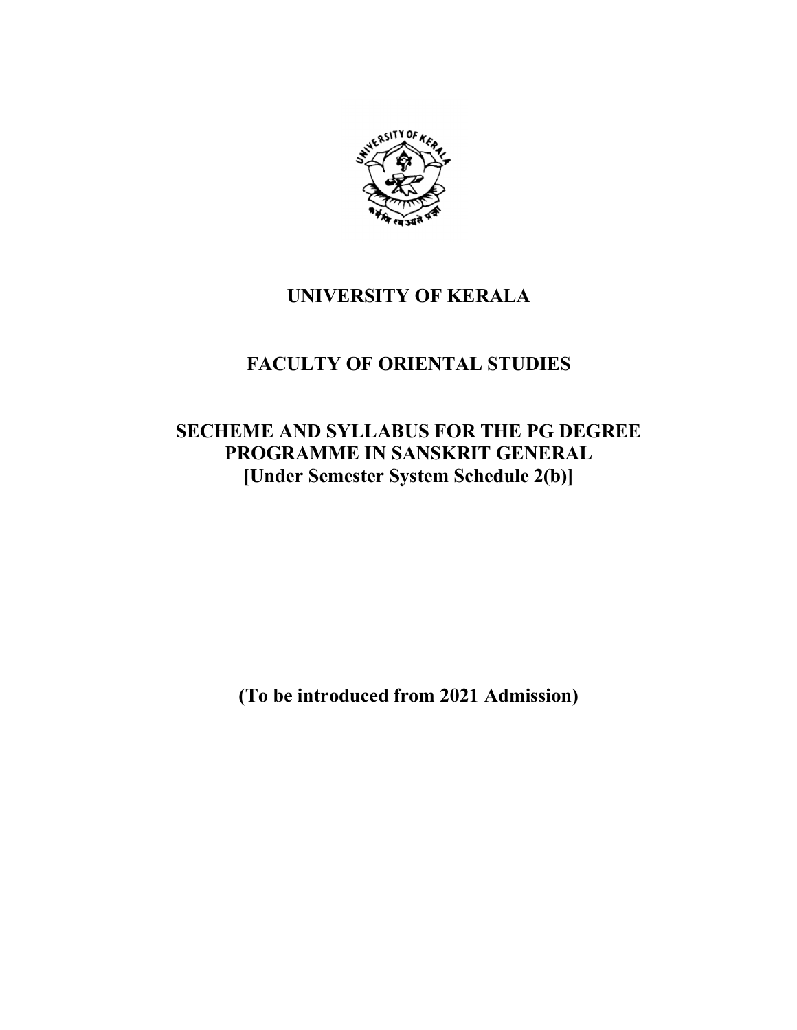# UNIVERSITY OF KERALA

## FACULTY OF ORIENTAL STUDIES

## SECHEME AND SYLLABUS FOR THE PG DEGREE PROGRAMME IN SANSKRIT GENERAL
**[Under Semester System Schedule 2(b)]**

**(To be introduced from 2021 Admission)**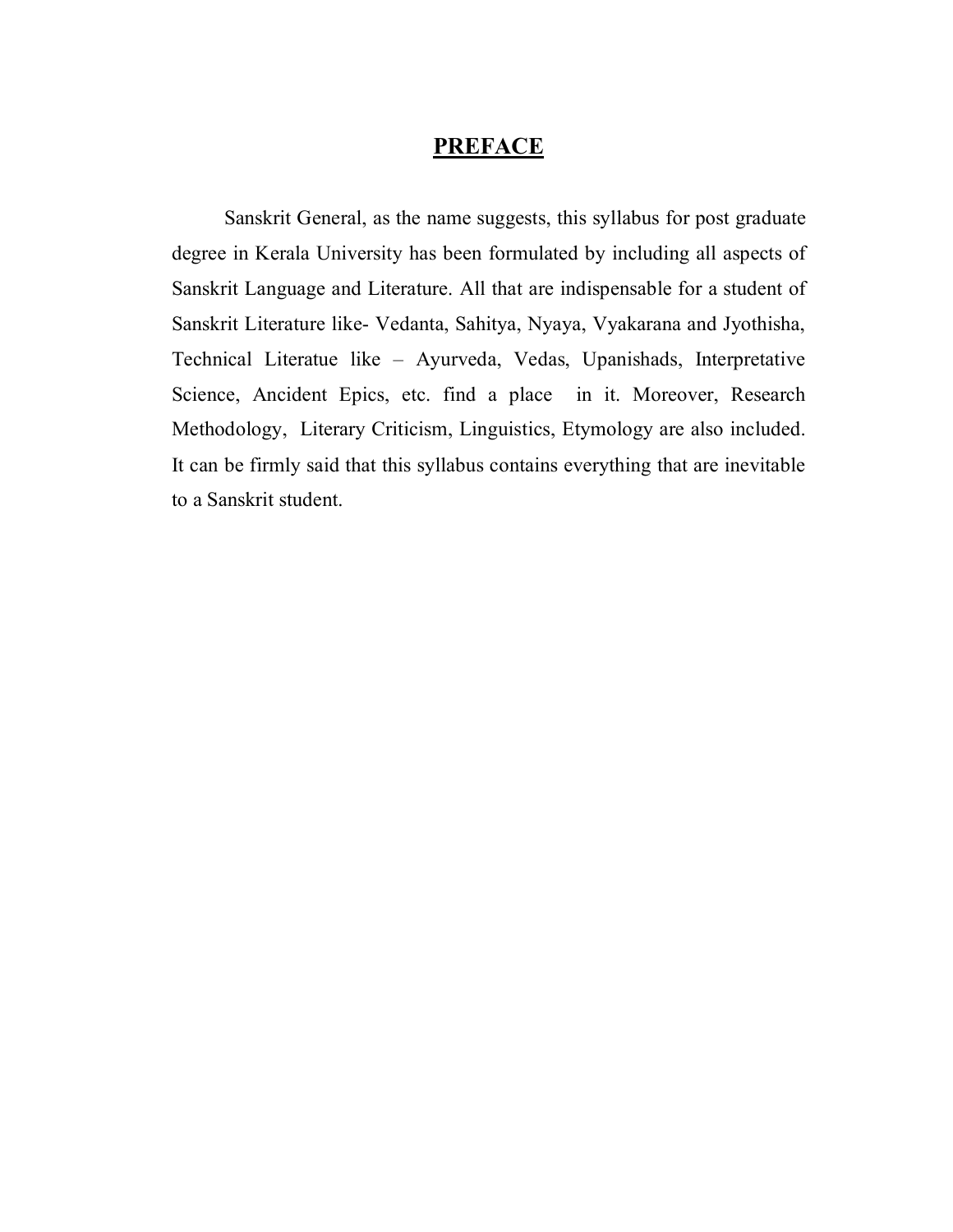# PREFACE

Sanskrit General, as the name suggests, this syllabus for post graduate degree in Kerala University has been formulated by including all aspects of Sanskrit Language and Literature. All that are indispensable for a student of Sanskrit Literature like- Vedanta, Sahitya, Nyaya, Vyakarana and Jyothisha, Technical Literatue like – Ayurveda, Vedas, Upanishads, Interpretative Science, Ancident Epics, etc. find a place in it. Moreover, Research Methodology, Literary Criticism, Linguistics, Etymology are also included. It can be firmly said that this syllabus contains everything that are inevitable to a Sanskrit student.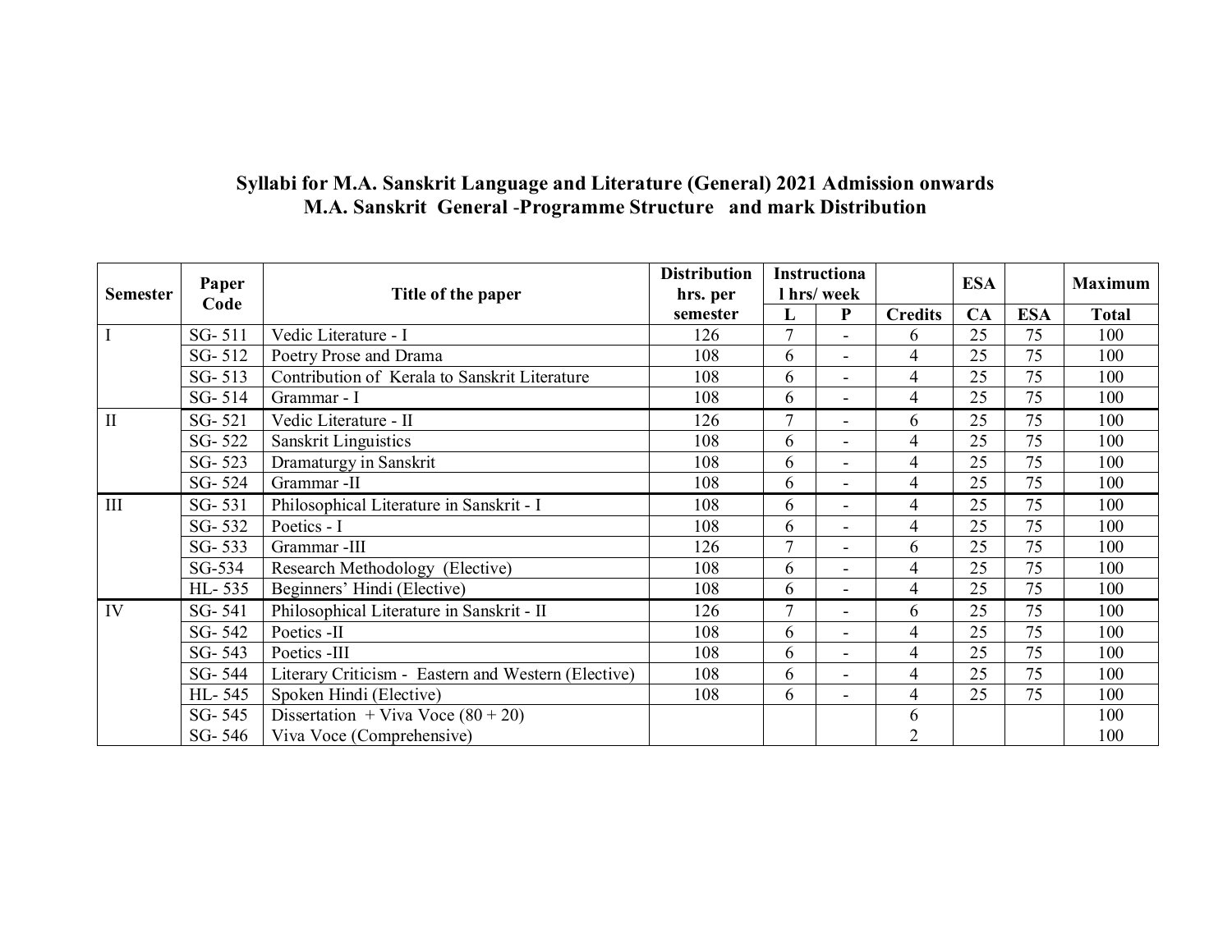# Syllabi for M.A. Sanskrit Language and Literature (General) 2021 Admission onwards

## M.A. Sanskrit General -Programme Structure and mark Distribution

| Semester | Paper Code | Title of the paper | Distribution hrs. per semester | Instructional hrs/ week | | Credits | ESA | | Maximum |
|---|---|---|---|---|---|---|---|---|---|
| | | | | L | P | | CA | ESA | Total |
| I | SG- 511 | Vedic Literature - I | 126 | 7 | - | 6 | 25 | 75 | 100 |
| | SG- 512 | Poetry Prose and Drama | 108 | 6 | - | 4 | 25 | 75 | 100 |
| | SG- 513 | Contribution of Kerala to Sanskrit Literature | 108 | 6 | - | 4 | 25 | 75 | 100 |
| | SG- 514 | Grammar - I | 108 | 6 | - | 4 | 25 | 75 | 100 |
| II | SG- 521 | Vedic Literature - II | 126 | 7 | - | 6 | 25 | 75 | 100 |
| | SG- 522 | Sanskrit Linguistics | 108 | 6 | - | 4 | 25 | 75 | 100 |
| | SG- 523 | Dramaturgy in Sanskrit | 108 | 6 | - | 4 | 25 | 75 | 100 |
| | SG- 524 | Grammar -II | 108 | 6 | - | 4 | 25 | 75 | 100 |
| III | SG- 531 | Philosophical Literature in Sanskrit - I | 108 | 6 | - | 4 | 25 | 75 | 100 |
| | SG- 532 | Poetics - I | 108 | 6 | - | 4 | 25 | 75 | 100 |
| | SG- 533 | Grammar -III | 126 | 7 | - | 6 | 25 | 75 | 100 |
| | SG-534 | Research Methodology (Elective) | 108 | 6 | - | 4 | 25 | 75 | 100 |
| | HL- 535 | Beginners' Hindi (Elective) | 108 | 6 | - | 4 | 25 | 75 | 100 |
| IV | SG- 541 | Philosophical Literature in Sanskrit - II | 126 | 7 | - | 6 | 25 | 75 | 100 |
| | SG- 542 | Poetics -II | 108 | 6 | - | 4 | 25 | 75 | 100 |
| | SG- 543 | Poetics -III | 108 | 6 | - | 4 | 25 | 75 | 100 |
| | SG- 544 | Literary Criticism - Eastern and Western (Elective) | 108 | 6 | - | 4 | 25 | 75 | 100 |
| | HL- 545 | Spoken Hindi (Elective) | 108 | 6 | - | 4 | 25 | 75 | 100 |
| | SG- 545 | Dissertation + Viva Voce (80 + 20) | | | | 6 | | | 100 |
| | SG- 546 | Viva Voce (Comprehensive) | | | | 2 | | | 100 |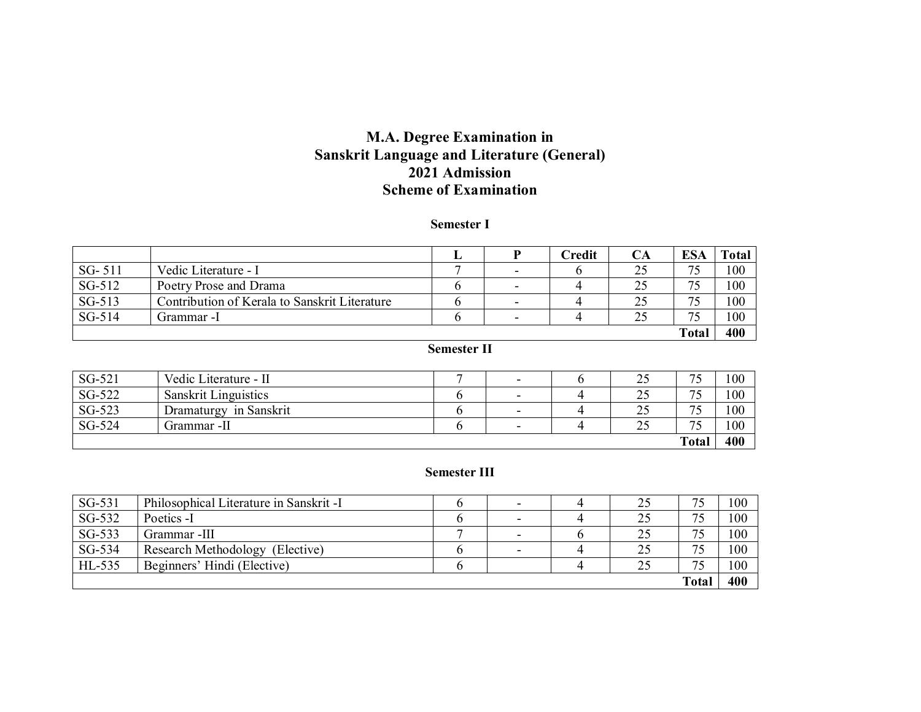# M.A. Degree Examination in
# Sanskrit Language and Literature (General)
# 2021 Admission
# Scheme of Examination

### Semester I

| | | L | P | Credit | CA | ESA | Total |
|---|---|---|---|---|---|---|---|
| SG- 511 | Vedic Literature - I | 7 | - | 6 | 25 | 75 | 100 |
| SG-512 | Poetry Prose and Drama | 6 | - | 4 | 25 | 75 | 100 |
| SG-513 | Contribution of Kerala to Sanskrit Literature | 6 | - | 4 | 25 | 75 | 100 |
| SG-514 | Grammar -I | 6 | - | 4 | 25 | 75 | 100 |
| | | | | | | **Total** | **400** |

### Semester II

| | | | | | | | |
|---|---|---|---|---|---|---|---|
| SG-521 | Vedic Literature - II | 7 | - | 6 | 25 | 75 | 100 |
| SG-522 | Sanskrit Linguistics | 6 | - | 4 | 25 | 75 | 100 |
| SG-523 | Dramaturgy in Sanskrit | 6 | - | 4 | 25 | 75 | 100 |
| SG-524 | Grammar -II | 6 | - | 4 | 25 | 75 | 100 |
| | | | | | | **Total** | **400** |

### Semester III

| | | | | | | | |
|---|---|---|---|---|---|---|---|
| SG-531 | Philosophical Literature in Sanskrit -I | 6 | - | 4 | 25 | 75 | 100 |
| SG-532 | Poetics -I | 6 | - | 4 | 25 | 75 | 100 |
| SG-533 | Grammar -III | 7 | - | 6 | 25 | 75 | 100 |
| SG-534 | Research Methodology (Elective) | 6 | - | 4 | 25 | 75 | 100 |
| HL-535 | Beginners' Hindi (Elective) | 6 | | 4 | 25 | 75 | 100 |
| | | | | | | **Total** | **400** |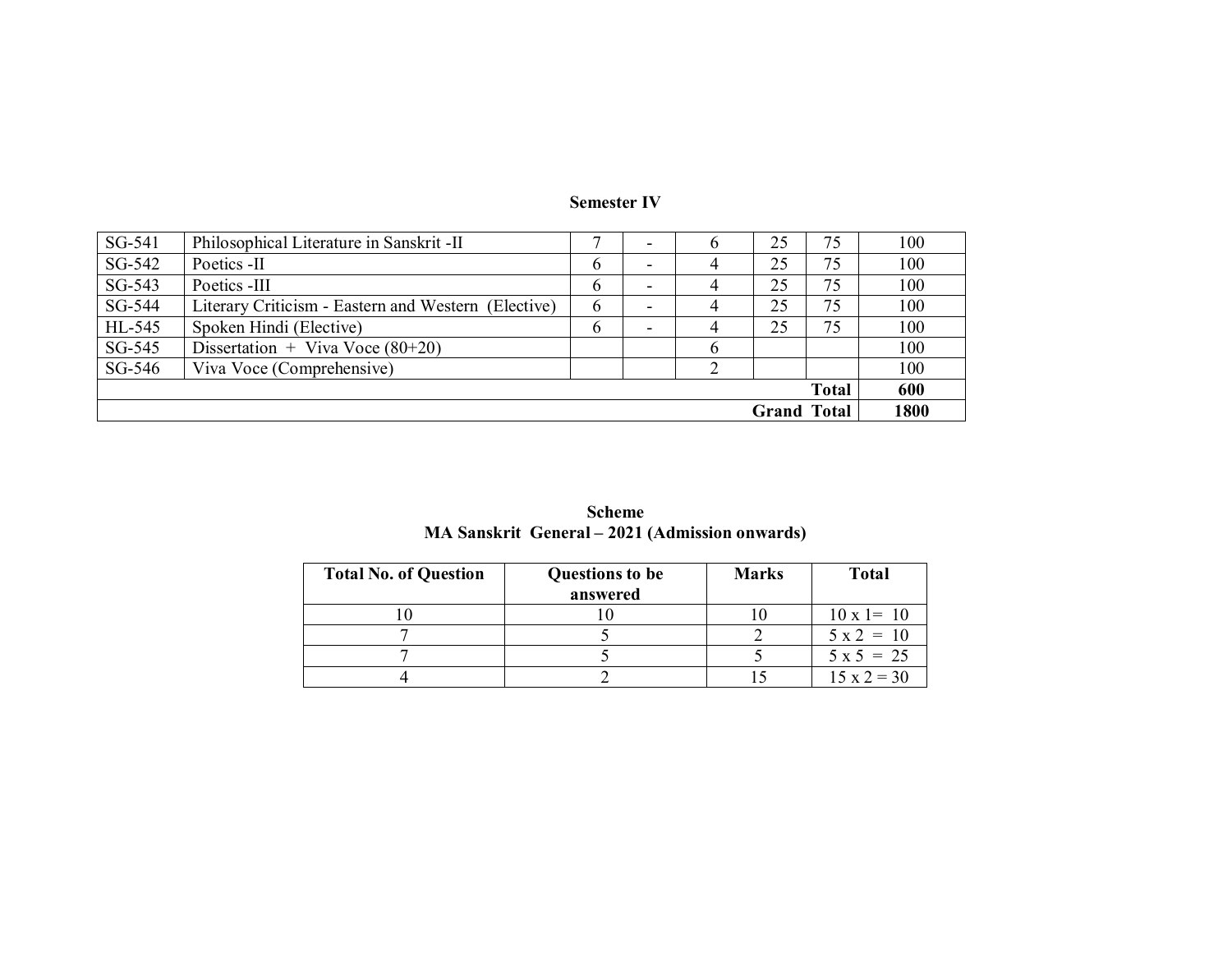## Semester IV

| | | | | | | | |
|---|---|---|---|---|---|---|---|
| SG-541 | Philosophical Literature in Sanskrit -II | 7 | - | 6 | 25 | 75 | 100 |
| SG-542 | Poetics -II | 6 | - | 4 | 25 | 75 | 100 |
| SG-543 | Poetics -III | 6 | - | 4 | 25 | 75 | 100 |
| SG-544 | Literary Criticism - Eastern and Western (Elective) | 6 | - | 4 | 25 | 75 | 100 |
| HL-545 | Spoken Hindi (Elective) | 6 | - | 4 | 25 | 75 | 100 |
| SG-545 | Dissertation + Viva Voce (80+20) | | | 6 | | | 100 |
| SG-546 | Viva Voce (Comprehensive) | | | 2 | | | 100 |
| | | | | | | **Total** | **600** |
| | | | | | | **Grand Total** | **1800** |

## Scheme
## MA Sanskrit General – 2021 (Admission onwards)

| Total No. of Question | Questions to be answered | Marks | Total |
|---|---|---|---|
| 10 | 10 | 10 | 10 x 1= 10 |
| 7 | 5 | 2 | 5 x 2 = 10 |
| 7 | 5 | 5 | 5 x 5 = 25 |
| 4 | 2 | 15 | 15 x 2 = 30 |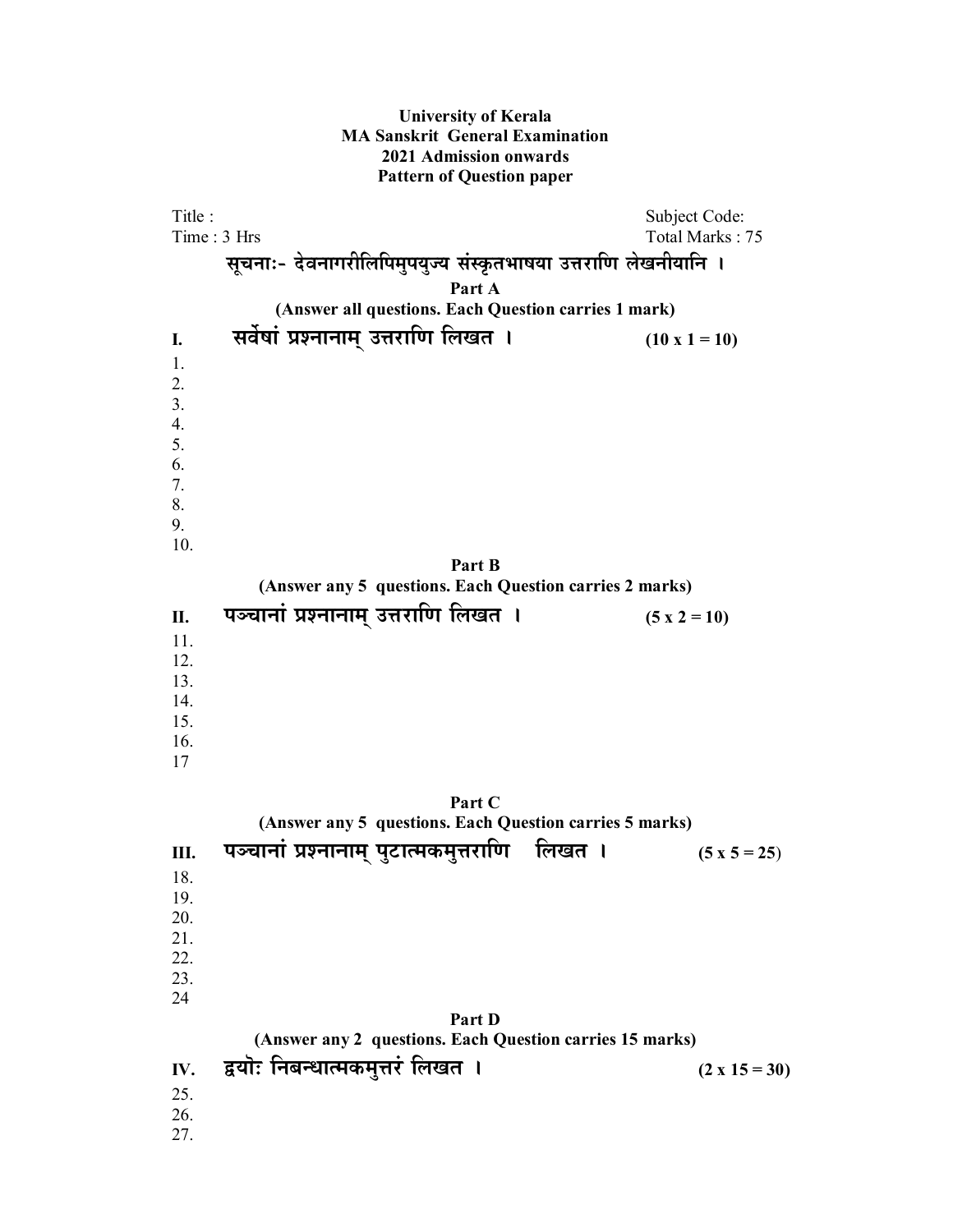**University of Kerala**
**MA Sanskrit General Examination**
**2021 Admission onwards**
**Pattern of Question paper**

Title : Subject Code:

Time : 3 Hrs Total Marks : 75

सूचनाः- देवनागरीलिपिमुपयुज्य संस्कृतभाषया उत्तराणि लेखनीयानि ।

**Part A**

**(Answer all questions. Each Question carries 1 mark)**

**I.** सर्वेषां प्रश्नानाम् उत्तराणि लिखत । **(10 x 1 = 10)**

1.
2.
3.
4.
5.
6.
7.
8.
9.
10.

**Part B**

**(Answer any 5 questions. Each Question carries 2 marks)**

**II.** पञ्चानां प्रश्नानाम् उत्तराणि लिखत । **(5 x 2 = 10)**

11.
12.
13.
14.
15.
16.
17

**Part C**

**(Answer any 5 questions. Each Question carries 5 marks)**

**III.** पञ्चानां प्रश्नानाम् पुटात्मकमुत्तराणि लिखत । **(5 x 5 = 25)**

18.
19.
20.
21.
22.
23.
24

**Part D**

**(Answer any 2 questions. Each Question carries 15 marks)**

**IV.** द्वयोः निबन्धात्मकमुत्तरं लिखत । **(2 x 15 = 30)**

25.
26.
27.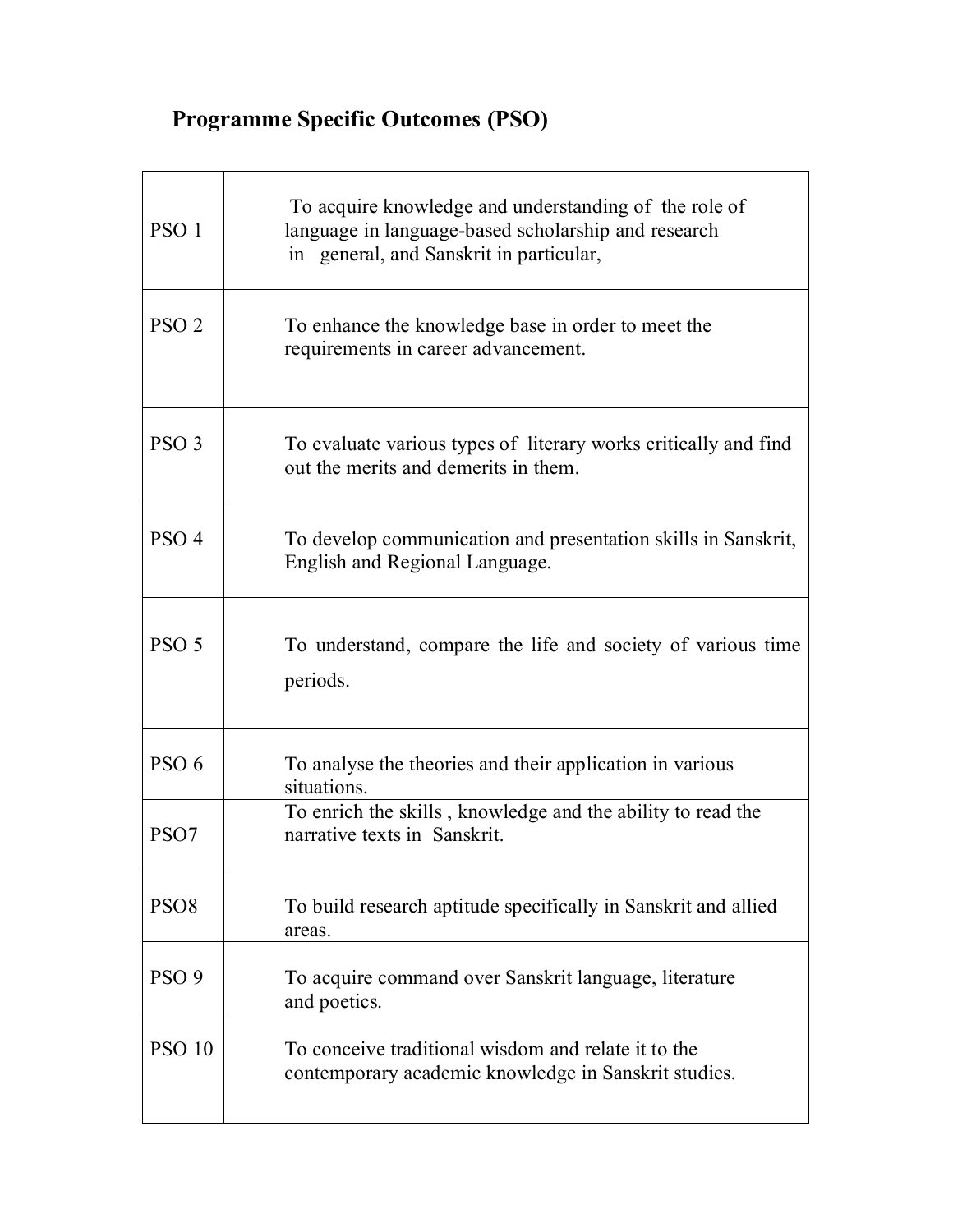## Programme Specific Outcomes (PSO)

| | |
|---|---|
| PSO 1 | To acquire knowledge and understanding of the role of language in language-based scholarship and research in general, and Sanskrit in particular, |
| PSO 2 | To enhance the knowledge base in order to meet the requirements in career advancement. |
| PSO 3 | To evaluate various types of literary works critically and find out the merits and demerits in them. |
| PSO 4 | To develop communication and presentation skills in Sanskrit, English and Regional Language. |
| PSO 5 | To understand, compare the life and society of various time periods. |
| PSO 6 | To analyse the theories and their application in various situations. |
| PSO7 | To enrich the skills , knowledge and the ability to read the narrative texts in Sanskrit. |
| PSO8 | To build research aptitude specifically in Sanskrit and allied areas. |
| PSO 9 | To acquire command over Sanskrit language, literature and poetics. |
| PSO 10 | To conceive traditional wisdom and relate it to the contemporary academic knowledge in Sanskrit studies. |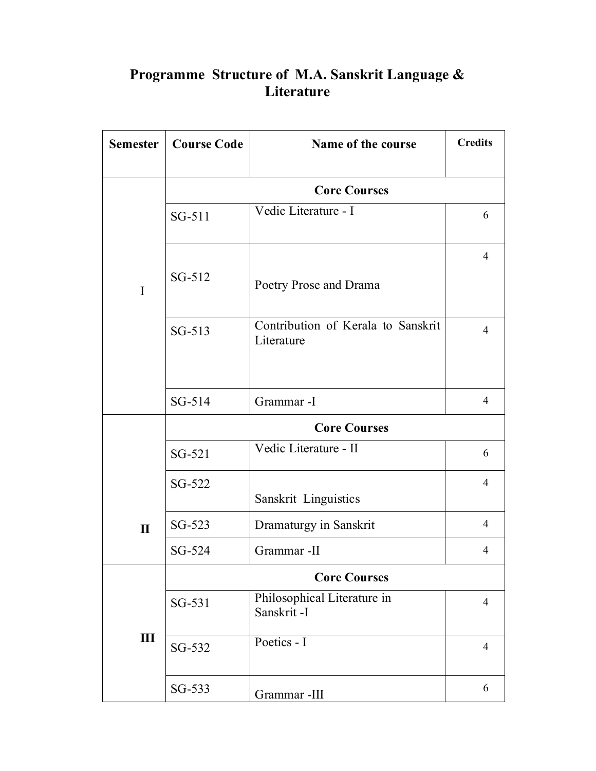# Programme Structure of M.A. Sanskrit Language & Literature

| Semester | Course Code | Name of the course | Credits |
|---|---|---|---|
| I | | **Core Courses** | |
| | SG-511 | Vedic Literature - I | 6 |
| | SG-512 | Poetry Prose and Drama | 4 |
| | SG-513 | Contribution of Kerala to Sanskrit Literature | 4 |
| | SG-514 | Grammar -I | 4 |
| **II** | | **Core Courses** | |
| | SG-521 | Vedic Literature - II | 6 |
| | SG-522 | Sanskrit Linguistics | 4 |
| | SG-523 | Dramaturgy in Sanskrit | 4 |
| | SG-524 | Grammar -II | 4 |
| **III** | | **Core Courses** | |
| | SG-531 | Philosophical Literature in Sanskrit -I | 4 |
| | SG-532 | Poetics - I | 4 |
| | SG-533 | Grammar -III | 6 |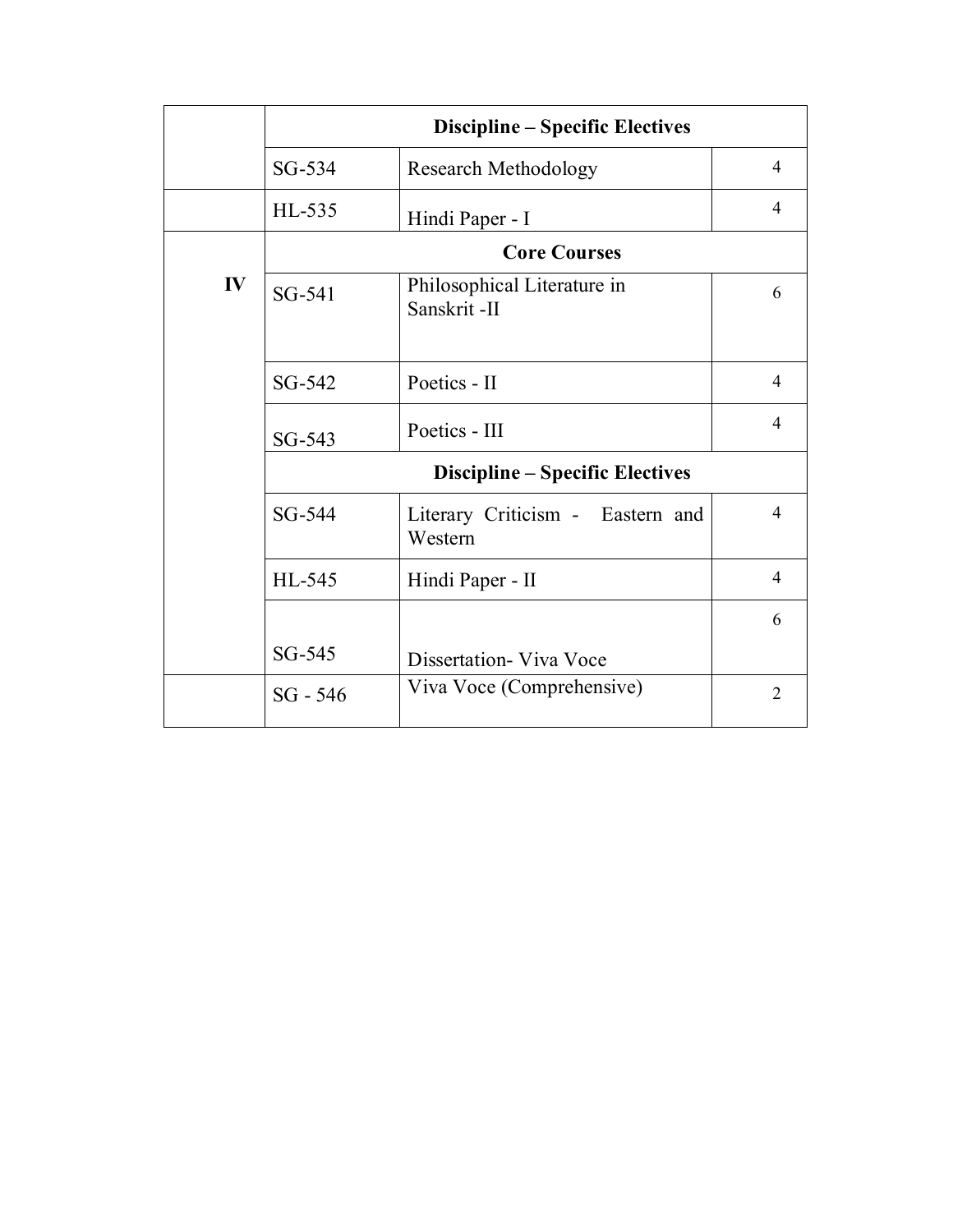| | | | |
|---|---|---|---|
| | Discipline – Specific Electives | | |
| | SG-534 | Research Methodology | 4 |
| | HL-535 | Hindi Paper - I | 4 |
| IV | Core Courses | | |
| | SG-541 | Philosophical Literature in Sanskrit -II | 6 |
| | SG-542 | Poetics - II | 4 |
| | SG-543 | Poetics - III | 4 |
| | Discipline – Specific Electives | | |
| | SG-544 | Literary Criticism - Eastern and Western | 4 |
| | HL-545 | Hindi Paper - II | 4 |
| | SG-545 | Dissertation- Viva Voce | 6 |
| | SG - 546 | Viva Voce (Comprehensive) | 2 |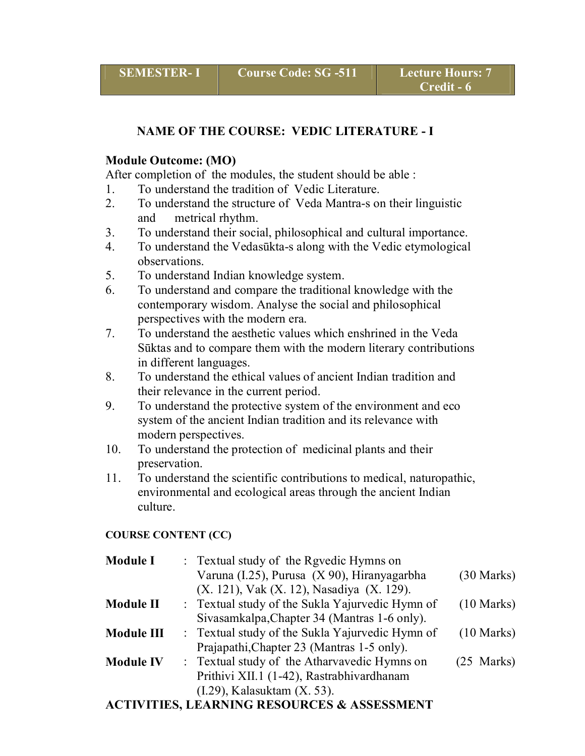| SEMESTER- I | Course Code: SG -511 | Lecture Hours: 7 Credit - 6 |
|---|---|---|

## NAME OF THE COURSE: VEDIC LITERATURE - I

**Module Outcome: (MO)**

After completion of the modules, the student should be able :

1. To understand the tradition of Vedic Literature.
2. To understand the structure of Veda Mantra-s on their linguistic and metrical rhythm.
3. To understand their social, philosophical and cultural importance.
4. To understand the Vedasūkta-s along with the Vedic etymological observations.
5. To understand Indian knowledge system.
6. To understand and compare the traditional knowledge with the contemporary wisdom. Analyse the social and philosophical perspectives with the modern era.
7. To understand the aesthetic values which enshrined in the Veda Sūktas and to compare them with the modern literary contributions in different languages.
8. To understand the ethical values of ancient Indian tradition and their relevance in the current period.
9. To understand the protective system of the environment and eco system of the ancient Indian tradition and its relevance with modern perspectives.
10. To understand the protection of medicinal plants and their preservation.
11. To understand the scientific contributions to medical, naturopathic, environmental and ecological areas through the ancient Indian culture.

**COURSE CONTENT (CC)**

| | | |
|---|---|---|
| **Module I** | : Textual study of the Rgvedic Hymns on Varuna (I.25), Purusa (X 90), Hiranyagarbha (X. 121), Vak (X. 12), Nasadiya (X. 129). | (30 Marks) |
| **Module II** | : Textual study of the Sukla Yajurvedic Hymn of Sivasamkalpa,Chapter 34 (Mantras 1-6 only). | (10 Marks) |
| **Module III** | : Textual study of the Sukla Yajurvedic Hymn of Prajapathi,Chapter 23 (Mantras 1-5 only). | (10 Marks) |
| **Module IV** | : Textual study of the Atharvavedic Hymns on Prithivi XII.1 (1-42), Rastrabhivardhanam (I.29), Kalasuktam (X. 53). | (25 Marks) |

**ACTIVITIES, LEARNING RESOURCES & ASSESSMENT**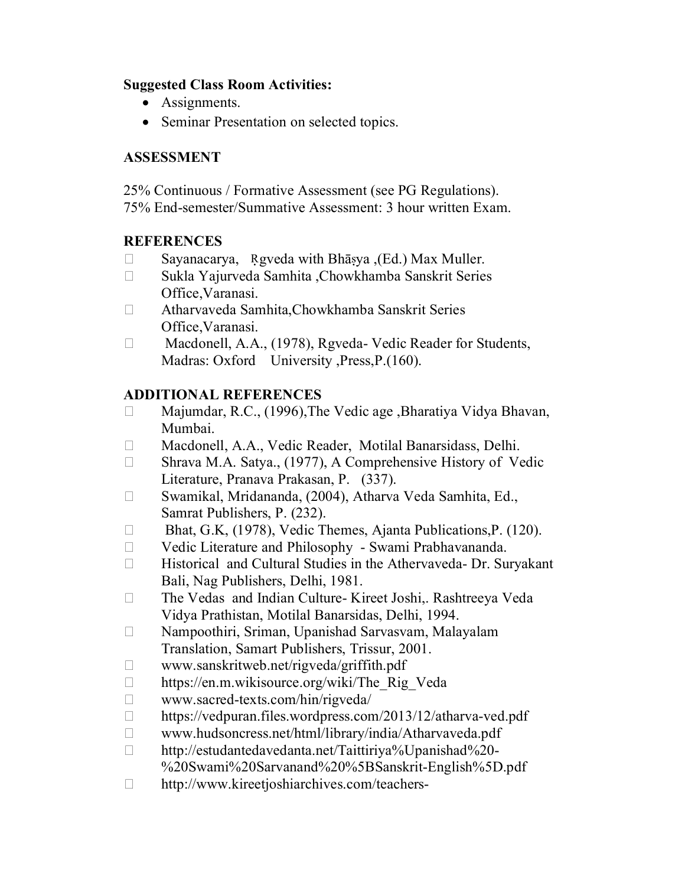**Suggested Class Room Activities:**

- Assignments.
- Seminar Presentation on selected topics.

## ASSESSMENT

25% Continuous / Formative Assessment (see PG Regulations).
75% End-semester/Summative Assessment: 3 hour written Exam.

## REFERENCES

- Sayanacarya, Ṛgveda with Bhāṣya ,(Ed.) Max Muller.
- Sukla Yajurveda Samhita ,Chowkhamba Sanskrit Series Office,Varanasi.
- Atharvaveda Samhita,Chowkhamba Sanskrit Series Office,Varanasi.
- Macdonell, A.A., (1978), Rgveda- Vedic Reader for Students, Madras: Oxford University ,Press,P.(160).

## ADDITIONAL REFERENCES

- Majumdar, R.C., (1996),The Vedic age ,Bharatiya Vidya Bhavan, Mumbai.
- Macdonell, A.A., Vedic Reader, Motilal Banarsidass, Delhi.
- Shrava M.A. Satya., (1977), A Comprehensive History of Vedic Literature, Pranava Prakasan, P. (337).
- Swamikal, Mridananda, (2004), Atharva Veda Samhita, Ed., Samrat Publishers, P. (232).
- Bhat, G.K, (1978), Vedic Themes, Ajanta Publications,P. (120).
- Vedic Literature and Philosophy - Swami Prabhavananda.
- Historical and Cultural Studies in the Athervaveda- Dr. Suryakant Bali, Nag Publishers, Delhi, 1981.
- The Vedas and Indian Culture- Kireet Joshi,. Rashtreeya Veda Vidya Prathistan, Motilal Banarsidas, Delhi, 1994.
- Nampoothiri, Sriman, Upanishad Sarvasvam, Malayalam Translation, Samart Publishers, Trissur, 2001.
- www.sanskritweb.net/rigveda/griffith.pdf
- https://en.m.wikisource.org/wiki/The_Rig_Veda
- www.sacred-texts.com/hin/rigveda/
- https://vedpuran.files.wordpress.com/2013/12/atharva-ved.pdf
- www.hudsoncress.net/html/library/india/Atharvaveda.pdf
- http://estudantedavedanta.net/Taittiriya%Upanishad%20-%20Swami%20Sarvanand%20%5BSanskrit-English%5D.pdf
- http://www.kireetjoshiarchives.com/teachers-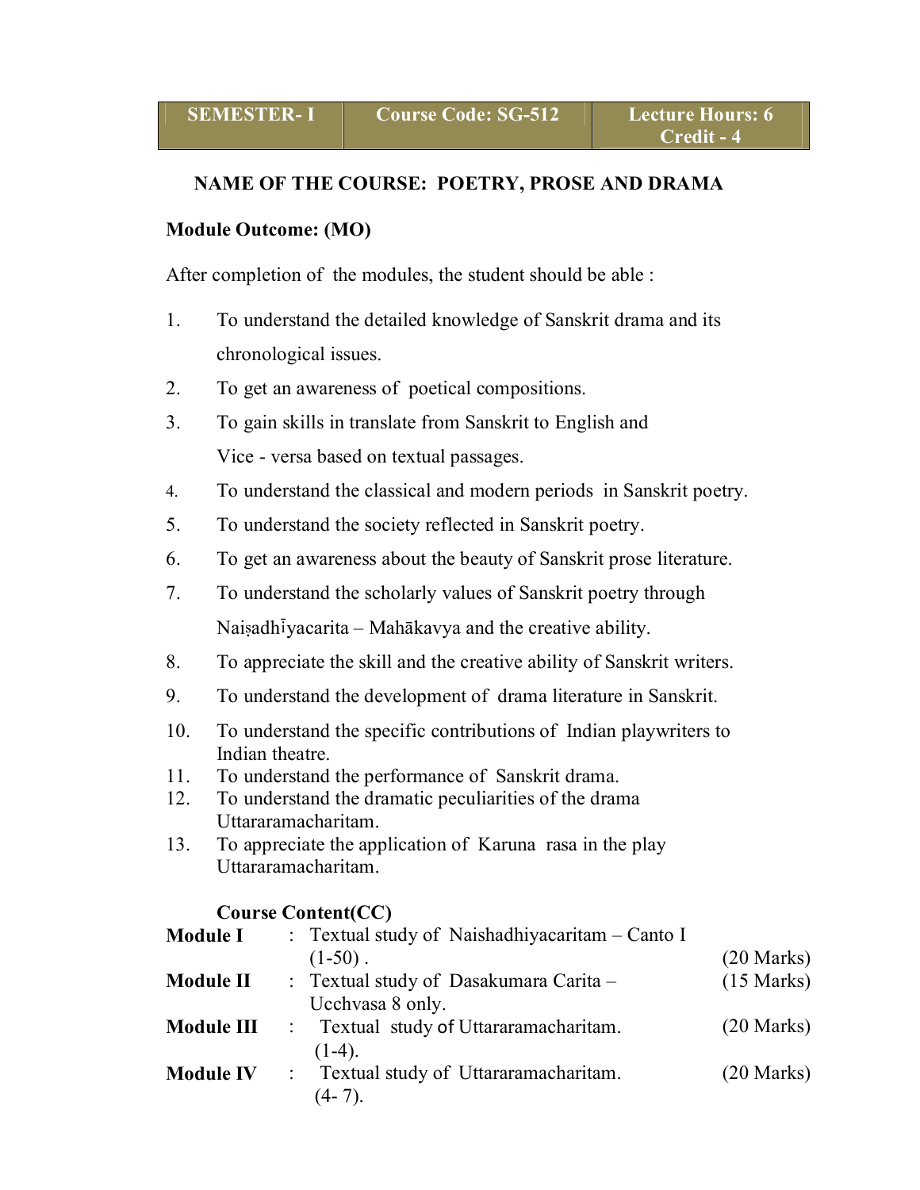| SEMESTER- I | Course Code: SG-512 | Lecture Hours: 6 Credit - 4 |
|---|---|---|

## NAME OF THE COURSE: POETRY, PROSE AND DRAMA

**Module Outcome: (MO)**

After completion of the modules, the student should be able :

1. To understand the detailed knowledge of Sanskrit drama and its chronological issues.
2. To get an awareness of poetical compositions.
3. To gain skills in translate from Sanskrit to English and Vice - versa based on textual passages.
4. To understand the classical and modern periods in Sanskrit poetry.
5. To understand the society reflected in Sanskrit poetry.
6. To get an awareness about the beauty of Sanskrit prose literature.
7. To understand the scholarly values of Sanskrit poetry through Naiṣadhīyacarita – Mahākavya and the creative ability.
8. To appreciate the skill and the creative ability of Sanskrit writers.
9. To understand the development of drama literature in Sanskrit.
10. To understand the specific contributions of Indian playwriters to Indian theatre.
11. To understand the performance of Sanskrit drama.
12. To understand the dramatic peculiarities of the drama Uttararamacharitam.
13. To appreciate the application of Karuna rasa in the play Uttararamacharitam.

**Course Content(CC)**

| | | |
|---|---|---|
| **Module I** | : Textual study of Naishadhiyacaritam – Canto I (1-50) . | (20 Marks) |
| **Module II** | : Textual study of Dasakumara Carita – Ucchvasa 8 only. | (15 Marks) |
| **Module III** | : Textual study of Uttararamacharitam. (1-4). | (20 Marks) |
| **Module IV** | : Textual study of Uttararamacharitam. (4- 7). | (20 Marks) |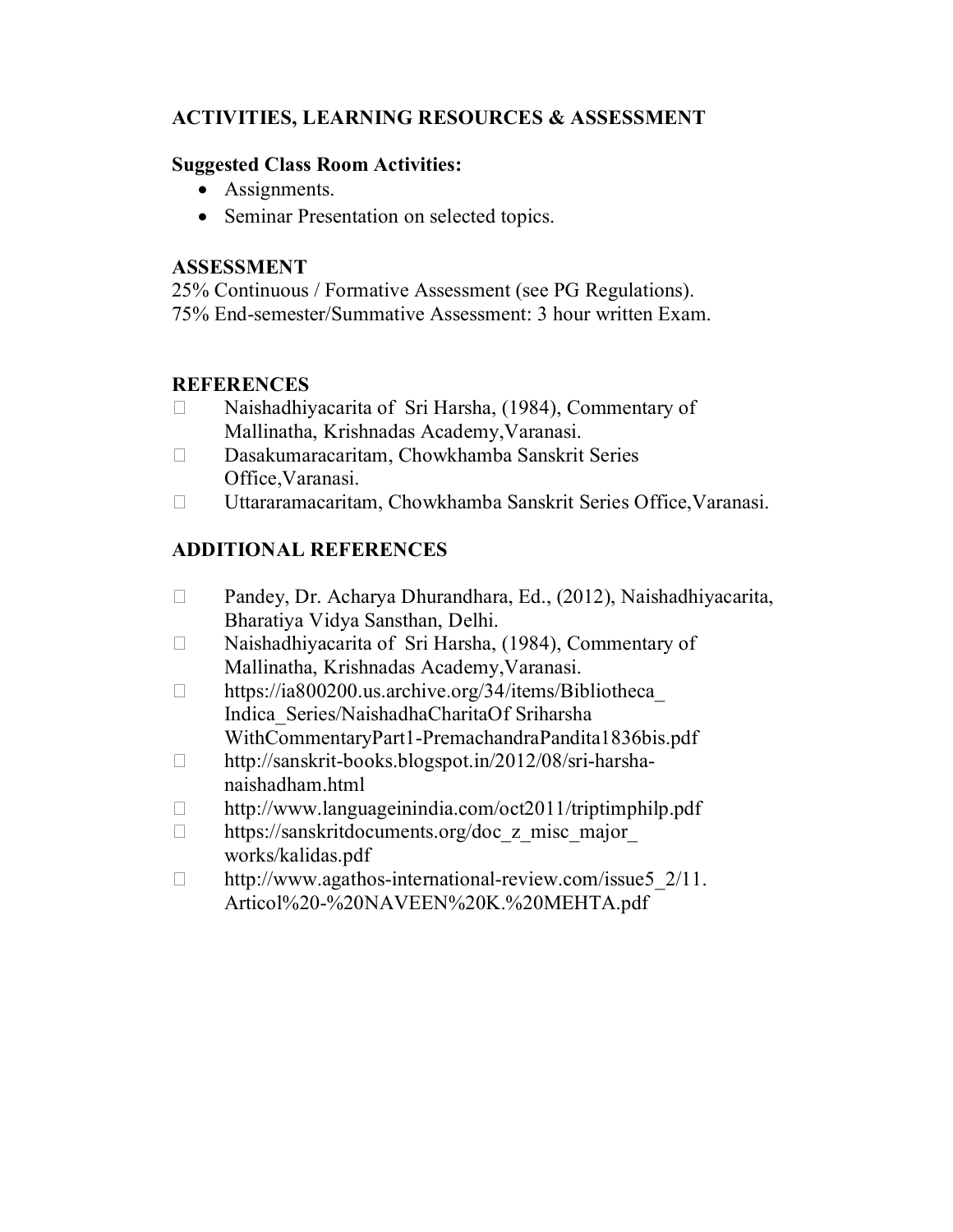## ACTIVITIES, LEARNING RESOURCES & ASSESSMENT

**Suggested Class Room Activities:**

- Assignments.
- Seminar Presentation on selected topics.

**ASSESSMENT**

25% Continuous / Formative Assessment (see PG Regulations).
75% End-semester/Summative Assessment: 3 hour written Exam.

**REFERENCES**

- Naishadhiyacarita of Sri Harsha, (1984), Commentary of Mallinatha, Krishnadas Academy,Varanasi.
- Dasakumaracaritam, Chowkhamba Sanskrit Series Office,Varanasi.
- Uttararamacaritam, Chowkhamba Sanskrit Series Office,Varanasi.

**ADDITIONAL REFERENCES**

- Pandey, Dr. Acharya Dhurandhara, Ed., (2012), Naishadhiyacarita, Bharatiya Vidya Sansthan, Delhi.
- Naishadhiyacarita of Sri Harsha, (1984), Commentary of Mallinatha, Krishnadas Academy,Varanasi.
- https://ia800200.us.archive.org/34/items/Bibliotheca_Indica_Series/NaishadhaCharitaOf Sriharsha WithCommentaryPart1-PremachandraPandita1836bis.pdf
- http://sanskrit-books.blogspot.in/2012/08/sri-harsha-naishadham.html
- http://www.languageinindia.com/oct2011/triptimphilp.pdf
- https://sanskritdocuments.org/doc_z_misc_major_works/kalidas.pdf
- http://www.agathos-international-review.com/issue5_2/11.Articol%20-%20NAVEEN%20K.%20MEHTA.pdf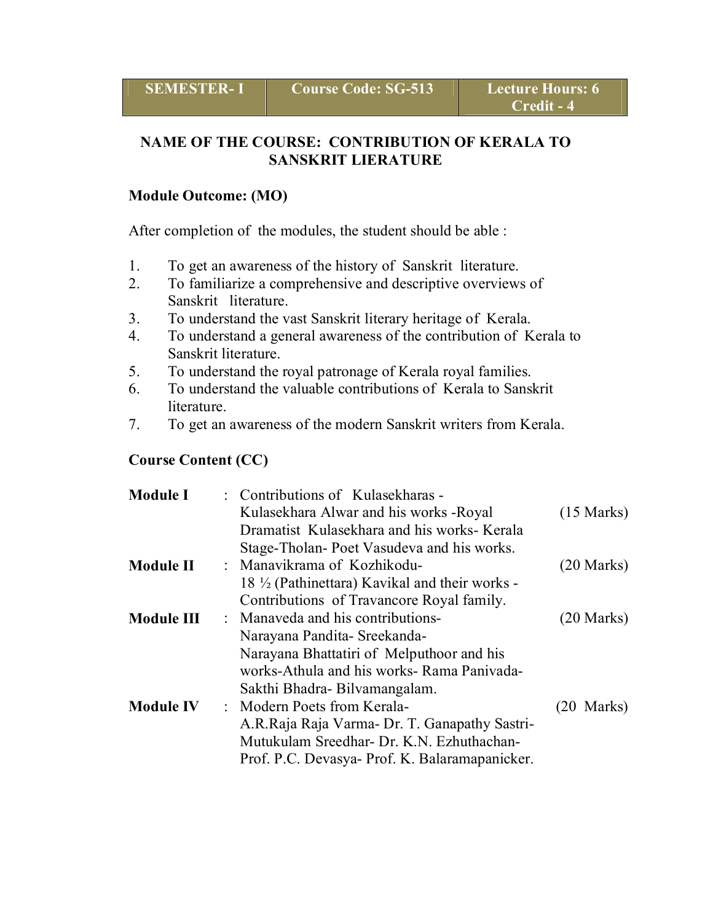| SEMESTER- I | Course Code: SG-513 | Lecture Hours: 6<br>Credit - 4 |
|---|---|---|

## NAME OF THE COURSE: CONTRIBUTION OF KERALA TO SANSKRIT LIERATURE

### Module Outcome: (MO)

After completion of the modules, the student should be able :

1. To get an awareness of the history of Sanskrit literature.
2. To familiarize a comprehensive and descriptive overviews of Sanskrit literature.
3. To understand the vast Sanskrit literary heritage of Kerala.
4. To understand a general awareness of the contribution of Kerala to Sanskrit literature.
5. To understand the royal patronage of Kerala royal families.
6. To understand the valuable contributions of Kerala to Sanskrit literature.
7. To get an awareness of the modern Sanskrit writers from Kerala.

### Course Content (CC)

| | | | |
|---|---|---|---|
| **Module I** | : | Contributions of Kulasekharas - Kulasekhara Alwar and his works -Royal Dramatist Kulasekhara and his works- Kerala Stage-Tholan- Poet Vasudeva and his works. | (15 Marks) |
| **Module II** | : | Manavikrama of Kozhikodu- 18 ½ (Pathinettara) Kavikal and their works - Contributions of Travancore Royal family. | (20 Marks) |
| **Module III** | : | Manaveda and his contributions- Narayana Pandita- Sreekanda- Narayana Bhattatiri of Melputhoor and his works-Athula and his works- Rama Panivada- Sakthi Bhadra- Bilvamangalam. | (20 Marks) |
| **Module IV** | : | Modern Poets from Kerala- A.R.Raja Raja Varma- Dr. T. Ganapathy Sastri- Mutukulam Sreedhar- Dr. K.N. Ezhuthachan- Prof. P.C. Devasya- Prof. K. Balaramapanicker. | (20 Marks) |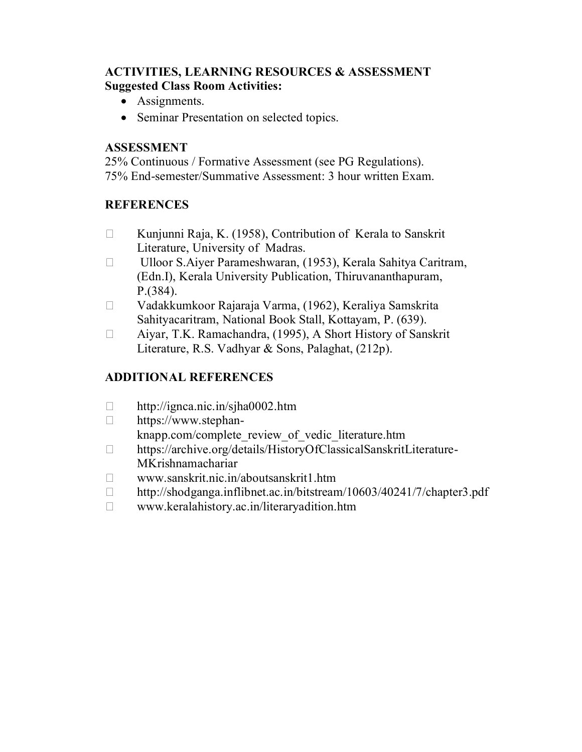**ACTIVITIES, LEARNING RESOURCES & ASSESSMENT**
**Suggested Class Room Activities:**

- Assignments.
- Seminar Presentation on selected topics.

**ASSESSMENT**

25% Continuous / Formative Assessment (see PG Regulations).
75% End-semester/Summative Assessment: 3 hour written Exam.

**REFERENCES**

- Kunjunni Raja, K. (1958), Contribution of Kerala to Sanskrit Literature, University of Madras.
- Ulloor S.Aiyer Parameshwaran, (1953), Kerala Sahitya Caritram, (Edn.I), Kerala University Publication, Thiruvananthapuram, P.(384).
- Vadakkumkoor Rajaraja Varma, (1962), Keraliya Samskrita Sahityacaritram, National Book Stall, Kottayam, P. (639).
- Aiyar, T.K. Ramachandra, (1995), A Short History of Sanskrit Literature, R.S. Vadhyar & Sons, Palaghat, (212p).

**ADDITIONAL REFERENCES**

- http://ignca.nic.in/sjha0002.htm
- https://www.stephan-knapp.com/complete_review_of_vedic_literature.htm
- https://archive.org/details/HistoryOfClassicalSanskritLiterature-MKrishnamachariar
- www.sanskrit.nic.in/aboutsanskrit1.htm
- http://shodganga.inflibnet.ac.in/bitstream/10603/40241/7/chapter3.pdf
- www.keralahistory.ac.in/literaryadition.htm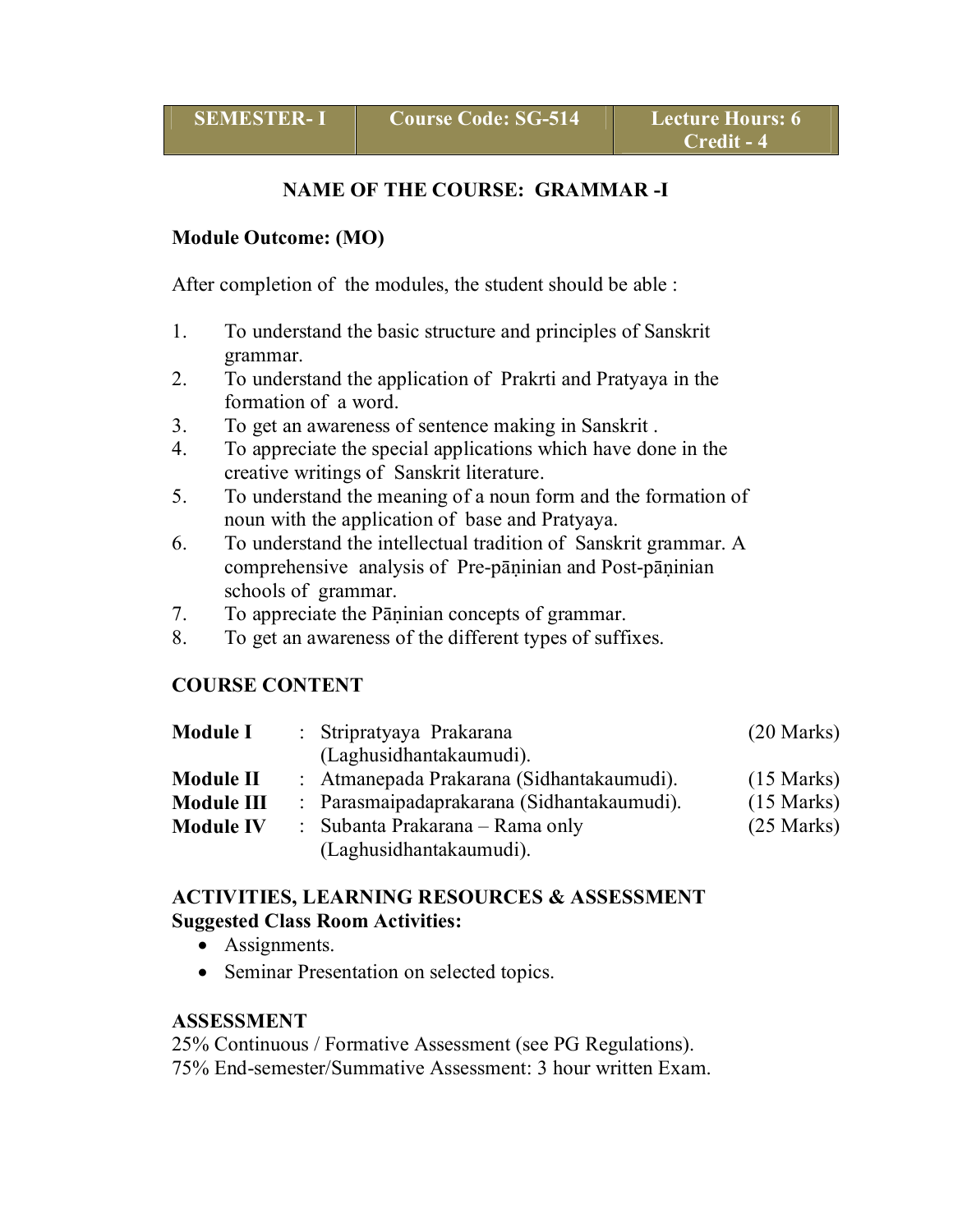| SEMESTER- I | Course Code: SG-514 | Lecture Hours: 6 Credit - 4 |
|---|---|---|

## NAME OF THE COURSE: GRAMMAR -I

**Module Outcome: (MO)**

After completion of the modules, the student should be able :

1. To understand the basic structure and principles of Sanskrit grammar.
2. To understand the application of Prakrti and Pratyaya in the formation of a word.
3. To get an awareness of sentence making in Sanskrit .
4. To appreciate the special applications which have done in the creative writings of Sanskrit literature.
5. To understand the meaning of a noun form and the formation of noun with the application of base and Pratyaya.
6. To understand the intellectual tradition of Sanskrit grammar. A comprehensive analysis of Pre-pāṇinian and Post-pāṇinian schools of grammar.
7. To appreciate the Pāṇinian concepts of grammar.
8. To get an awareness of the different types of suffixes.

**COURSE CONTENT**

| | | |
|---|---|---|
| **Module I** | : Stripratyaya Prakarana (Laghusidhantakaumudi). | (20 Marks) |
| **Module II** | : Atmanepada Prakarana (Sidhantakaumudi). | (15 Marks) |
| **Module III** | : Parasmaipadaprakarana (Sidhantakaumudi). | (15 Marks) |
| **Module IV** | : Subanta Prakarana – Rama only (Laghusidhantakaumudi). | (25 Marks) |

**ACTIVITIES, LEARNING RESOURCES & ASSESSMENT**
**Suggested Class Room Activities:**

- Assignments.
- Seminar Presentation on selected topics.

**ASSESSMENT**

25% Continuous / Formative Assessment (see PG Regulations).
75% End-semester/Summative Assessment: 3 hour written Exam.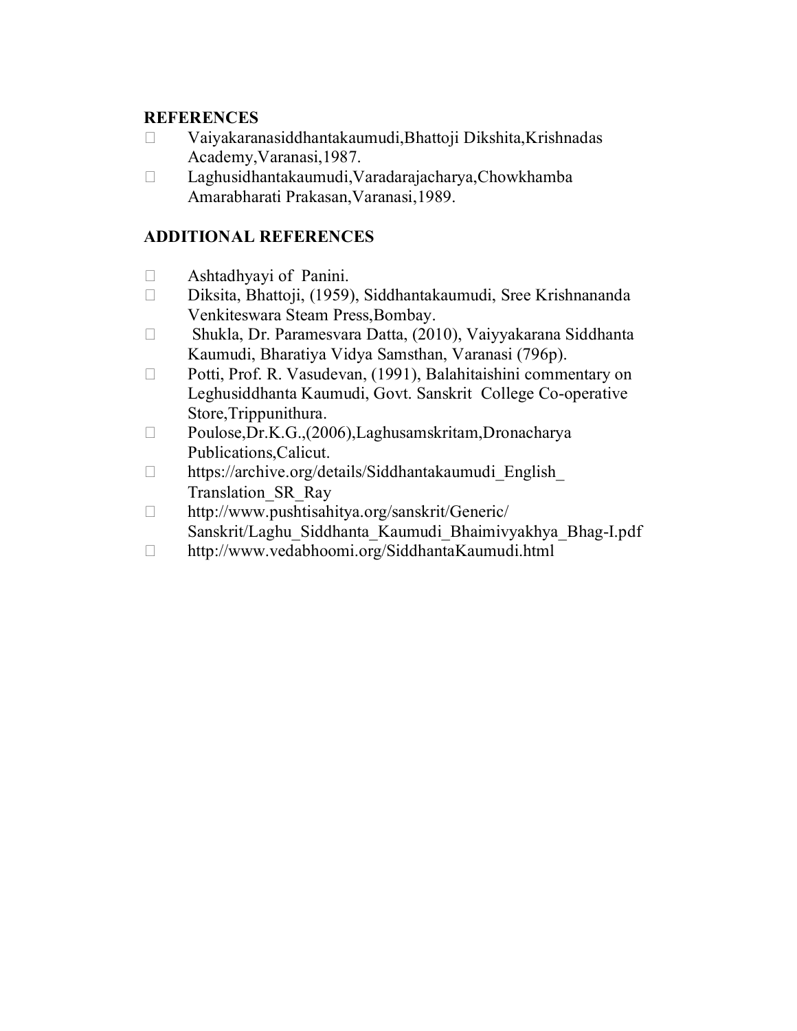## REFERENCES

- Vaiyakaranasiddhantakaumudi,Bhattoji Dikshita,Krishnadas Academy,Varanasi,1987.
- Laghusidhantakaumudi,Varadarajacharya,Chowkhamba Amarabharati Prakasan,Varanasi,1989.

## ADDITIONAL REFERENCES

- Ashtadhyayi of Panini.
- Diksita, Bhattoji, (1959), Siddhantakaumudi, Sree Krishnananda Venkiteswara Steam Press,Bombay.
- Shukla, Dr. Paramesvara Datta, (2010), Vaiyyakarana Siddhanta Kaumudi, Bharatiya Vidya Samsthan, Varanasi (796p).
- Potti, Prof. R. Vasudevan, (1991), Balahitaishini commentary on Leghusiddhanta Kaumudi, Govt. Sanskrit College Co-operative Store,Trippunithura.
- Poulose,Dr.K.G.,(2006),Laghusamskritam,Dronacharya Publications,Calicut.
- https://archive.org/details/Siddhantakaumudi_English_Translation_SR_Ray
- http://www.pushtisahitya.org/sanskrit/Generic/Sanskrit/Laghu_Siddhanta_Kaumudi_Bhaimivyakhya_Bhag-I.pdf
- http://www.vedabhoomi.org/SiddhantaKaumudi.html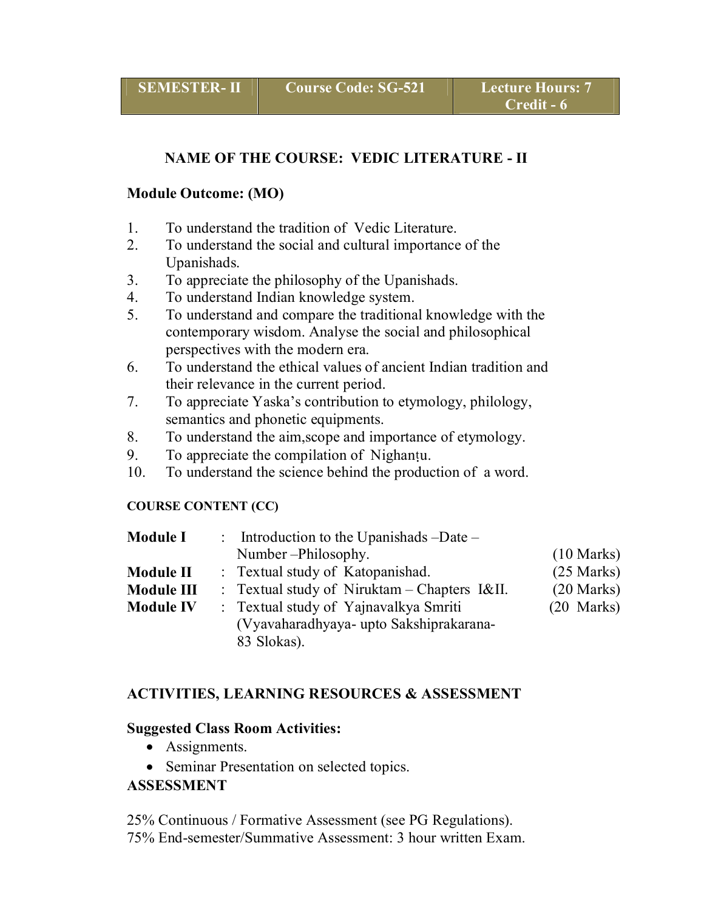| SEMESTER- II | Course Code: SG-521 | Lecture Hours: 7 Credit - 6 |
|---|---|---|

## NAME OF THE COURSE: VEDIC LITERATURE - II

**Module Outcome: (MO)**

1. To understand the tradition of Vedic Literature.
2. To understand the social and cultural importance of the Upanishads.
3. To appreciate the philosophy of the Upanishads.
4. To understand Indian knowledge system.
5. To understand and compare the traditional knowledge with the contemporary wisdom. Analyse the social and philosophical perspectives with the modern era.
6. To understand the ethical values of ancient Indian tradition and their relevance in the current period.
7. To appreciate Yaska's contribution to etymology, philology, semantics and phonetic equipments.
8. To understand the aim,scope and importance of etymology.
9. To appreciate the compilation of Nighanṭu.
10. To understand the science behind the production of a word.

**COURSE CONTENT (CC)**

| | | |
|---|---|---|
| **Module I** | : Introduction to the Upanishads –Date – Number –Philosophy. | (10 Marks) |
| **Module II** | : Textual study of Katopanishad. | (25 Marks) |
| **Module III** | : Textual study of Niruktam – Chapters I&II. | (20 Marks) |
| **Module IV** | : Textual study of Yajnavalkya Smriti (Vyavaharadhyaya- upto Sakshiprakarana- 83 Slokas). | (20 Marks) |

**ACTIVITIES, LEARNING RESOURCES & ASSESSMENT**

**Suggested Class Room Activities:**

- Assignments.
- Seminar Presentation on selected topics.

**ASSESSMENT**

25% Continuous / Formative Assessment (see PG Regulations).
75% End-semester/Summative Assessment: 3 hour written Exam.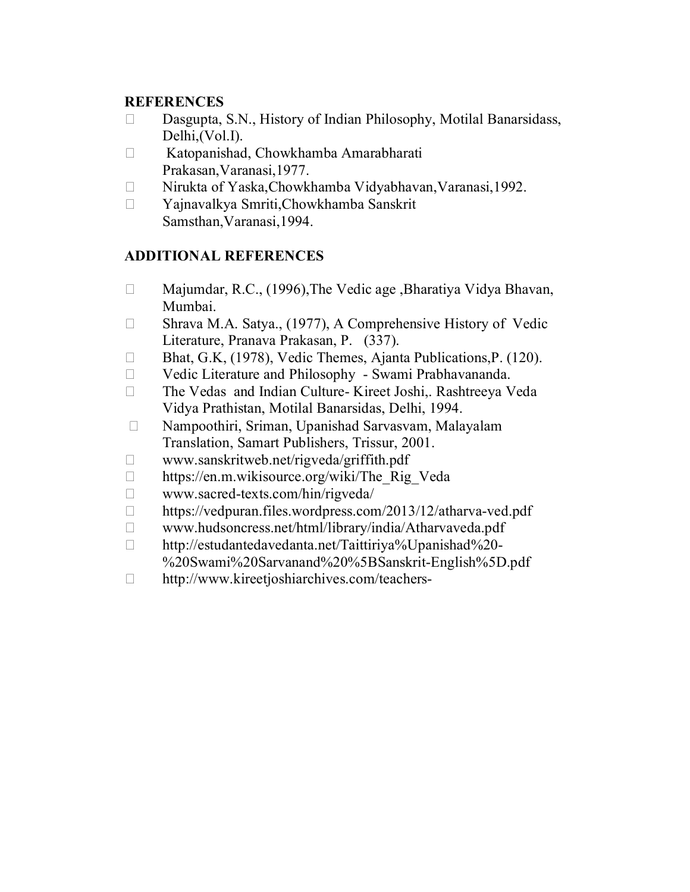## REFERENCES

- Dasgupta, S.N., History of Indian Philosophy, Motilal Banarsidass, Delhi,(Vol.I).
- Katopanishad, Chowkhamba Amarabharati Prakasan,Varanasi,1977.
- Nirukta of Yaska,Chowkhamba Vidyabhavan,Varanasi,1992.
- Yajnavalkya Smriti,Chowkhamba Sanskrit Samsthan,Varanasi,1994.

## ADDITIONAL REFERENCES

- Majumdar, R.C., (1996),The Vedic age ,Bharatiya Vidya Bhavan, Mumbai.
- Shrava M.A. Satya., (1977), A Comprehensive History of Vedic Literature, Pranava Prakasan, P. (337).
- Bhat, G.K, (1978), Vedic Themes, Ajanta Publications,P. (120).
- Vedic Literature and Philosophy - Swami Prabhavananda.
- The Vedas and Indian Culture- Kireet Joshi,. Rashtreeya Veda Vidya Prathistan, Motilal Banarsidas, Delhi, 1994.
- Nampoothiri, Sriman, Upanishad Sarvasvam, Malayalam Translation, Samart Publishers, Trissur, 2001.
- www.sanskritweb.net/rigveda/griffith.pdf
- https://en.m.wikisource.org/wiki/The_Rig_Veda
- www.sacred-texts.com/hin/rigveda/
- https://vedpuran.files.wordpress.com/2013/12/atharva-ved.pdf
- www.hudsoncress.net/html/library/india/Atharvaveda.pdf
- http://estudantedavedanta.net/Taittiriya%Upanishad%20-%20Swami%20Sarvanand%20%5BSanskrit-English%5D.pdf
- http://www.kireetjoshiarchives.com/teachers-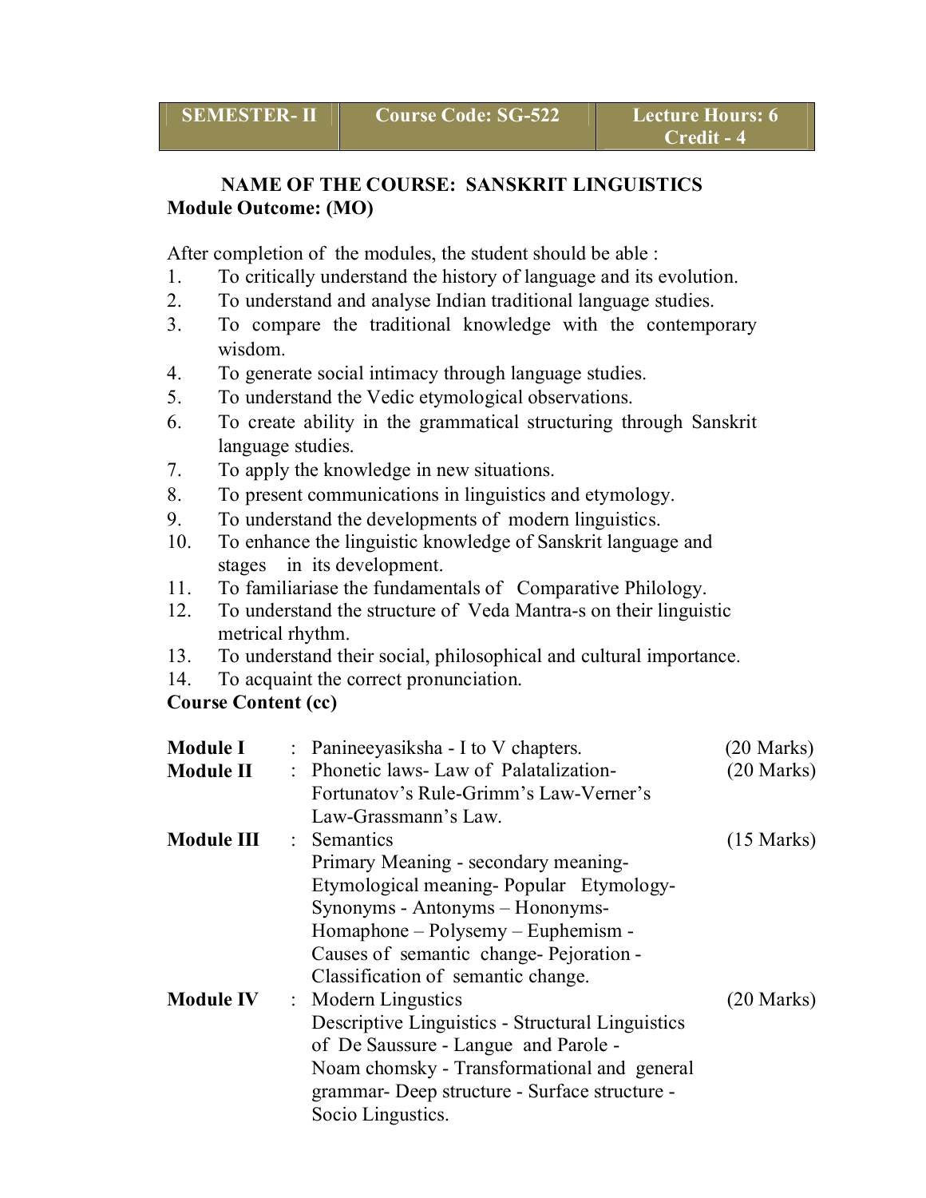| SEMESTER- II | Course Code: SG-522 | Lecture Hours: 6<br>Credit - 4 |
|---|---|---|

**NAME OF THE COURSE: SANSKRIT LINGUISTICS**

**Module Outcome: (MO)**

After completion of the modules, the student should be able :

1. To critically understand the history of language and its evolution.
2. To understand and analyse Indian traditional language studies.
3. To compare the traditional knowledge with the contemporary wisdom.
4. To generate social intimacy through language studies.
5. To understand the Vedic etymological observations.
6. To create ability in the grammatical structuring through Sanskrit language studies.
7. To apply the knowledge in new situations.
8. To present communications in linguistics and etymology.
9. To understand the developments of modern linguistics.
10. To enhance the linguistic knowledge of Sanskrit language and stages in its development.
11. To familiariase the fundamentals of Comparative Philology.
12. To understand the structure of Veda Mantra-s on their linguistic metrical rhythm.
13. To understand their social, philosophical and cultural importance.
14. To acquaint the correct pronunciation.

**Course Content (cc)**

| | | | |
|---|---|---|---|
| **Module I** | : | Panineeyasiksha - I to V chapters. | (20 Marks) |
| **Module II** | : | Phonetic laws- Law of Palatalization- Fortunatov's Rule-Grimm's Law-Verner's Law-Grassmann's Law. | (20 Marks) |
| **Module III** | : | Semantics<br>Primary Meaning - secondary meaning- Etymological meaning- Popular Etymology- Synonyms - Antonyms – Hononyms- Homaphone – Polysemy – Euphemism - Causes of semantic change- Pejoration - Classification of semantic change. | (15 Marks) |
| **Module IV** | : | Modern Lingustics<br>Descriptive Linguistics - Structural Linguistics of De Saussure - Langue and Parole - Noam chomsky - Transformational and general grammar- Deep structure - Surface structure - Socio Lingustics. | (20 Marks) |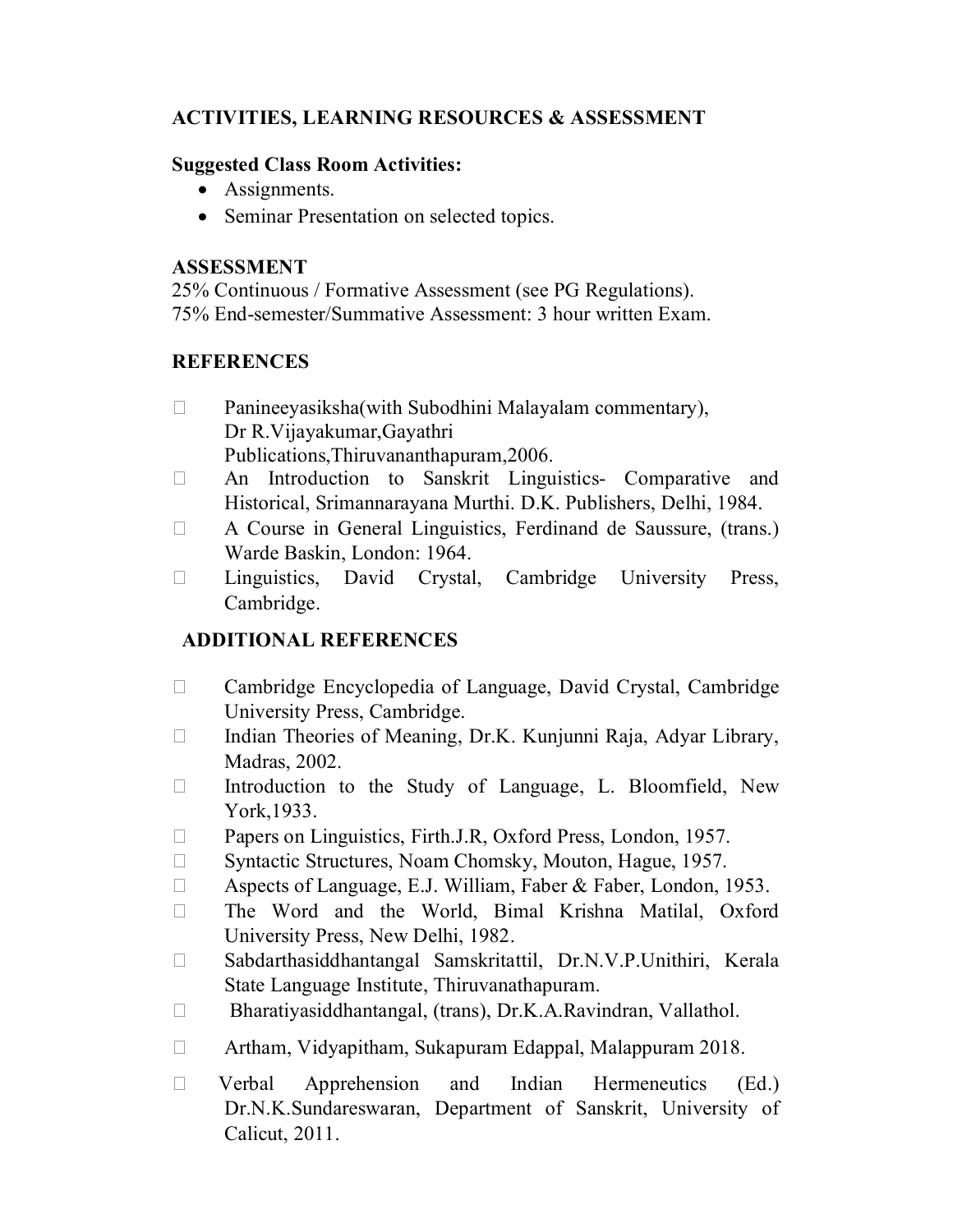## ACTIVITIES, LEARNING RESOURCES & ASSESSMENT

**Suggested Class Room Activities:**

- Assignments.
- Seminar Presentation on selected topics.

**ASSESSMENT**

25% Continuous / Formative Assessment (see PG Regulations).
75% End-semester/Summative Assessment: 3 hour written Exam.

**REFERENCES**

- Panineeyasiksha(with Subodhini Malayalam commentary), Dr R.Vijayakumar,Gayathri Publications,Thiruvananthapuram,2006.
- An Introduction to Sanskrit Linguistics- Comparative and Historical, Srimannarayana Murthi. D.K. Publishers, Delhi, 1984.
- A Course in General Linguistics, Ferdinand de Saussure, (trans.) Warde Baskin, London: 1964.
- Linguistics, David Crystal, Cambridge University Press, Cambridge.

**ADDITIONAL REFERENCES**

- Cambridge Encyclopedia of Language, David Crystal, Cambridge University Press, Cambridge.
- Indian Theories of Meaning, Dr.K. Kunjunni Raja, Adyar Library, Madras, 2002.
- Introduction to the Study of Language, L. Bloomfield, New York,1933.
- Papers on Linguistics, Firth.J.R, Oxford Press, London, 1957.
- Syntactic Structures, Noam Chomsky, Mouton, Hague, 1957.
- Aspects of Language, E.J. William, Faber & Faber, London, 1953.
- The Word and the World, Bimal Krishna Matilal, Oxford University Press, New Delhi, 1982.
- Sabdarthasiddhantangal Samskritattil, Dr.N.V.P.Unithiri, Kerala State Language Institute, Thiruvanathapuram.
- Bharatiyasiddhantangal, (trans), Dr.K.A.Ravindran, Vallathol.
- Artham, Vidyapitham, Sukapuram Edappal, Malappuram 2018.
- Verbal Apprehension and Indian Hermeneutics (Ed.) Dr.N.K.Sundareswaran, Department of Sanskrit, University of Calicut, 2011.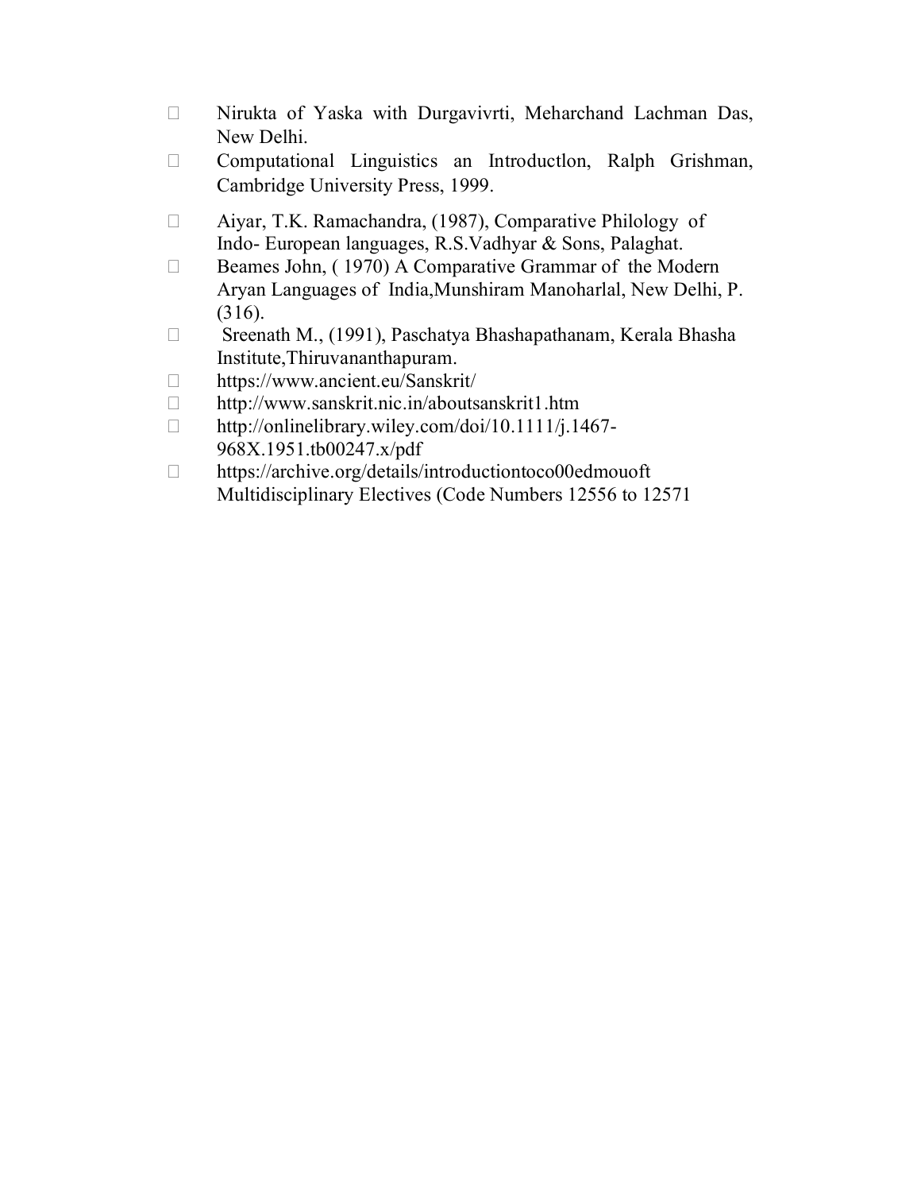- Nirukta of Yaska with Durgavivrti, Meharchand Lachman Das, New Delhi.
- Computational Linguistics an Introductlon, Ralph Grishman, Cambridge University Press, 1999.
- Aiyar, T.K. Ramachandra, (1987), Comparative Philology of Indo- European languages, R.S.Vadhyar & Sons, Palaghat.
- Beames John, ( 1970) A Comparative Grammar of the Modern Aryan Languages of India,Munshiram Manoharlal, New Delhi, P. (316).
- Sreenath M., (1991), Paschatya Bhashapathanam, Kerala Bhasha Institute,Thiruvananthapuram.
- https://www.ancient.eu/Sanskrit/
- http://www.sanskrit.nic.in/aboutsanskrit1.htm
- http://onlinelibrary.wiley.com/doi/10.1111/j.1467-968X.1951.tb00247.x/pdf
- https://archive.org/details/introductiontoco00edmouoft
  Multidisciplinary Electives (Code Numbers 12556 to 12571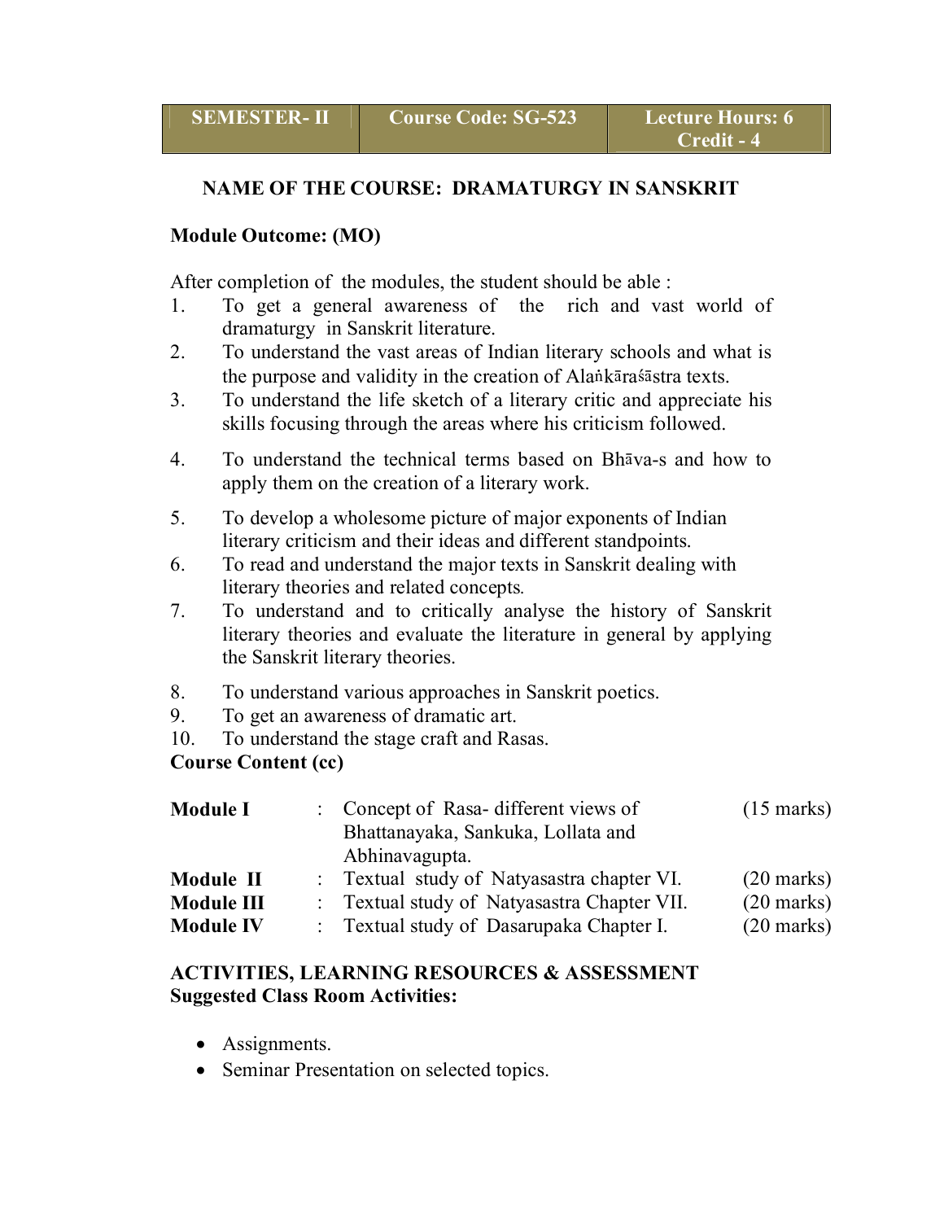| SEMESTER- II | Course Code: SG-523 | Lecture Hours: 6<br>Credit - 4 |
|---|---|---|

## NAME OF THE COURSE: DRAMATURGY IN SANSKRIT

**Module Outcome: (MO)**

After completion of the modules, the student should be able :

1. To get a general awareness of the rich and vast world of dramaturgy in Sanskrit literature.
2. To understand the vast areas of Indian literary schools and what is the purpose and validity in the creation of Alaṅkāraśāstra texts.
3. To understand the life sketch of a literary critic and appreciate his skills focusing through the areas where his criticism followed.
4. To understand the technical terms based on Bhāva-s and how to apply them on the creation of a literary work.
5. To develop a wholesome picture of major exponents of Indian literary criticism and their ideas and different standpoints.
6. To read and understand the major texts in Sanskrit dealing with literary theories and related concepts.
7. To understand and to critically analyse the history of Sanskrit literary theories and evaluate the literature in general by applying the Sanskrit literary theories.
8. To understand various approaches in Sanskrit poetics.
9. To get an awareness of dramatic art.
10. To understand the stage craft and Rasas.

**Course Content (cc)**

| | | | |
|---|---|---|---|
| **Module I** | : | Concept of Rasa- different views of Bhattanayaka, Sankuka, Lollata and Abhinavagupta. | (15 marks) |
| **Module II** | : | Textual study of Natyasastra chapter VI. | (20 marks) |
| **Module III** | : | Textual study of Natyasastra Chapter VII. | (20 marks) |
| **Module IV** | : | Textual study of Dasarupaka Chapter I. | (20 marks) |

**ACTIVITIES, LEARNING RESOURCES & ASSESSMENT**
**Suggested Class Room Activities:**

- Assignments.
- Seminar Presentation on selected topics.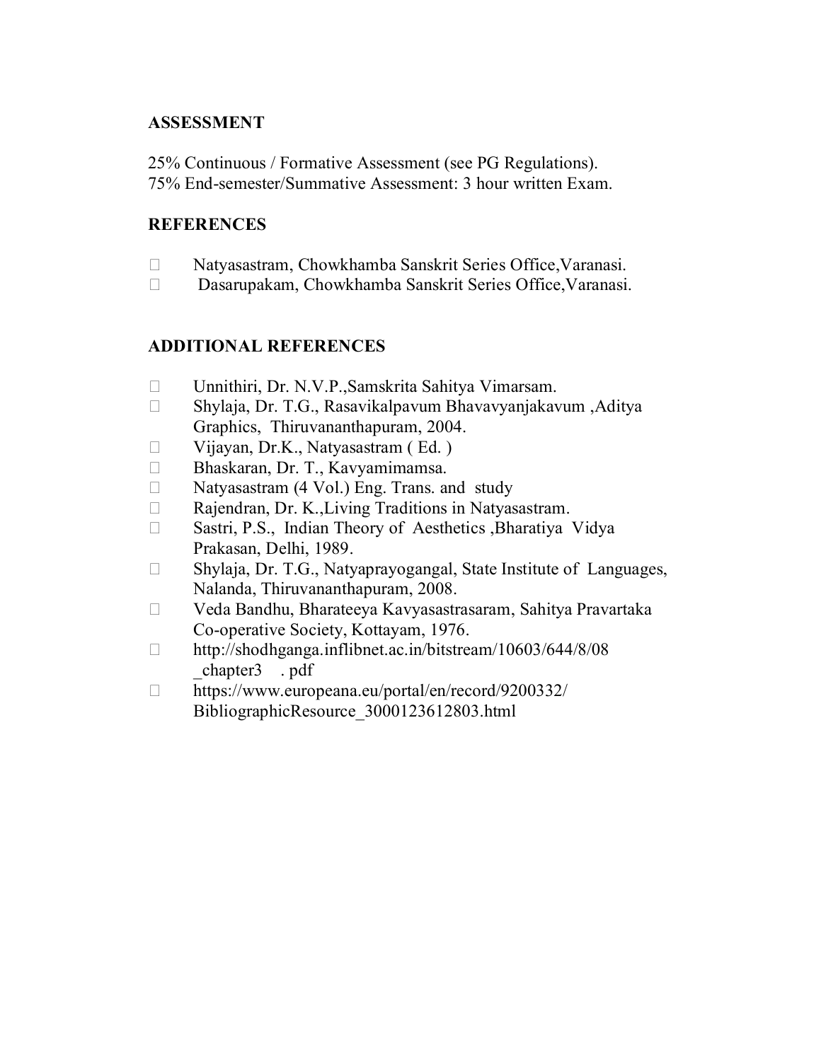## ASSESSMENT

25% Continuous / Formative Assessment (see PG Regulations).
75% End-semester/Summative Assessment: 3 hour written Exam.

## REFERENCES

- Natyasastram, Chowkhamba Sanskrit Series Office,Varanasi.
- Dasarupakam, Chowkhamba Sanskrit Series Office,Varanasi.

## ADDITIONAL REFERENCES

- Unnithiri, Dr. N.V.P.,Samskrita Sahitya Vimarsam.
- Shylaja, Dr. T.G., Rasavikalpavum Bhavavyanjakavum ,Aditya Graphics, Thiruvananthapuram, 2004.
- Vijayan, Dr.K., Natyasastram ( Ed. )
- Bhaskaran, Dr. T., Kavyamimamsa.
- Natyasastram (4 Vol.) Eng. Trans. and study
- Rajendran, Dr. K.,Living Traditions in Natyasastram.
- Sastri, P.S., Indian Theory of Aesthetics ,Bharatiya Vidya Prakasan, Delhi, 1989.
- Shylaja, Dr. T.G., Natyaprayogangal, State Institute of Languages, Nalanda, Thiruvananthapuram, 2008.
- Veda Bandhu, Bharateeya Kavyasastrasaram, Sahitya Pravartaka Co-operative Society, Kottayam, 1976.
- http://shodhganga.inflibnet.ac.in/bitstream/10603/644/8/08 _chapter3 . pdf
- https://www.europeana.eu/portal/en/record/9200332/ BibliographicResource_3000123612803.html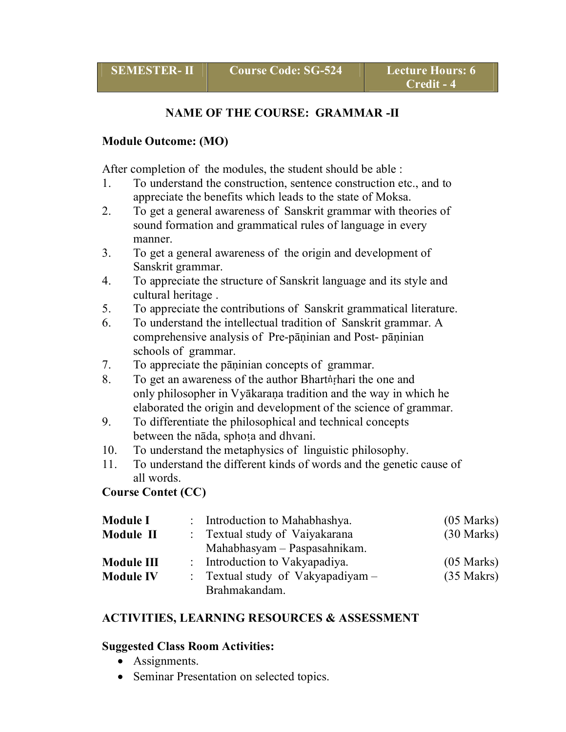| SEMESTER- II | Course Code: SG-524 | Lecture Hours: 6<br>Credit - 4 |
|---|---|---|

## NAME OF THE COURSE: GRAMMAR -II

**Module Outcome: (MO)**

After completion of the modules, the student should be able :

1. To understand the construction, sentence construction etc., and to appreciate the benefits which leads to the state of Moksa.
2. To get a general awareness of Sanskrit grammar with theories of sound formation and grammatical rules of language in every manner.
3. To get a general awareness of the origin and development of Sanskrit grammar.
4. To appreciate the structure of Sanskrit language and its style and cultural heritage .
5. To appreciate the contributions of Sanskrit grammatical literature.
6. To understand the intellectual tradition of Sanskrit grammar. A comprehensive analysis of Pre-pāṇinian and Post- pāṇinian schools of grammar.
7. To appreciate the pāṇinian concepts of grammar.
8. To get an awareness of the author Bhartṅṛhari the one and only philosopher in Vyākaraṇa tradition and the way in which he elaborated the origin and development of the science of grammar.
9. To differentiate the philosophical and technical concepts between the nāda, sphoṭa and dhvani.
10. To understand the metaphysics of linguistic philosophy.
11. To understand the different kinds of words and the genetic cause of all words.

**Course Contet (CC)**

| | | | |
|---|---|---|---|
| **Module I** | : | Introduction to Mahabhashya. | (05 Marks) |
| **Module II** | : | Textual study of Vaiyakarana Mahabhasyam – Paspasahnikam. | (30 Marks) |
| **Module III** | : | Introduction to Vakyapadiya. | (05 Marks) |
| **Module IV** | : | Textual study of Vakyapadiyam – Brahmakandam. | (35 Makrs) |

### ACTIVITIES, LEARNING RESOURCES & ASSESSMENT

**Suggested Class Room Activities:**

- Assignments.
- Seminar Presentation on selected topics.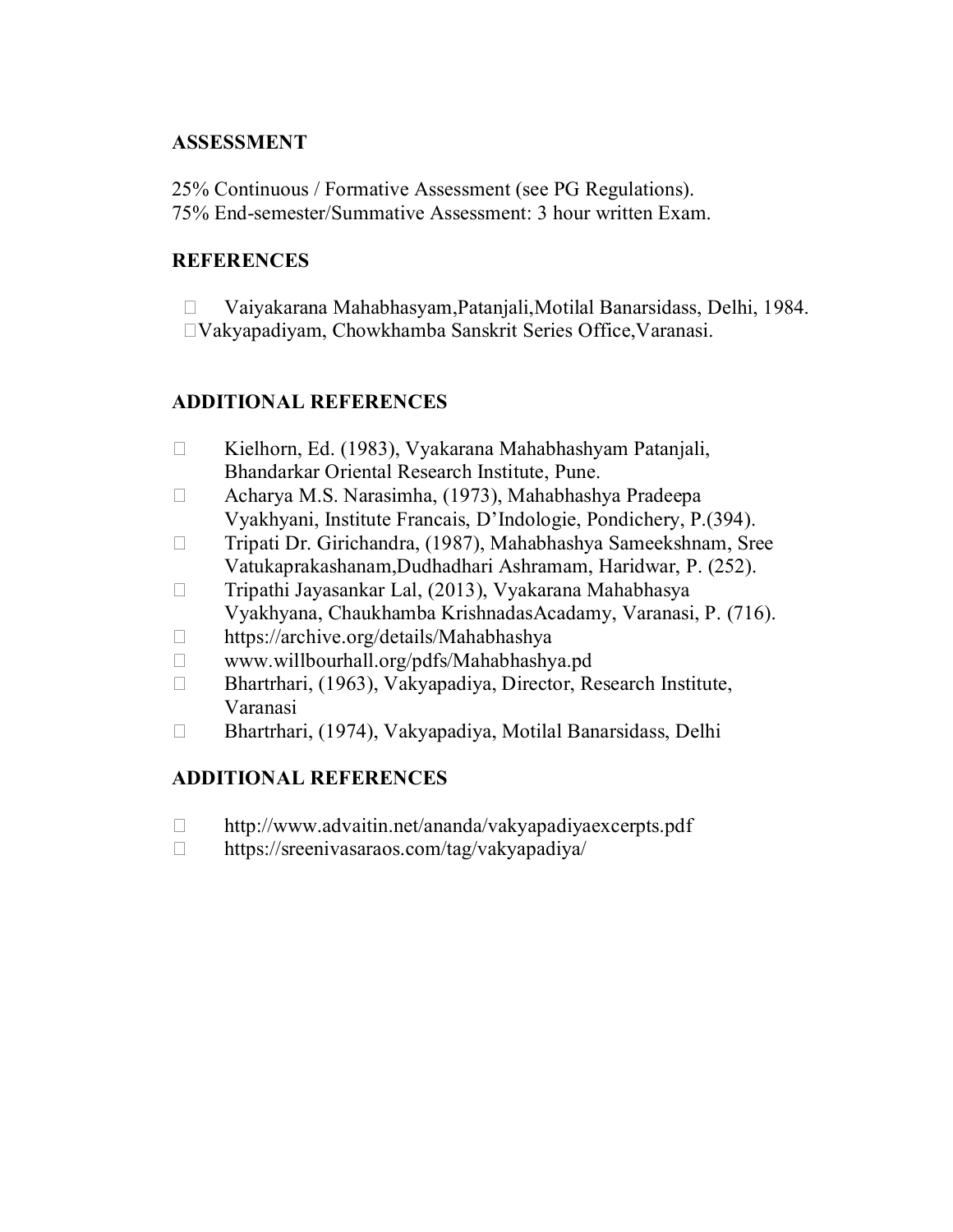## ASSESSMENT

25% Continuous / Formative Assessment (see PG Regulations).
75% End-semester/Summative Assessment: 3 hour written Exam.

## REFERENCES

- Vaiyakarana Mahabhasyam,Patanjali,Motilal Banarsidass, Delhi, 1984.
- Vakyapadiyam, Chowkhamba Sanskrit Series Office,Varanasi.

## ADDITIONAL REFERENCES

- Kielhorn, Ed. (1983), Vyakarana Mahabhashyam Patanjali, Bhandarkar Oriental Research Institute, Pune.
- Acharya M.S. Narasimha, (1973), Mahabhashya Pradeepa Vyakhyani, Institute Francais, D'Indologie, Pondichery, P.(394).
- Tripati Dr. Girichandra, (1987), Mahabhashya Sameekshnam, Sree Vatukaprakashanam,Dudhadhari Ashramam, Haridwar, P. (252).
- Tripathi Jayasankar Lal, (2013), Vyakarana Mahabhasya Vyakhyana, Chaukhamba KrishnadasAcadamy, Varanasi, P. (716).
- https://archive.org/details/Mahabhashya
- www.willbourhall.org/pdfs/Mahabhashya.pd
- Bhartrhari, (1963), Vakyapadiya, Director, Research Institute, Varanasi
- Bhartrhari, (1974), Vakyapadiya, Motilal Banarsidass, Delhi

## ADDITIONAL REFERENCES

- http://www.advaitin.net/ananda/vakyapadiyaexcerpts.pdf
- https://sreenivasaraos.com/tag/vakyapadiya/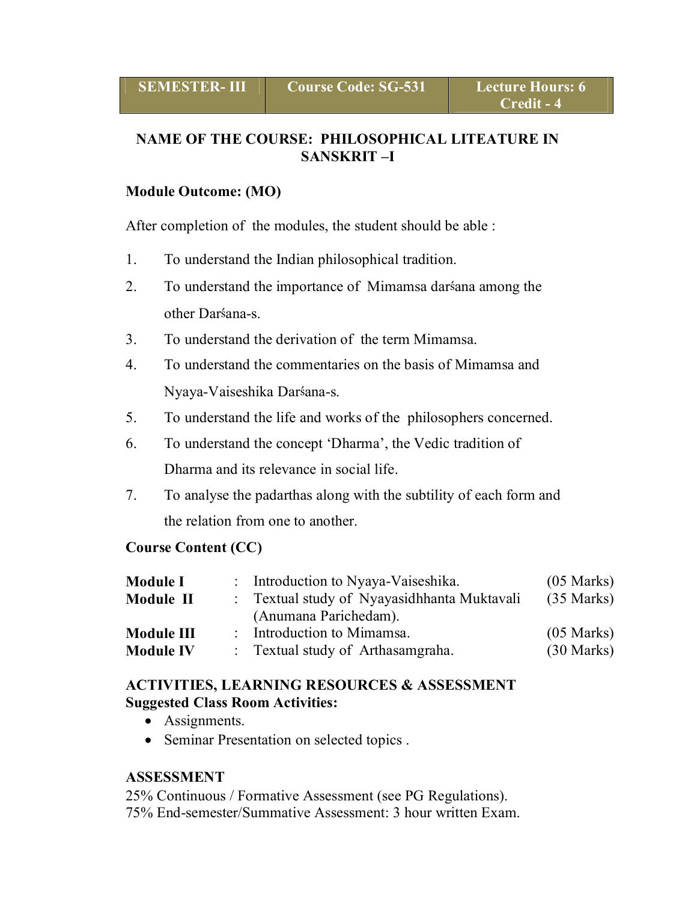| SEMESTER- III | Course Code: SG-531 | Lecture Hours: 6 Credit - 4 |
|---|---|---|

## NAME OF THE COURSE: PHILOSOPHICAL LITEATURE IN SANSKRIT –I

**Module Outcome: (MO)**

After completion of the modules, the student should be able :

1. To understand the Indian philosophical tradition.
2. To understand the importance of Mimamsa darśana among the other Darśana-s.
3. To understand the derivation of the term Mimamsa.
4. To understand the commentaries on the basis of Mimamsa and Nyaya-Vaiseshika Darśana-s.
5. To understand the life and works of the philosophers concerned.
6. To understand the concept 'Dharma', the Vedic tradition of Dharma and its relevance in social life.
7. To analyse the padarthas along with the subtility of each form and the relation from one to another.

**Course Content (CC)**

| | | | |
|---|---|---|---|
| **Module I** | : | Introduction to Nyaya-Vaiseshika. | (05 Marks) |
| **Module II** | : | Textual study of Nyayasidhhanta Muktavali (Anumana Parichedam). | (35 Marks) |
| **Module III** | : | Introduction to Mimamsa. | (05 Marks) |
| **Module IV** | : | Textual study of Arthasamgraha. | (30 Marks) |

**ACTIVITIES, LEARNING RESOURCES & ASSESSMENT**
**Suggested Class Room Activities:**

- Assignments.
- Seminar Presentation on selected topics .

**ASSESSMENT**
25% Continuous / Formative Assessment (see PG Regulations).
75% End-semester/Summative Assessment: 3 hour written Exam.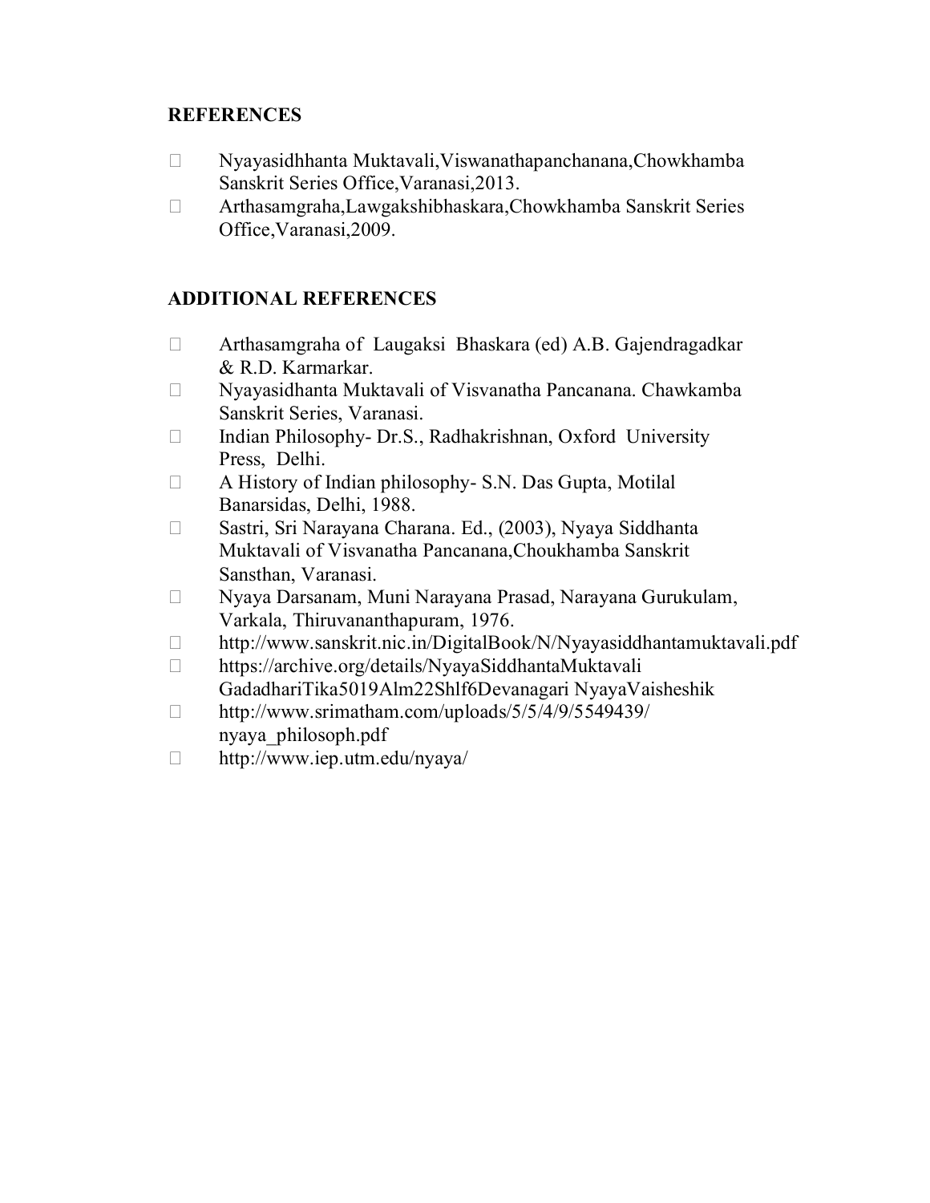## REFERENCES

- Nyayasidhhanta Muktavali,Viswanathapanchanana,Chowkhamba Sanskrit Series Office,Varanasi,2013.
- Arthasamgraha,Lawgakshibhaskara,Chowkhamba Sanskrit Series Office,Varanasi,2009.

## ADDITIONAL REFERENCES

- Arthasamgraha of Laugaksi Bhaskara (ed) A.B. Gajendragadkar & R.D. Karmarkar.
- Nyayasidhanta Muktavali of Visvanatha Pancanana. Chawkamba Sanskrit Series, Varanasi.
- Indian Philosophy- Dr.S., Radhakrishnan, Oxford University Press, Delhi.
- A History of Indian philosophy- S.N. Das Gupta, Motilal Banarsidas, Delhi, 1988.
- Sastri, Sri Narayana Charana. Ed., (2003), Nyaya Siddhanta Muktavali of Visvanatha Pancanana,Choukhamba Sanskrit Sansthan, Varanasi.
- Nyaya Darsanam, Muni Narayana Prasad, Narayana Gurukulam, Varkala, Thiruvananthapuram, 1976.
- http://www.sanskrit.nic.in/DigitalBook/N/Nyayasiddhantamuktavali.pdf
- https://archive.org/details/NyayaSiddhantaMuktavali GadadhariTika5019Alm22Shlf6Devanagari NyayaVaisheshik
- http://www.srimatham.com/uploads/5/5/4/9/5549439/ nyaya_philosoph.pdf
- http://www.iep.utm.edu/nyaya/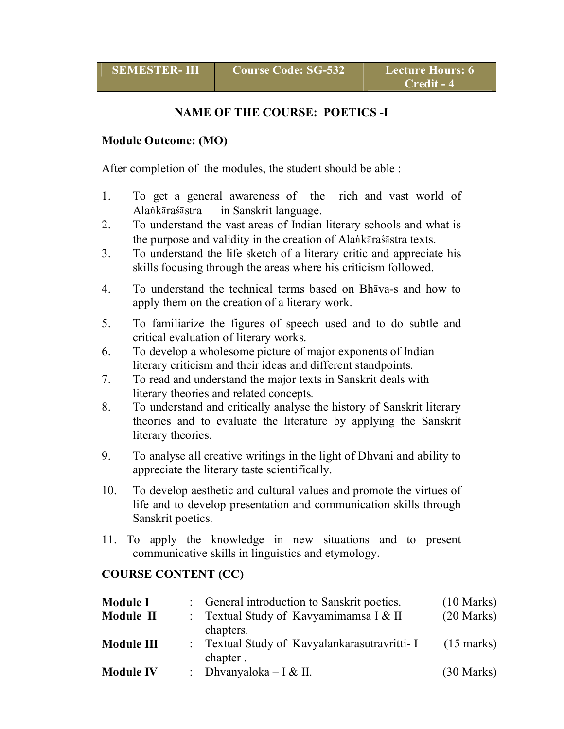| SEMESTER- III | Course Code: SG-532 | Lecture Hours: 6 Credit - 4 |
|---|---|---|

## NAME OF THE COURSE: POETICS -I

### Module Outcome: (MO)

After completion of the modules, the student should be able :

1. To get a general awareness of the rich and vast world of Alaṅkāraśāstra in Sanskrit language.
2. To understand the vast areas of Indian literary schools and what is the purpose and validity in the creation of Alaṅkāraśāstra texts.
3. To understand the life sketch of a literary critic and appreciate his skills focusing through the areas where his criticism followed.
4. To understand the technical terms based on Bhāva-s and how to apply them on the creation of a literary work.
5. To familiarize the figures of speech used and to do subtle and critical evaluation of literary works.
6. To develop a wholesome picture of major exponents of Indian literary criticism and their ideas and different standpoints.
7. To read and understand the major texts in Sanskrit deals with literary theories and related concepts.
8. To understand and critically analyse the history of Sanskrit literary theories and to evaluate the literature by applying the Sanskrit literary theories.
9. To analyse all creative writings in the light of Dhvani and ability to appreciate the literary taste scientifically.
10. To develop aesthetic and cultural values and promote the virtues of life and to develop presentation and communication skills through Sanskrit poetics.
11. To apply the knowledge in new situations and to present communicative skills in linguistics and etymology.

### COURSE CONTENT (CC)

| | | | |
|---|---|---|---|
| **Module I** | : | General introduction to Sanskrit poetics. | (10 Marks) |
| **Module II** | : | Textual Study of Kavyamimamsa I & II chapters. | (20 Marks) |
| **Module III** | : | Textual Study of Kavyalankarasutravritti- I chapter . | (15 marks) |
| **Module IV** | : | Dhvanyaloka – I & II. | (30 Marks) |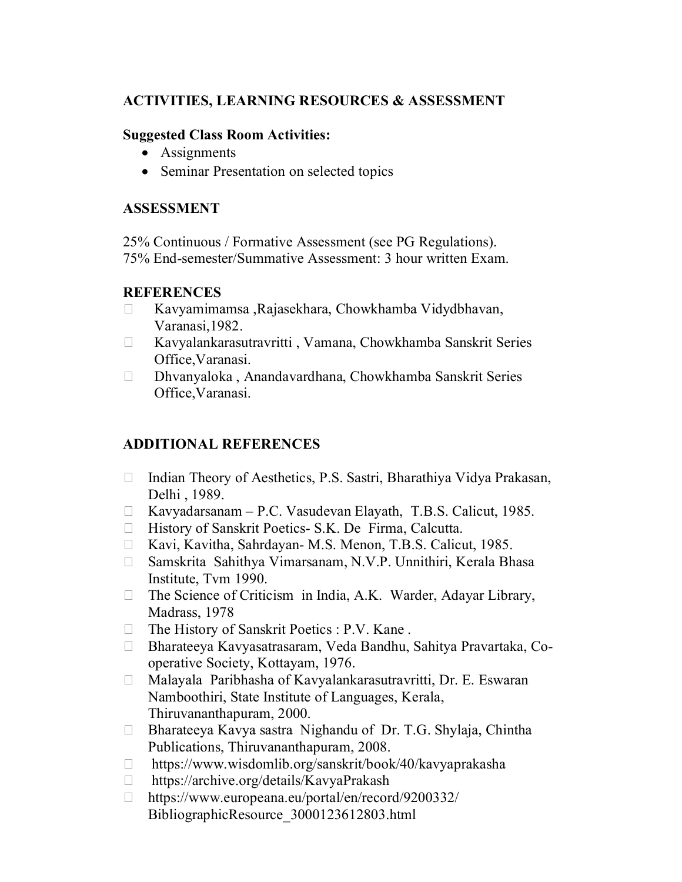## ACTIVITIES, LEARNING RESOURCES & ASSESSMENT

**Suggested Class Room Activities:**

- Assignments
- Seminar Presentation on selected topics

## ASSESSMENT

25% Continuous / Formative Assessment (see PG Regulations).
75% End-semester/Summative Assessment: 3 hour written Exam.

## REFERENCES

- Kavyamimamsa ,Rajasekhara, Chowkhamba Vidydbhavan, Varanasi,1982.
- Kavyalankarasutravritti , Vamana, Chowkhamba Sanskrit Series Office,Varanasi.
- Dhvanyaloka , Anandavardhana, Chowkhamba Sanskrit Series Office,Varanasi.

## ADDITIONAL REFERENCES

- Indian Theory of Aesthetics, P.S. Sastri, Bharathiya Vidya Prakasan, Delhi , 1989.
- Kavyadarsanam – P.C. Vasudevan Elayath, T.B.S. Calicut, 1985.
- History of Sanskrit Poetics- S.K. De Firma, Calcutta.
- Kavi, Kavitha, Sahrdayan- M.S. Menon, T.B.S. Calicut, 1985.
- Samskrita Sahithya Vimarsanam, N.V.P. Unnithiri, Kerala Bhasa Institute, Tvm 1990.
- The Science of Criticism in India, A.K. Warder, Adayar Library, Madrass, 1978
- The History of Sanskrit Poetics : P.V. Kane .
- Bharateeya Kavyasatrasaram, Veda Bandhu, Sahitya Pravartaka, Co-operative Society, Kottayam, 1976.
- Malayala Paribhasha of Kavyalankarasutravritti, Dr. E. Eswaran Namboothiri, State Institute of Languages, Kerala, Thiruvananthapuram, 2000.
- Bharateeya Kavya sastra Nighandu of Dr. T.G. Shylaja, Chintha Publications, Thiruvananthapuram, 2008.
- https://www.wisdomlib.org/sanskrit/book/40/kavyaprakasha
- https://archive.org/details/KavyaPrakash
- https://www.europeana.eu/portal/en/record/9200332/BibliographicResource_3000123612803.html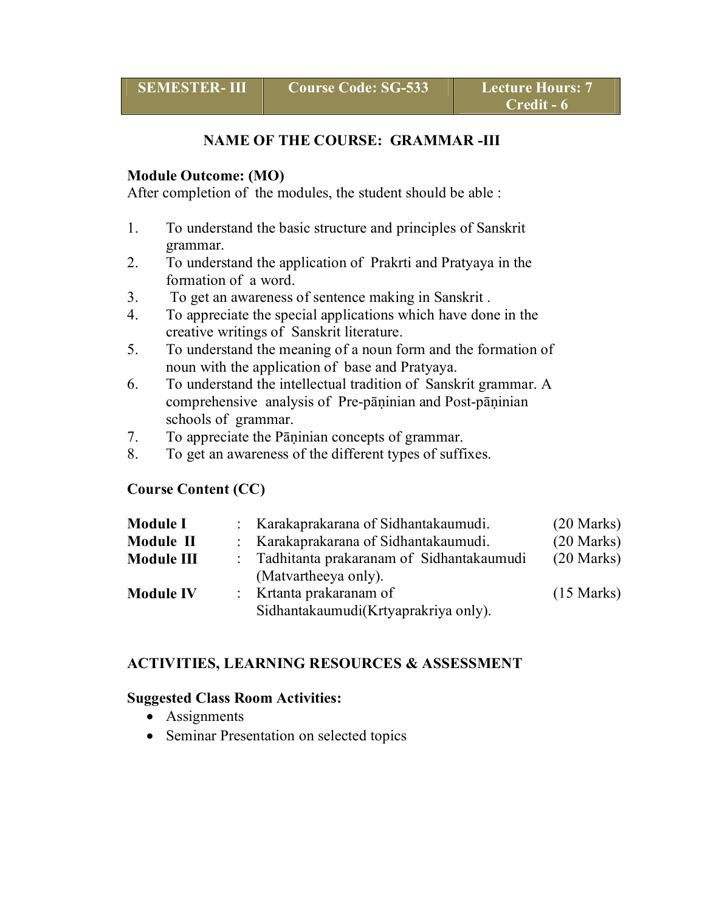| SEMESTER- III | Course Code: SG-533 | Lecture Hours: 7<br>Credit - 6 |
|---|---|---|

## NAME OF THE COURSE: GRAMMAR -III

**Module Outcome: (MO)**

After completion of the modules, the student should be able :

1. To understand the basic structure and principles of Sanskrit grammar.
2. To understand the application of Prakrti and Pratyaya in the formation of a word.
3. To get an awareness of sentence making in Sanskrit .
4. To appreciate the special applications which have done in the creative writings of Sanskrit literature.
5. To understand the meaning of a noun form and the formation of noun with the application of base and Pratyaya.
6. To understand the intellectual tradition of Sanskrit grammar. A comprehensive analysis of Pre-pāṇinian and Post-pāṇinian schools of grammar.
7. To appreciate the Pāṇinian concepts of grammar.
8. To get an awareness of the different types of suffixes.

**Course Content (CC)**

| | | | |
|---|---|---|---|
| **Module I** | : | Karakaprakarana of Sidhantakaumudi. | (20 Marks) |
| **Module II** | : | Karakaprakarana of Sidhantakaumudi. | (20 Marks) |
| **Module III** | : | Tadhitanta prakaranam of Sidhantakaumudi (Matvartheeya only). | (20 Marks) |
| **Module IV** | : | Krtanta prakaranam of Sidhantakaumudi(Krtyaprakriya only). | (15 Marks) |

**ACTIVITIES, LEARNING RESOURCES & ASSESSMENT**

**Suggested Class Room Activities:**

- Assignments
- Seminar Presentation on selected topics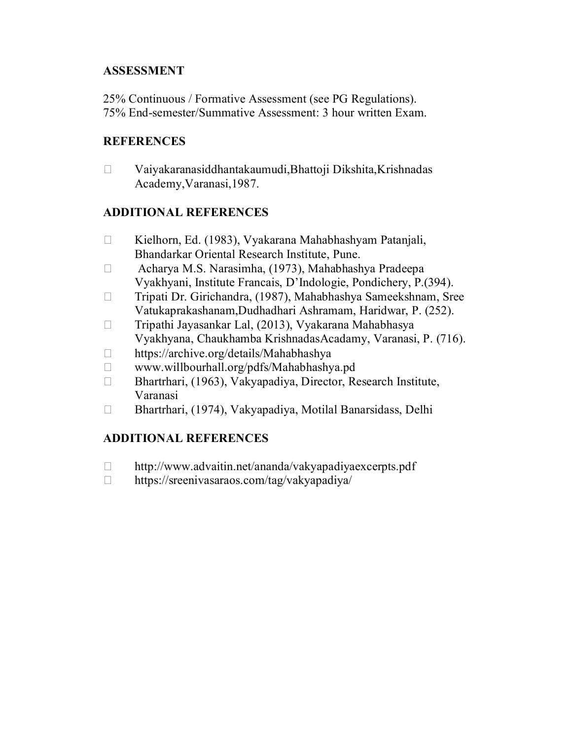## ASSESSMENT

25% Continuous / Formative Assessment (see PG Regulations).
75% End-semester/Summative Assessment: 3 hour written Exam.

## REFERENCES

- Vaiyakaranasiddhantakaumudi,Bhattoji Dikshita,Krishnadas Academy,Varanasi,1987.

## ADDITIONAL REFERENCES

- Kielhorn, Ed. (1983), Vyakarana Mahabhashyam Patanjali, Bhandarkar Oriental Research Institute, Pune.
- Acharya M.S. Narasimha, (1973), Mahabhashya Pradeepa Vyakhyani, Institute Francais, D'Indologie, Pondichery, P.(394).
- Tripati Dr. Girichandra, (1987), Mahabhashya Sameekshnam, Sree Vatukaprakashanam,Dudhadhari Ashramam, Haridwar, P. (252).
- Tripathi Jayasankar Lal, (2013), Vyakarana Mahabhasya Vyakhyana, Chaukhamba KrishnadasAcadamy, Varanasi, P. (716).
- https://archive.org/details/Mahabhashya
- www.willbourhall.org/pdfs/Mahabhashya.pd
- Bhartrhari, (1963), Vakyapadiya, Director, Research Institute, Varanasi
- Bhartrhari, (1974), Vakyapadiya, Motilal Banarsidass, Delhi

## ADDITIONAL REFERENCES

- http://www.advaitin.net/ananda/vakyapadiyaexcerpts.pdf
- https://sreenivasaraos.com/tag/vakyapadiya/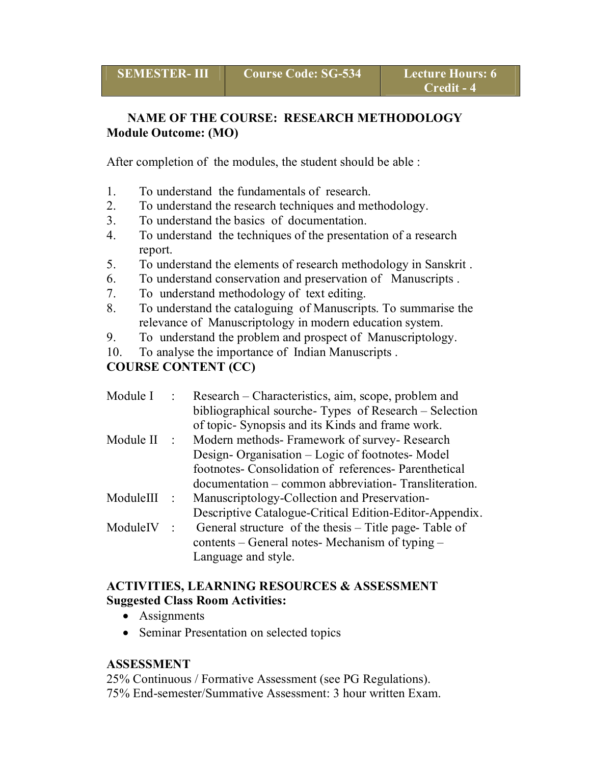| SEMESTER- III | Course Code: SG-534 | Lecture Hours: 6<br>Credit - 4 |
|---|---|---|

**NAME OF THE COURSE: RESEARCH METHODOLOGY**

**Module Outcome: (MO)**

After completion of the modules, the student should be able :

1. To understand the fundamentals of research.
2. To understand the research techniques and methodology.
3. To understand the basics of documentation.
4. To understand the techniques of the presentation of a research report.
5. To understand the elements of research methodology in Sanskrit .
6. To understand conservation and preservation of Manuscripts .
7. To understand methodology of text editing.
8. To understand the cataloguing of Manuscripts. To summarise the relevance of Manuscriptology in modern education system.
9. To understand the problem and prospect of Manuscriptology.
10. To analyse the importance of Indian Manuscripts .

**COURSE CONTENT (CC)**

Module I : Research – Characteristics, aim, scope, problem and bibliographical sourche- Types of Research – Selection of topic- Synopsis and its Kinds and frame work.

Module II : Modern methods- Framework of survey- Research Design- Organisation – Logic of footnotes- Model footnotes- Consolidation of references- Parenthetical documentation – common abbreviation- Transliteration.

ModuleIII : Manuscriptology-Collection and Preservation- Descriptive Catalogue-Critical Edition-Editor-Appendix.

ModuleIV : General structure of the thesis – Title page- Table of contents – General notes- Mechanism of typing – Language and style.

**ACTIVITIES, LEARNING RESOURCES & ASSESSMENT**

**Suggested Class Room Activities:**

- Assignments
- Seminar Presentation on selected topics

**ASSESSMENT**

25% Continuous / Formative Assessment (see PG Regulations).
75% End-semester/Summative Assessment: 3 hour written Exam.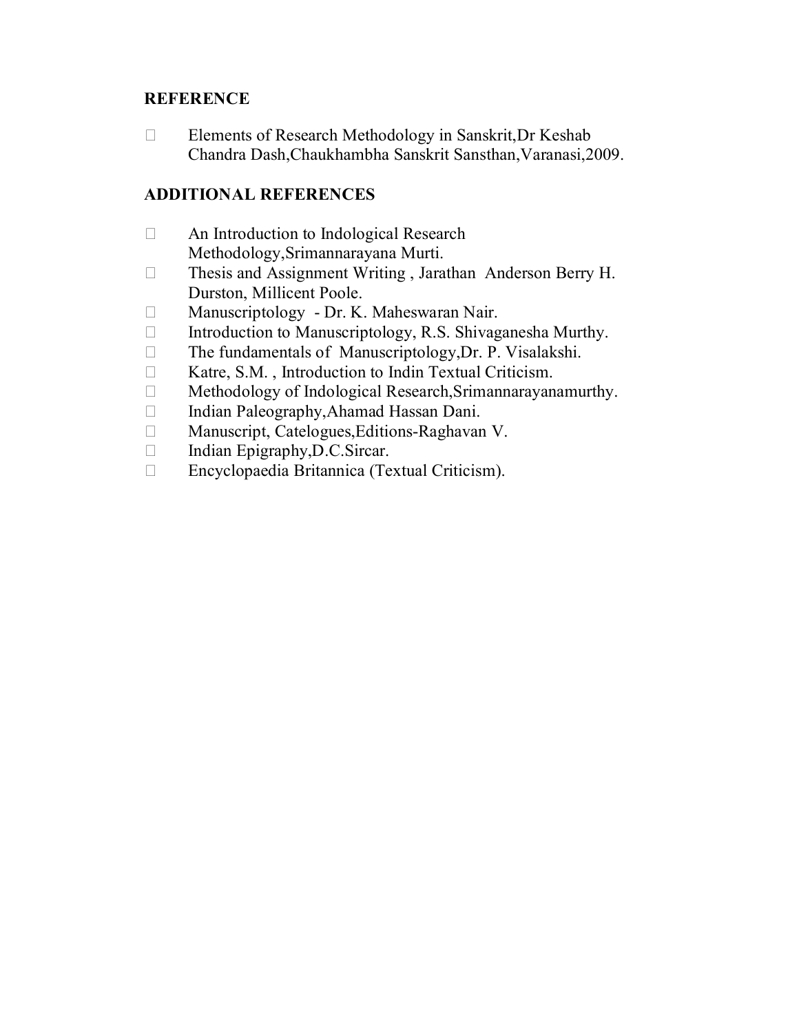**REFERENCE**

- Elements of Research Methodology in Sanskrit,Dr Keshab Chandra Dash,Chaukhambha Sanskrit Sansthan,Varanasi,2009.

**ADDITIONAL REFERENCES**

- An Introduction to Indological Research Methodology,Srimannarayana Murti.
- Thesis and Assignment Writing , Jarathan Anderson Berry H. Durston, Millicent Poole.
- Manuscriptology - Dr. K. Maheswaran Nair.
- Introduction to Manuscriptology, R.S. Shivaganesha Murthy.
- The fundamentals of Manuscriptology,Dr. P. Visalakshi.
- Katre, S.M. , Introduction to Indin Textual Criticism.
- Methodology of Indological Research,Srimannarayanamurthy.
- Indian Paleography,Ahamad Hassan Dani.
- Manuscript, Catelogues,Editions-Raghavan V.
- Indian Epigraphy,D.C.Sircar.
- Encyclopaedia Britannica (Textual Criticism).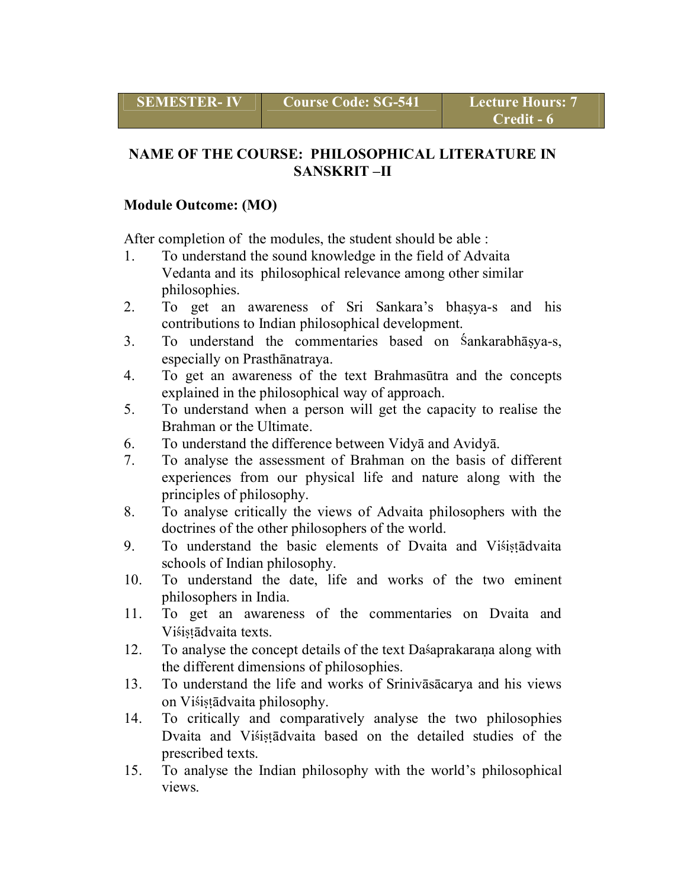| SEMESTER- IV | Course Code: SG-541 | Lecture Hours: 7 Credit - 6 |
|---|---|---|

## NAME OF THE COURSE: PHILOSOPHICAL LITERATURE IN SANSKRIT –II

### Module Outcome: (MO)

After completion of the modules, the student should be able :

1. To understand the sound knowledge in the field of Advaita Vedanta and its philosophical relevance among other similar philosophies.
2. To get an awareness of Sri Sankara's bhaṣya-s and his contributions to Indian philosophical development.
3. To understand the commentaries based on Śankarabhāṣya-s, especially on Prasthānatraya.
4. To get an awareness of the text Brahmasūtra and the concepts explained in the philosophical way of approach.
5. To understand when a person will get the capacity to realise the Brahman or the Ultimate.
6. To understand the difference between Vidyā and Avidyā.
7. To analyse the assessment of Brahman on the basis of different experiences from our physical life and nature along with the principles of philosophy.
8. To analyse critically the views of Advaita philosophers with the doctrines of the other philosophers of the world.
9. To understand the basic elements of Dvaita and Viśiṣṭādvaita schools of Indian philosophy.
10. To understand the date, life and works of the two eminent philosophers in India.
11. To get an awareness of the commentaries on Dvaita and Viśiṣṭādvaita texts.
12. To analyse the concept details of the text Daśaprakaraṇa along with the different dimensions of philosophies.
13. To understand the life and works of Srinivāsācarya and his views on Viśiṣṭādvaita philosophy.
14. To critically and comparatively analyse the two philosophies Dvaita and Viśiṣṭādvaita based on the detailed studies of the prescribed texts.
15. To analyse the Indian philosophy with the world's philosophical views.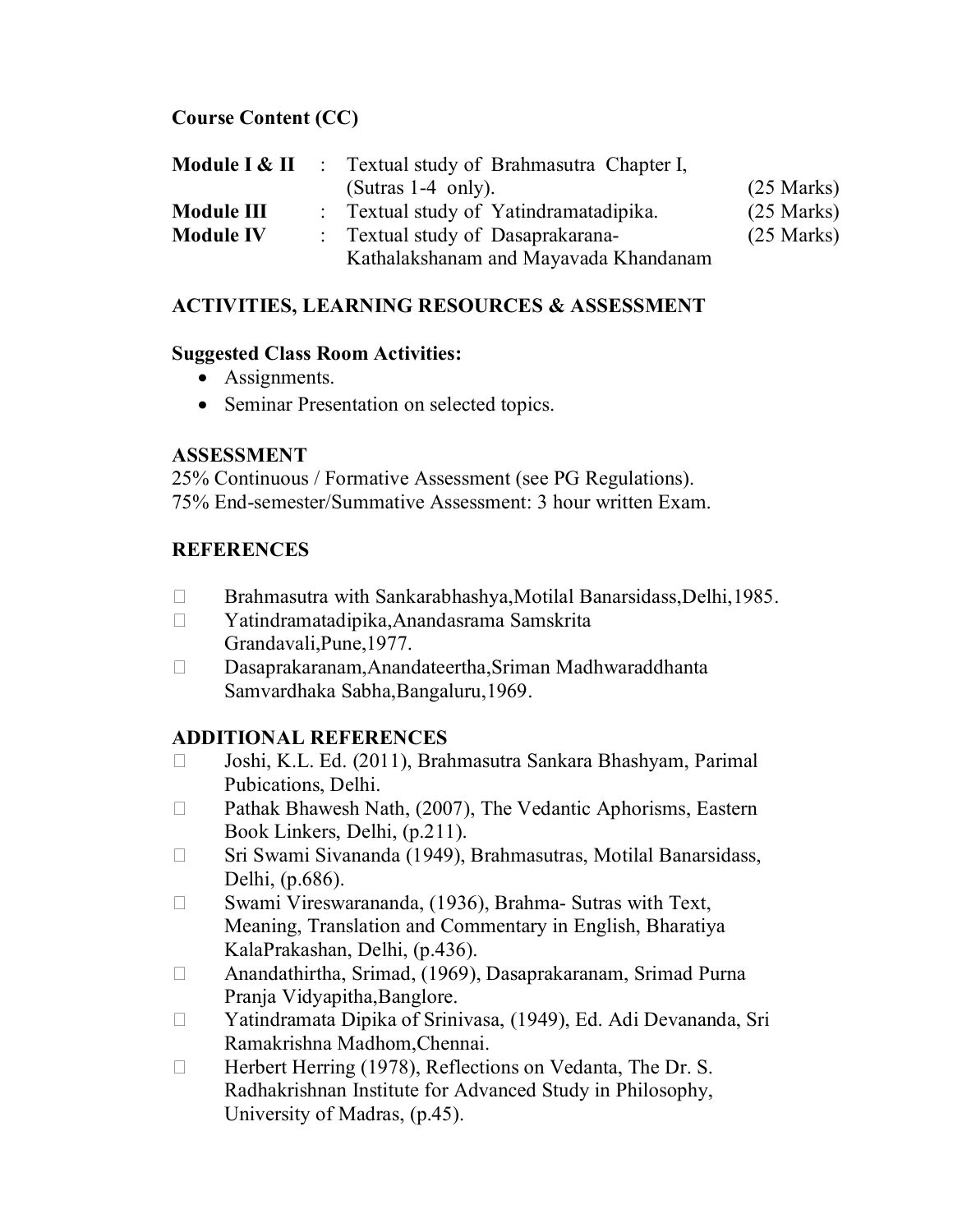**Course Content (CC)**

| | | | |
|---|---|---|---|
| **Module I & II** | : | Textual study of Brahmasutra Chapter I, (Sutras 1-4 only). | (25 Marks) |
| **Module III** | : | Textual study of Yatindramatadipika. | (25 Marks) |
| **Module IV** | : | Textual study of Dasaprakarana-Kathalakshanam and Mayavada Khandanam | (25 Marks) |

## ACTIVITIES, LEARNING RESOURCES & ASSESSMENT

**Suggested Class Room Activities:**

- Assignments.
- Seminar Presentation on selected topics.

**ASSESSMENT**

25% Continuous / Formative Assessment (see PG Regulations).
75% End-semester/Summative Assessment: 3 hour written Exam.

## REFERENCES

- Brahmasutra with Sankarabhashya,Motilal Banarsidass,Delhi,1985.
- Yatindramatadipika,Anandasrama Samskrita Grandavali,Pune,1977.
- Dasaprakaranam,Anandateertha,Sriman Madhwaraddhanta Samvardhaka Sabha,Bangaluru,1969.

## ADDITIONAL REFERENCES

- Joshi, K.L. Ed. (2011), Brahmasutra Sankara Bhashyam, Parimal Pubications, Delhi.
- Pathak Bhawesh Nath, (2007), The Vedantic Aphorisms, Eastern Book Linkers, Delhi, (p.211).
- Sri Swami Sivananda (1949), Brahmasutras, Motilal Banarsidass, Delhi, (p.686).
- Swami Vireswarananda, (1936), Brahma- Sutras with Text, Meaning, Translation and Commentary in English, Bharatiya KalaPrakashan, Delhi, (p.436).
- Anandathirtha, Srimad, (1969), Dasaprakaranam, Srimad Purna Pranja Vidyapitha,Banglore.
- Yatindramata Dipika of Srinivasa, (1949), Ed. Adi Devananda, Sri Ramakrishna Madhom,Chennai.
- Herbert Herring (1978), Reflections on Vedanta, The Dr. S. Radhakrishnan Institute for Advanced Study in Philosophy, University of Madras, (p.45).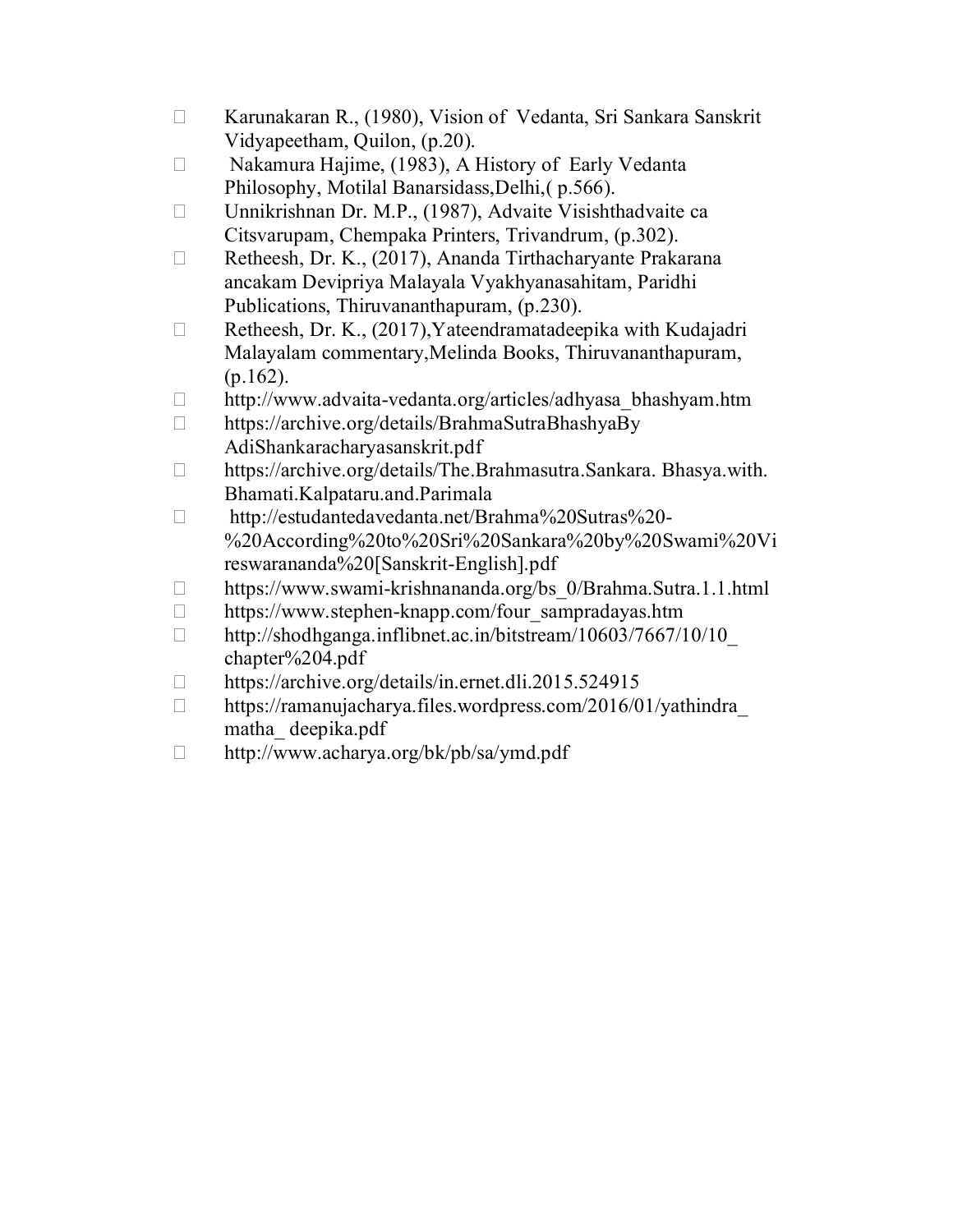- Karunakaran R., (1980), Vision of Vedanta, Sri Sankara Sanskrit Vidyapeetham, Quilon, (p.20).
- Nakamura Hajime, (1983), A History of Early Vedanta Philosophy, Motilal Banarsidass,Delhi,( p.566).
- Unnikrishnan Dr. M.P., (1987), Advaite Visishthadvaite ca Citsvarupam, Chempaka Printers, Trivandrum, (p.302).
- Retheesh, Dr. K., (2017), Ananda Tirthacharyante Prakarana ancakam Devipriya Malayala Vyakhyanasahitam, Paridhi Publications, Thiruvananthapuram, (p.230).
- Retheesh, Dr. K., (2017),Yateendramatadeepika with Kudajadri Malayalam commentary,Melinda Books, Thiruvananthapuram, (p.162).
- http://www.advaita-vedanta.org/articles/adhyasa_bhashyam.htm
- https://archive.org/details/BrahmaSutraBhashyaBy AdiShankaracharyasanskrit.pdf
- https://archive.org/details/The.Brahmasutra.Sankara. Bhasya.with. Bhamati.Kalpataru.and.Parimala
- http://estudantedavedanta.net/Brahma%20Sutras%20-%20According%20to%20Sri%20Sankara%20by%20Swami%20Vireswarananda%20[Sanskrit-English].pdf
- https://www.swami-krishnananda.org/bs_0/Brahma.Sutra.1.1.html
- https://www.stephen-knapp.com/four_sampradayas.htm
- http://shodhganga.inflibnet.ac.in/bitstream/10603/7667/10/10_ chapter%204.pdf
- https://archive.org/details/in.ernet.dli.2015.524915
- https://ramanujacharya.files.wordpress.com/2016/01/yathindra_ matha_ deepika.pdf
- http://www.acharya.org/bk/pb/sa/ymd.pdf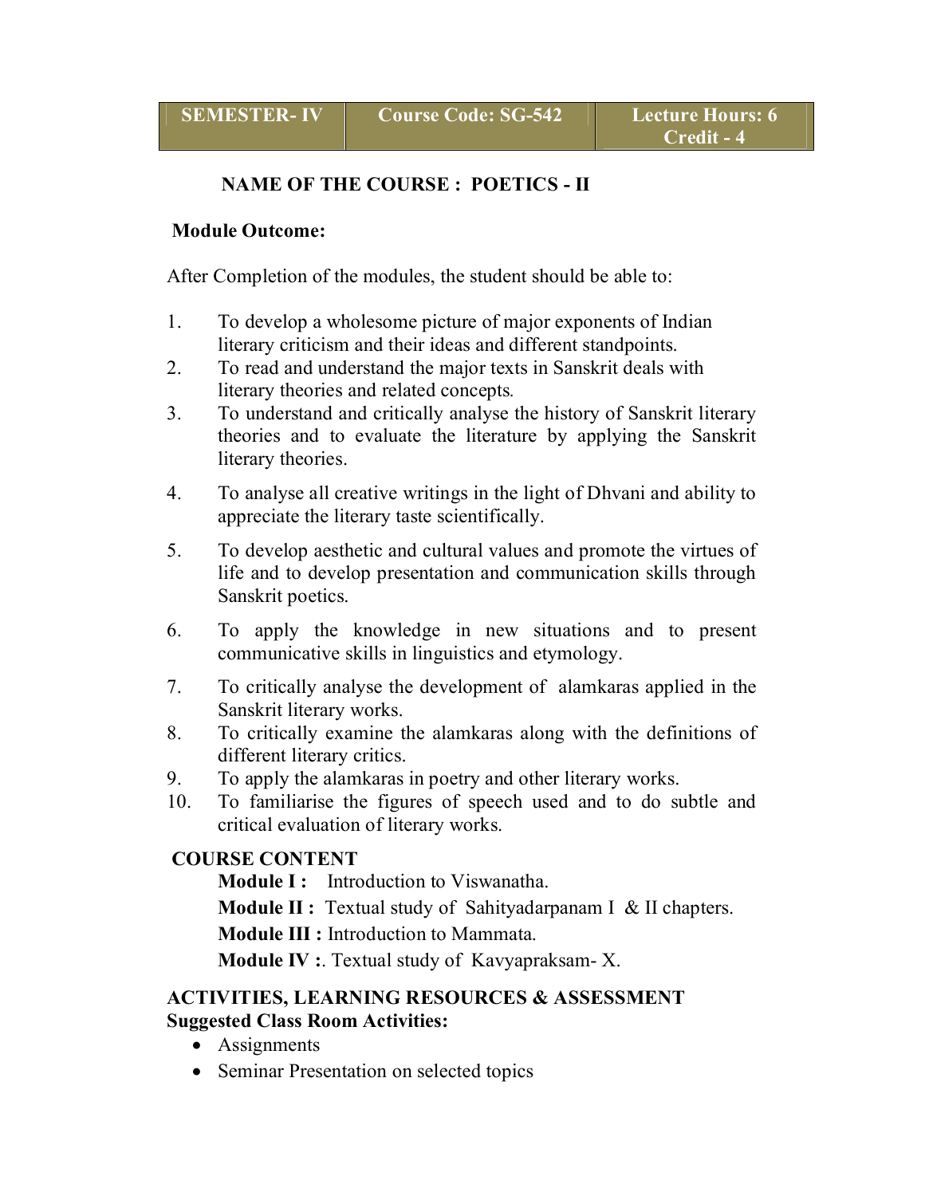| SEMESTER- IV | Course Code: SG-542 | Lecture Hours: 6<br>Credit - 4 |
|---|---|---|

## NAME OF THE COURSE : POETICS - II

**Module Outcome:**

After Completion of the modules, the student should be able to:

1. To develop a wholesome picture of major exponents of Indian literary criticism and their ideas and different standpoints.
2. To read and understand the major texts in Sanskrit deals with literary theories and related concepts.
3. To understand and critically analyse the history of Sanskrit literary theories and to evaluate the literature by applying the Sanskrit literary theories.
4. To analyse all creative writings in the light of Dhvani and ability to appreciate the literary taste scientifically.
5. To develop aesthetic and cultural values and promote the virtues of life and to develop presentation and communication skills through Sanskrit poetics.
6. To apply the knowledge in new situations and to present communicative skills in linguistics and etymology.
7. To critically analyse the development of alamkaras applied in the Sanskrit literary works.
8. To critically examine the alamkaras along with the definitions of different literary critics.
9. To apply the alamkaras in poetry and other literary works.
10. To familiarise the figures of speech used and to do subtle and critical evaluation of literary works.

**COURSE CONTENT**

**Module I :** Introduction to Viswanatha.

**Module II :** Textual study of Sahityadarpanam I & II chapters.

**Module III :** Introduction to Mammata.

**Module IV :**. Textual study of Kavyapraksam- X.

**ACTIVITIES, LEARNING RESOURCES & ASSESSMENT**
**Suggested Class Room Activities:**

- Assignments
- Seminar Presentation on selected topics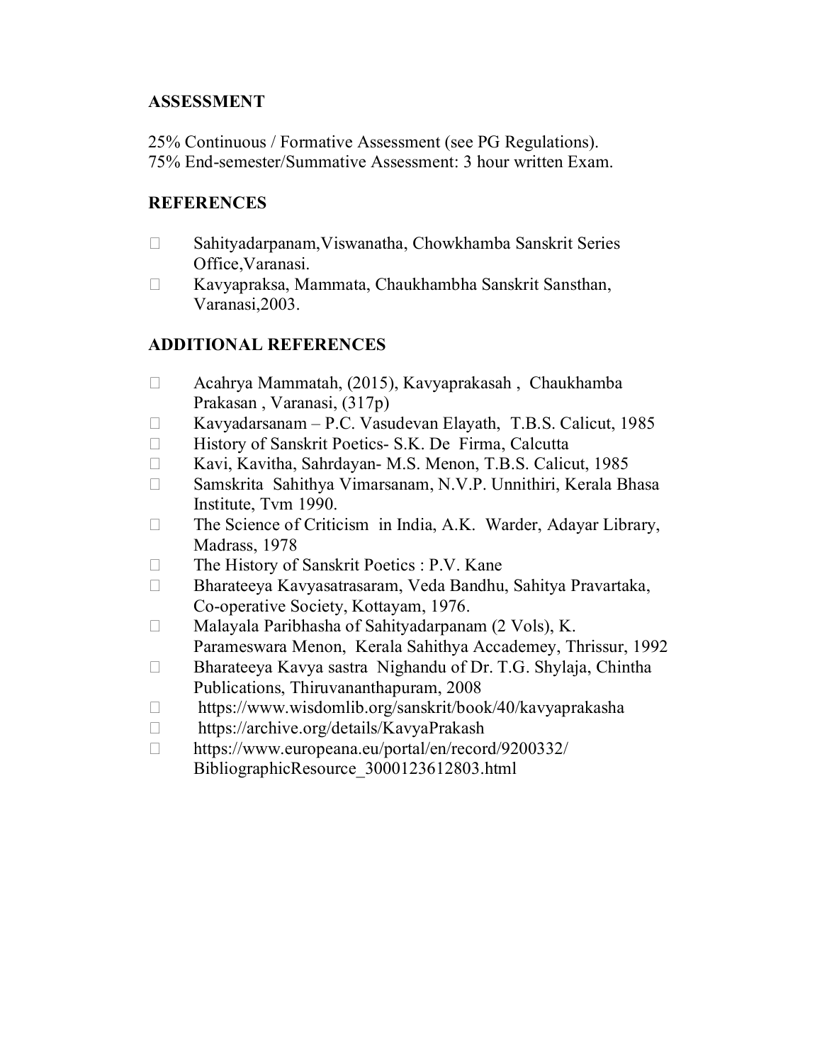## ASSESSMENT

25% Continuous / Formative Assessment (see PG Regulations).
75% End-semester/Summative Assessment: 3 hour written Exam.

## REFERENCES

- Sahityadarpanam,Viswanatha, Chowkhamba Sanskrit Series Office,Varanasi.
- Kavyapraksa, Mammata, Chaukhambha Sanskrit Sansthan, Varanasi,2003.

## ADDITIONAL REFERENCES

- Acahrya Mammatah, (2015), Kavyaprakasah , Chaukhamba Prakasan , Varanasi, (317p)
- Kavyadarsanam – P.C. Vasudevan Elayath, T.B.S. Calicut, 1985
- History of Sanskrit Poetics- S.K. De Firma, Calcutta
- Kavi, Kavitha, Sahrdayan- M.S. Menon, T.B.S. Calicut, 1985
- Samskrita Sahithya Vimarsanam, N.V.P. Unnithiri, Kerala Bhasa Institute, Tvm 1990.
- The Science of Criticism in India, A.K. Warder, Adayar Library, Madrass, 1978
- The History of Sanskrit Poetics : P.V. Kane
- Bharateeya Kavyasatrasaram, Veda Bandhu, Sahitya Pravartaka, Co-operative Society, Kottayam, 1976.
- Malayala Paribhasha of Sahityadarpanam (2 Vols), K. Parameswara Menon, Kerala Sahithya Accademey, Thrissur, 1992
- Bharateeya Kavya sastra Nighandu of Dr. T.G. Shylaja, Chintha Publications, Thiruvananthapuram, 2008
- https://www.wisdomlib.org/sanskrit/book/40/kavyaprakasha
- https://archive.org/details/KavyaPrakash
- https://www.europeana.eu/portal/en/record/9200332/BibliographicResource_3000123612803.html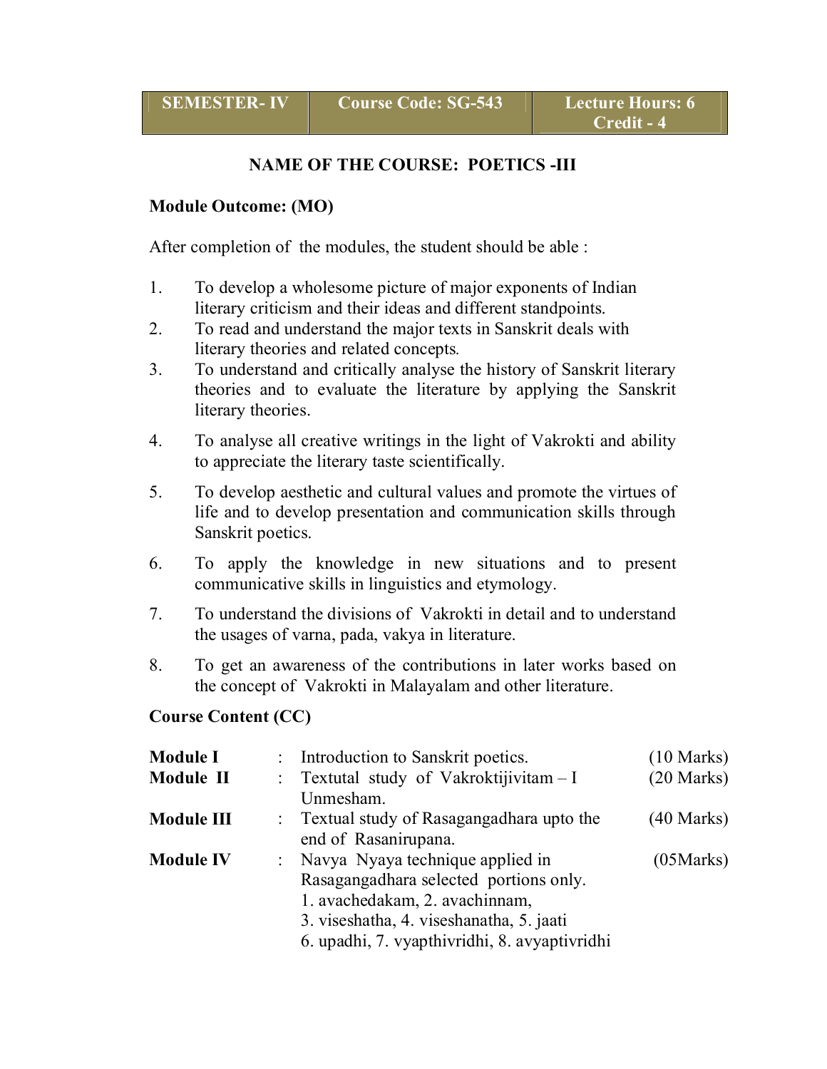| SEMESTER- IV | Course Code: SG-543 | Lecture Hours: 6<br>Credit - 4 |
|---|---|---|

## NAME OF THE COURSE: POETICS -III

**Module Outcome: (MO)**

After completion of the modules, the student should be able :

1. To develop a wholesome picture of major exponents of Indian literary criticism and their ideas and different standpoints.
2. To read and understand the major texts in Sanskrit deals with literary theories and related concepts.
3. To understand and critically analyse the history of Sanskrit literary theories and to evaluate the literature by applying the Sanskrit literary theories.
4. To analyse all creative writings in the light of Vakrokti and ability to appreciate the literary taste scientifically.
5. To develop aesthetic and cultural values and promote the virtues of life and to develop presentation and communication skills through Sanskrit poetics.
6. To apply the knowledge in new situations and to present communicative skills in linguistics and etymology.
7. To understand the divisions of Vakrokti in detail and to understand the usages of varna, pada, vakya in literature.
8. To get an awareness of the contributions in later works based on the concept of Vakrokti in Malayalam and other literature.

**Course Content (CC)**

| | | | |
|---|---|---|---|
| **Module I** | : | Introduction to Sanskrit poetics. | (10 Marks) |
| **Module II** | : | Textutal study of Vakroktijivitam – I Unmesham. | (20 Marks) |
| **Module III** | : | Textual study of Rasagangadhara upto the end of Rasanirupana. | (40 Marks) |
| **Module IV** | : | Navya Nyaya technique applied in Rasagangadhara selected portions only.<br>1. avachedakam, 2. avachinnam,<br>3. viseshatha, 4. viseshanatha, 5. jaati<br>6. upadhi, 7. vyapthivridhi, 8. avyaptivridhi | (05Marks) |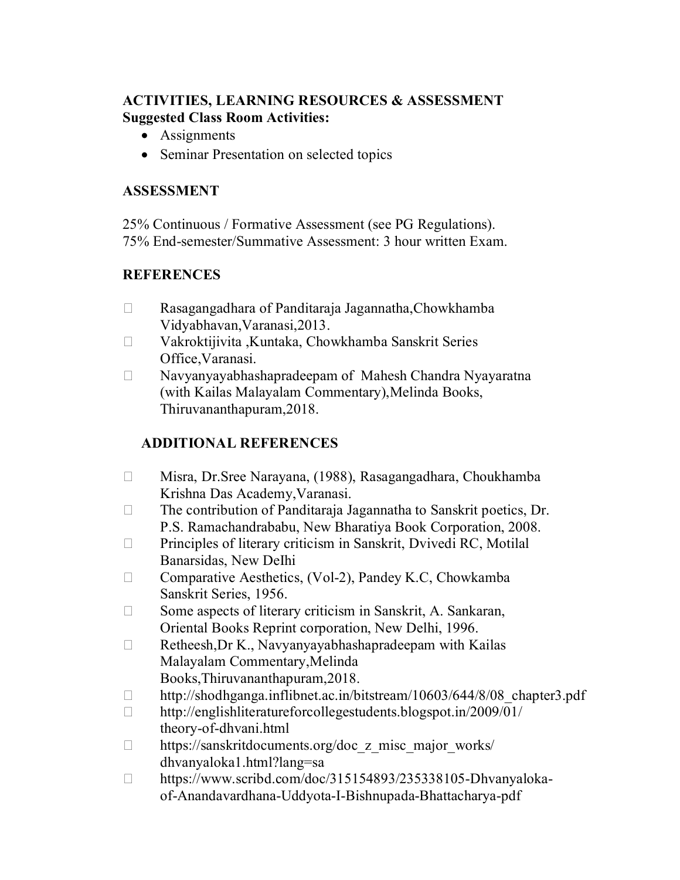**ACTIVITIES, LEARNING RESOURCES & ASSESSMENT**
**Suggested Class Room Activities:**

- Assignments
- Seminar Presentation on selected topics

**ASSESSMENT**

25% Continuous / Formative Assessment (see PG Regulations).
75% End-semester/Summative Assessment: 3 hour written Exam.

**REFERENCES**

- Rasagangadhara of Panditaraja Jagannatha,Chowkhamba Vidyabhavan,Varanasi,2013.
- Vakroktijivita ,Kuntaka, Chowkhamba Sanskrit Series Office,Varanasi.
- Navyanyayabhashapradeepam of Mahesh Chandra Nyayaratna (with Kailas Malayalam Commentary),Melinda Books, Thiruvananthapuram,2018.

**ADDITIONAL REFERENCES**

- Misra, Dr.Sree Narayana, (1988), Rasagangadhara, Choukhamba Krishna Das Academy,Varanasi.
- The contribution of Panditaraja Jagannatha to Sanskrit poetics, Dr. P.S. Ramachandrababu, New Bharatiya Book Corporation, 2008.
- Principles of literary criticism in Sanskrit, Dvivedi RC, Motilal Banarsidas, New DeIhi
- Comparative Aesthetics, (Vol-2), Pandey K.C, Chowkamba Sanskrit Series, 1956.
- Some aspects of literary criticism in Sanskrit, A. Sankaran, Oriental Books Reprint corporation, New Delhi, 1996.
- Retheesh,Dr K., Navyanyayabhashapradeepam with Kailas Malayalam Commentary,Melinda Books,Thiruvananthapuram,2018.
- http://shodhganga.inflibnet.ac.in/bitstream/10603/644/8/08_chapter3.pdf
- http://englishliteratureforcollegestudents.blogspot.in/2009/01/theory-of-dhvani.html
- https://sanskritdocuments.org/doc_z_misc_major_works/dhvanyaloka1.html?lang=sa
- https://www.scribd.com/doc/315154893/235338105-Dhvanyaloka-of-Anandavardhana-Uddyota-I-Bishnupada-Bhattacharya-pdf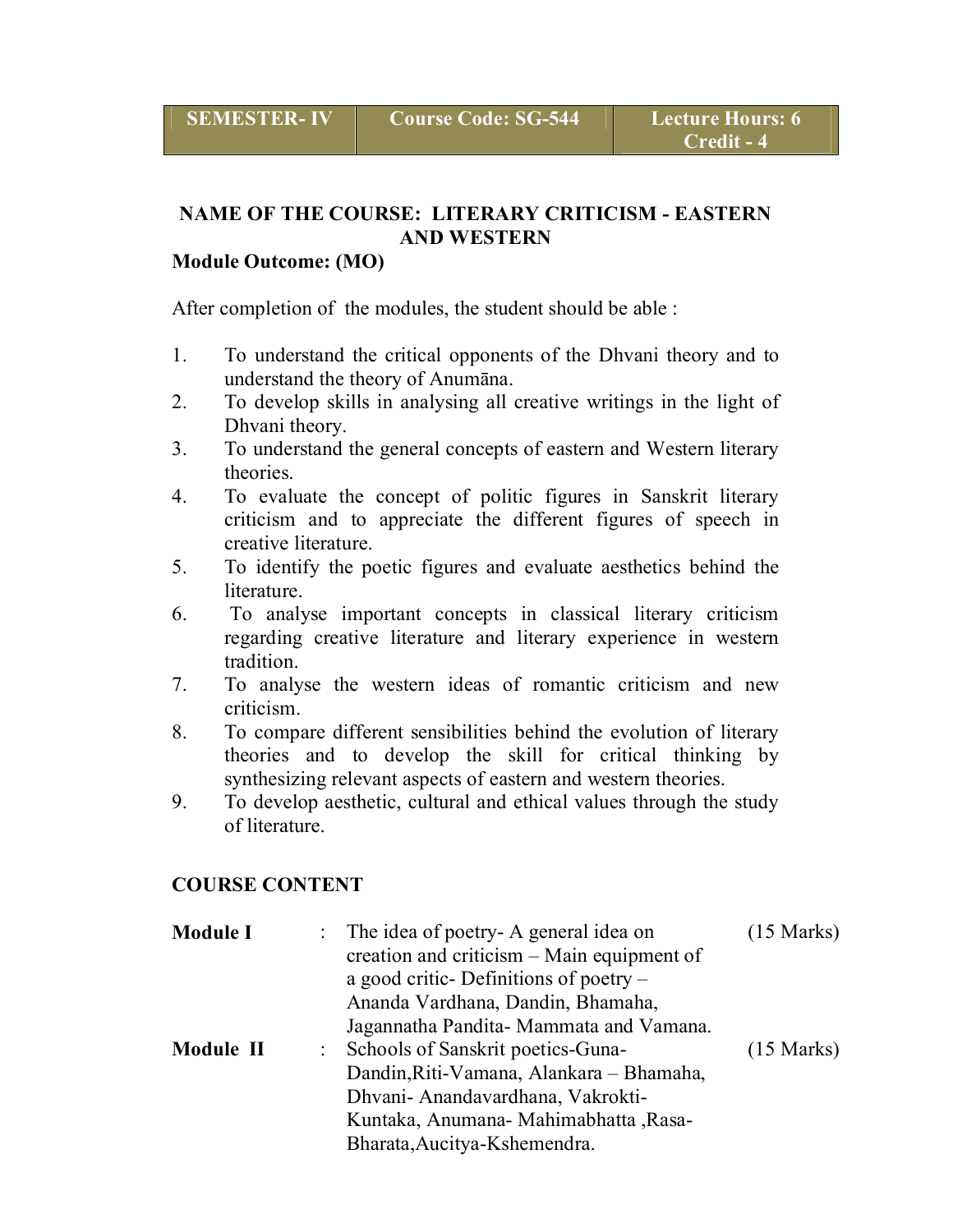| SEMESTER- IV | Course Code: SG-544 | Lecture Hours: 6<br>Credit - 4 |
|---|---|---|

## NAME OF THE COURSE: LITERARY CRITICISM - EASTERN AND WESTERN

**Module Outcome: (MO)**

After completion of the modules, the student should be able :

1. To understand the critical opponents of the Dhvani theory and to understand the theory of Anumāna.
2. To develop skills in analysing all creative writings in the light of Dhvani theory.
3. To understand the general concepts of eastern and Western literary theories.
4. To evaluate the concept of politic figures in Sanskrit literary criticism and to appreciate the different figures of speech in creative literature.
5. To identify the poetic figures and evaluate aesthetics behind the literature.
6. To analyse important concepts in classical literary criticism regarding creative literature and literary experience in western tradition.
7. To analyse the western ideas of romantic criticism and new criticism.
8. To compare different sensibilities behind the evolution of literary theories and to develop the skill for critical thinking by synthesizing relevant aspects of eastern and western theories.
9. To develop aesthetic, cultural and ethical values through the study of literature.

**COURSE CONTENT**

| | | | |
|---|---|---|---|
| **Module I** | : | The idea of poetry- A general idea on creation and criticism – Main equipment of a good critic- Definitions of poetry – Ananda Vardhana, Dandin, Bhamaha, Jagannatha Pandita- Mammata and Vamana. | (15 Marks) |
| **Module II** | : | Schools of Sanskrit poetics-Guna-Dandin,Riti-Vamana, Alankara – Bhamaha, Dhvani- Anandavardhana, Vakrokti-Kuntaka, Anumana- Mahimabhatta ,Rasa-Bharata,Aucitya-Kshemendra. | (15 Marks) |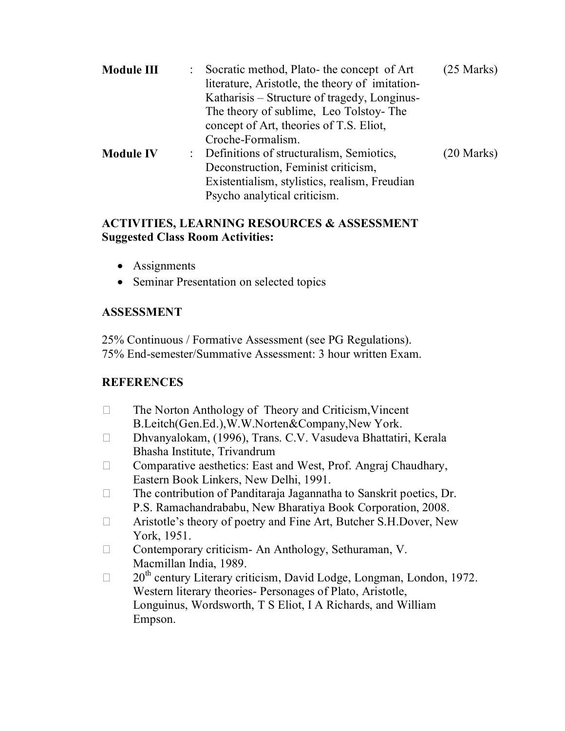**Module III** : Socratic method, Plato- the concept of Art literature, Aristotle, the theory of imitation-Katharisis – Structure of tragedy, Longinus-The theory of sublime, Leo Tolstoy- The concept of Art, theories of T.S. Eliot, Croche-Formalism. (25 Marks)

**Module IV** : Definitions of structuralism, Semiotics, Deconstruction, Feminist criticism, Existentialism, stylistics, realism, Freudian Psycho analytical criticism. (20 Marks)

**ACTIVITIES, LEARNING RESOURCES & ASSESSMENT**
**Suggested Class Room Activities:**

- Assignments
- Seminar Presentation on selected topics

**ASSESSMENT**

25% Continuous / Formative Assessment (see PG Regulations).
75% End-semester/Summative Assessment: 3 hour written Exam.

**REFERENCES**

- The Norton Anthology of Theory and Criticism,Vincent B.Leitch(Gen.Ed.),W.W.Norten&Company,New York.
- Dhvanyalokam, (1996), Trans. C.V. Vasudeva Bhattatiri, Kerala Bhasha Institute, Trivandrum
- Comparative aesthetics: East and West, Prof. Angraj Chaudhary, Eastern Book Linkers, New Delhi, 1991.
- The contribution of Panditaraja Jagannatha to Sanskrit poetics, Dr. P.S. Ramachandrababu, New Bharatiya Book Corporation, 2008.
- Aristotle's theory of poetry and Fine Art, Butcher S.H.Dover, New York, 1951.
- Contemporary criticism- An Anthology, Sethuraman, V. Macmillan India, 1989.
- 20th century Literary criticism, David Lodge, Longman, London, 1972. Western literary theories- Personages of Plato, Aristotle, Longuinus, Wordsworth, T S Eliot, I A Richards, and William Empson.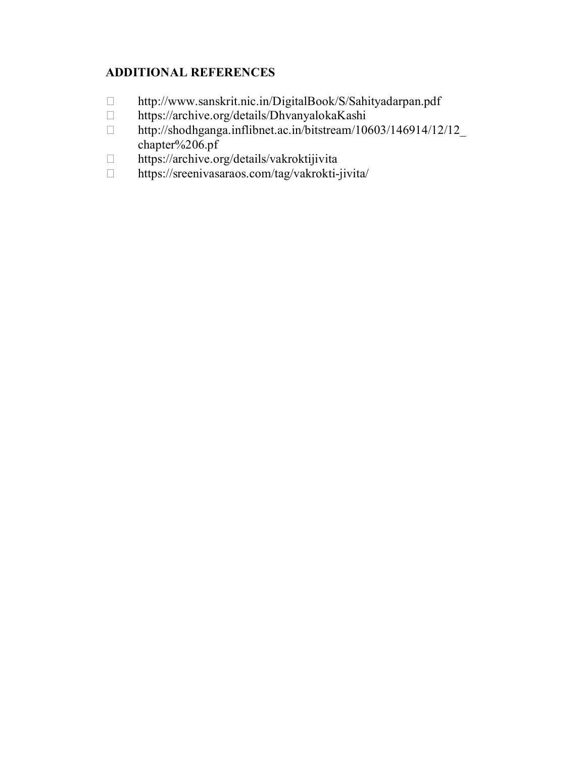## ADDITIONAL REFERENCES

- http://www.sanskrit.nic.in/DigitalBook/S/Sahityadarpan.pdf
- https://archive.org/details/DhvanyalokaKashi
- http://shodhganga.inflibnet.ac.in/bitstream/10603/146914/12/12_chapter%206.pf
- https://archive.org/details/vakroktijivita
- https://sreenivasaraos.com/tag/vakrokti-jivita/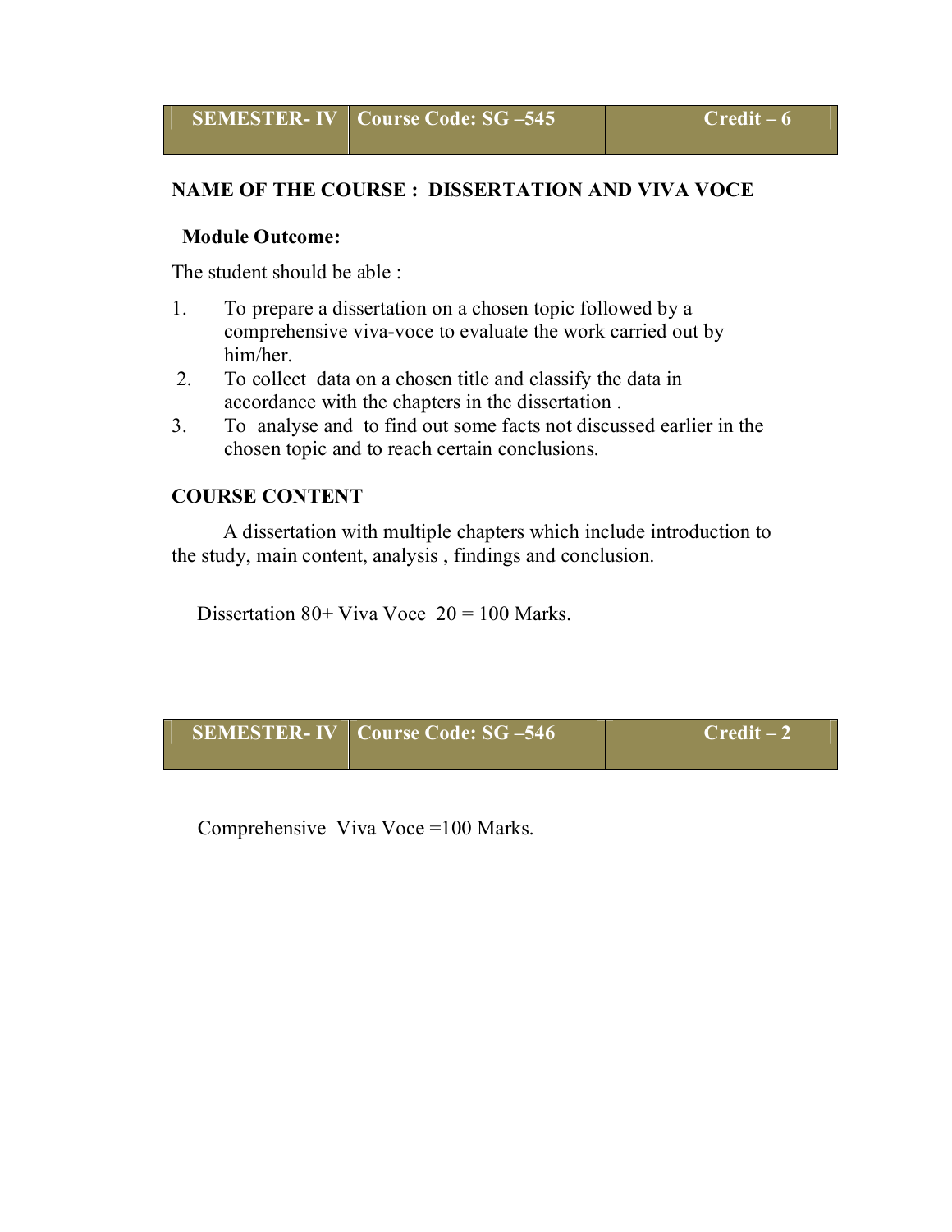| SEMESTER- IV | Course Code: SG –545 | Credit – 6 |
|---|---|---|

**NAME OF THE COURSE : DISSERTATION AND VIVA VOCE**

**Module Outcome:**

The student should be able :

1. To prepare a dissertation on a chosen topic followed by a comprehensive viva-voce to evaluate the work carried out by him/her.
2. To collect data on a chosen title and classify the data in accordance with the chapters in the dissertation .
3. To analyse and to find out some facts not discussed earlier in the chosen topic and to reach certain conclusions.

**COURSE CONTENT**

A dissertation with multiple chapters which include introduction to the study, main content, analysis , findings and conclusion.

Dissertation 80+ Viva Voce 20 = 100 Marks.

| SEMESTER- IV | Course Code: SG –546 | Credit – 2 |
|---|---|---|

Comprehensive Viva Voce =100 Marks.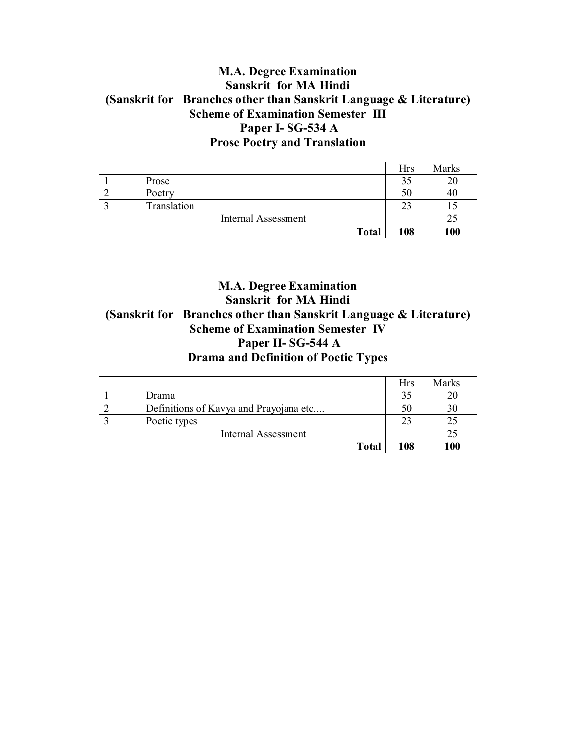**M.A. Degree Examination**
**Sanskrit for MA Hindi**
**(Sanskrit for Branches other than Sanskrit Language & Literature)**
**Scheme of Examination Semester III**
**Paper I- SG-534 A**
**Prose Poetry and Translation**

| | | Hrs | Marks |
|---|---|---|---|
| 1 | Prose | 35 | 20 |
| 2 | Poetry | 50 | 40 |
| 3 | Translation | 23 | 15 |
| | Internal Assessment | | 25 |
| | **Total** | **108** | **100** |

**M.A. Degree Examination**
**Sanskrit for MA Hindi**
**(Sanskrit for Branches other than Sanskrit Language & Literature)**
**Scheme of Examination Semester IV**
**Paper II- SG-544 A**
**Drama and Definition of Poetic Types**

| | | Hrs | Marks |
|---|---|---|---|
| 1 | Drama | 35 | 20 |
| 2 | Definitions of Kavya and Prayojana etc.... | 50 | 30 |
| 3 | Poetic types | 23 | 25 |
| | Internal Assessment | | 25 |
| | **Total** | **108** | **100** |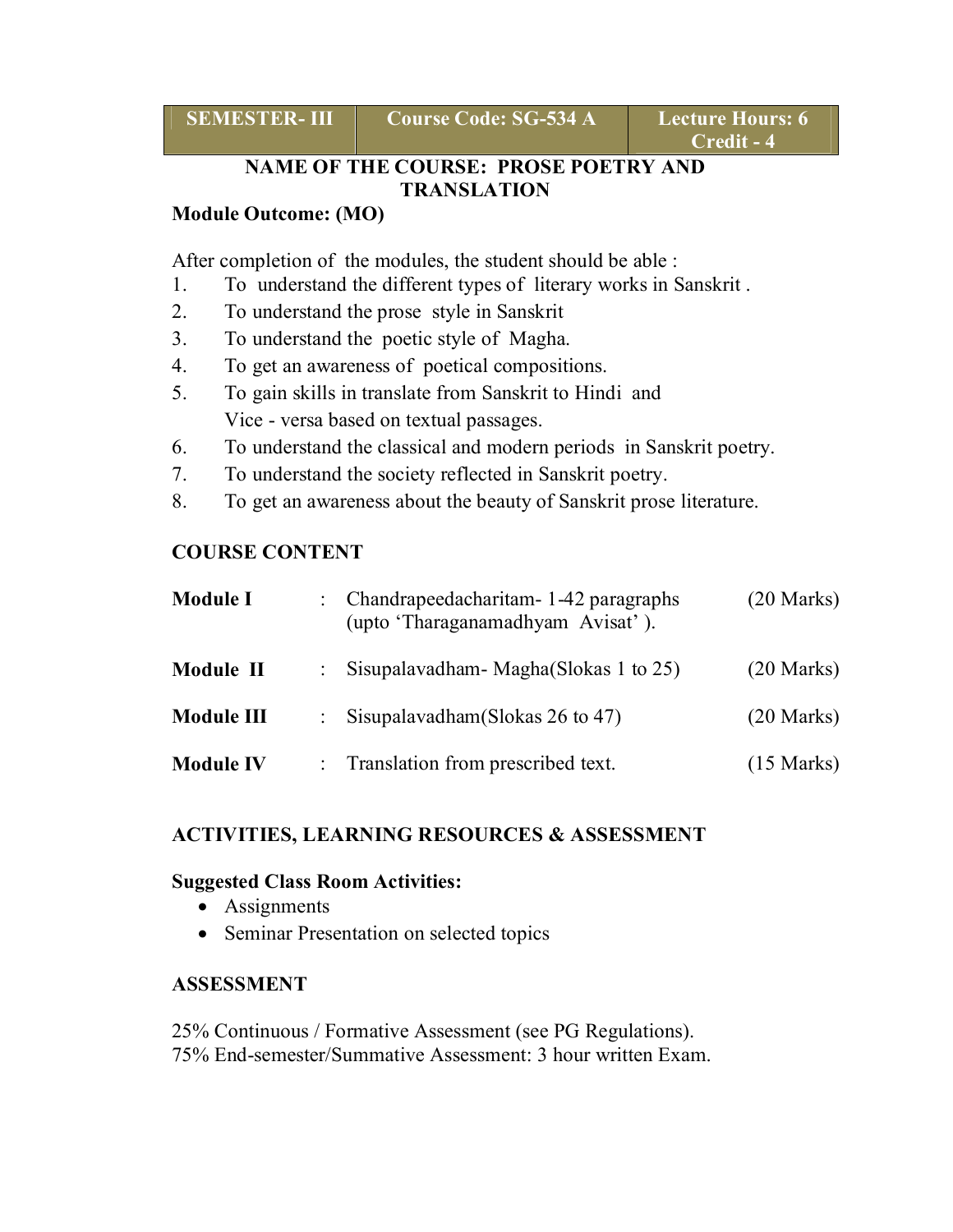| SEMESTER- III | Course Code: SG-534 A | Lecture Hours: 6<br>Credit - 4 |
|---|---|---|

**NAME OF THE COURSE: PROSE POETRY AND TRANSLATION**

**Module Outcome: (MO)**

After completion of the modules, the student should be able :

1. To understand the different types of literary works in Sanskrit .
2. To understand the prose style in Sanskrit
3. To understand the poetic style of Magha.
4. To get an awareness of poetical compositions.
5. To gain skills in translate from Sanskrit to Hindi and Vice - versa based on textual passages.
6. To understand the classical and modern periods in Sanskrit poetry.
7. To understand the society reflected in Sanskrit poetry.
8. To get an awareness about the beauty of Sanskrit prose literature.

## COURSE CONTENT

| | | | |
|---|---|---|---|
| **Module I** | : | Chandrapeedacharitam- 1-42 paragraphs (upto 'Tharaganamadhyam Avisat' ). | (20 Marks) |
| **Module II** | : | Sisupalavadham- Magha(Slokas 1 to 25) | (20 Marks) |
| **Module III** | : | Sisupalavadham(Slokas 26 to 47) | (20 Marks) |
| **Module IV** | : | Translation from prescribed text. | (15 Marks) |

## ACTIVITIES, LEARNING RESOURCES & ASSESSMENT

**Suggested Class Room Activities:**

- Assignments
- Seminar Presentation on selected topics

## ASSESSMENT

25% Continuous / Formative Assessment (see PG Regulations).
75% End-semester/Summative Assessment: 3 hour written Exam.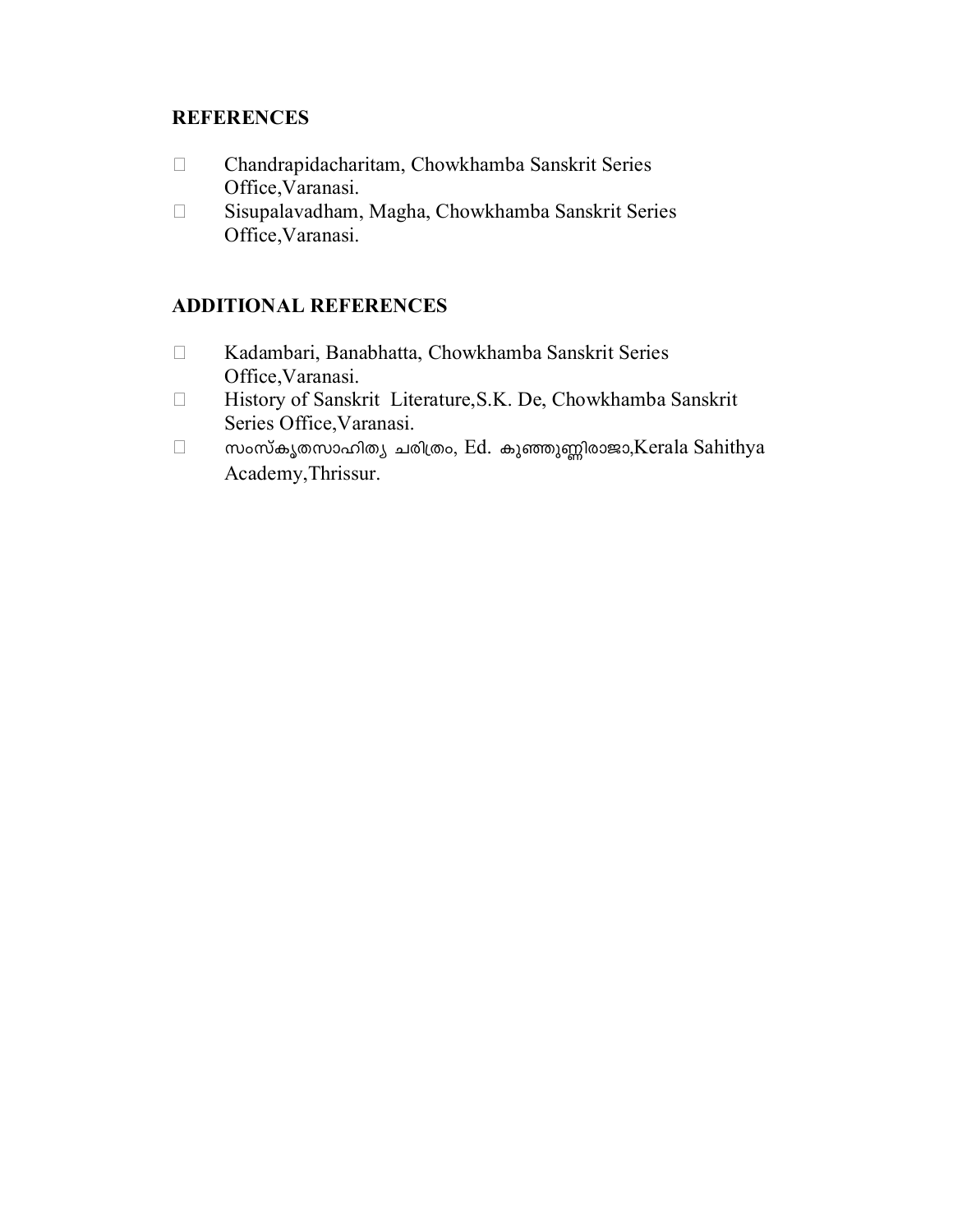**REFERENCES**

- Chandrapidacharitam, Chowkhamba Sanskrit Series Office,Varanasi.
- Sisupalavadham, Magha, Chowkhamba Sanskrit Series Office,Varanasi.

**ADDITIONAL REFERENCES**

- Kadambari, Banabhatta, Chowkhamba Sanskrit Series Office,Varanasi.
- History of Sanskrit Literature,S.K. De, Chowkhamba Sanskrit Series Office,Varanasi.
- സംസ്കൃതസാഹിത്യ ചരിത്രം, Ed. കുഞ്ഞുണ്ണിരാജാ,Kerala Sahithya Academy,Thrissur.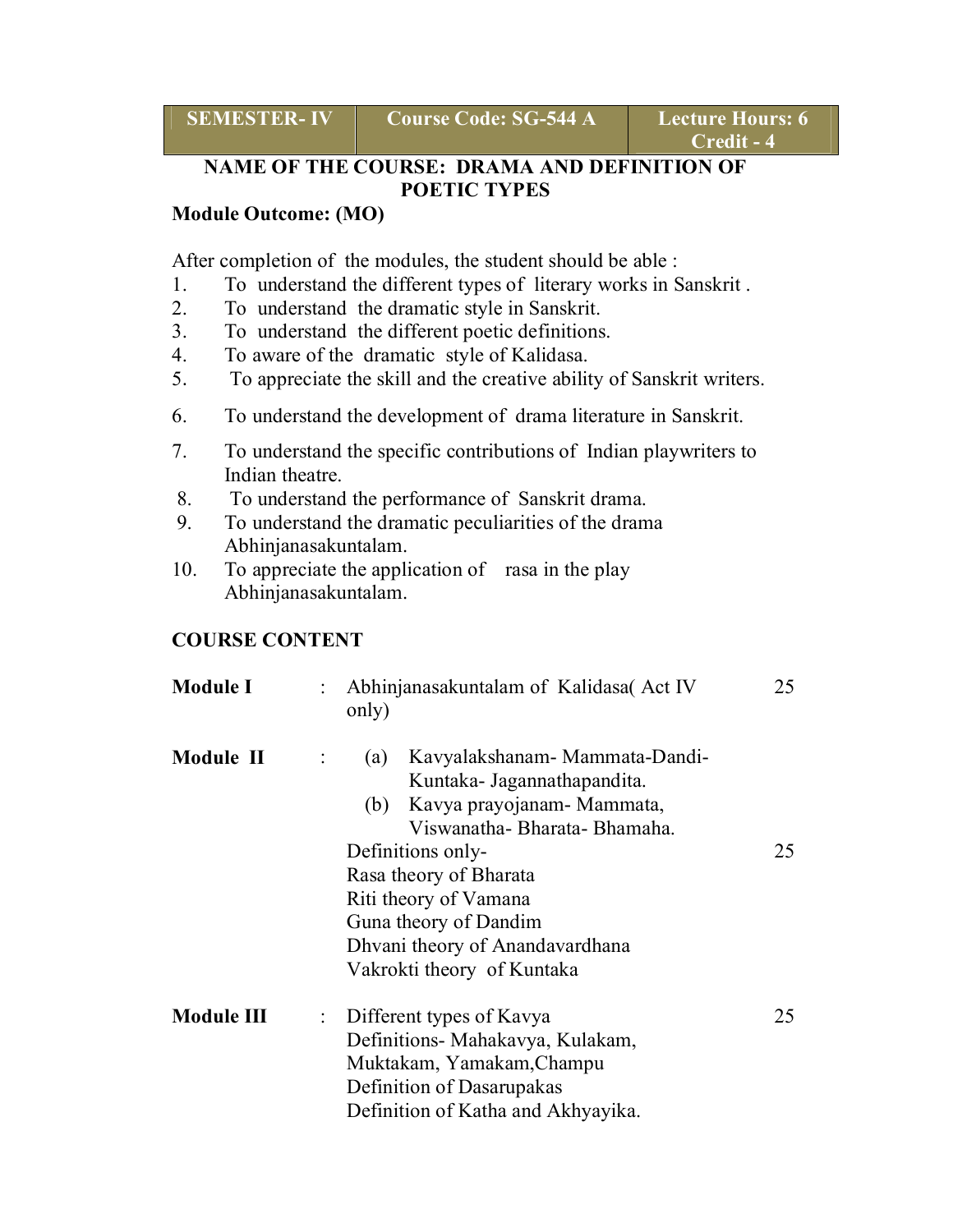| SEMESTER- IV | Course Code: SG-544 A | Lecture Hours: 6 Credit - 4 |
|---|---|---|

**NAME OF THE COURSE: DRAMA AND DEFINITION OF POETIC TYPES**

**Module Outcome: (MO)**

After completion of the modules, the student should be able :

1. To understand the different types of literary works in Sanskrit .
2. To understand the dramatic style in Sanskrit.
3. To understand the different poetic definitions.
4. To aware of the dramatic style of Kalidasa.
5. To appreciate the skill and the creative ability of Sanskrit writers.
6. To understand the development of drama literature in Sanskrit.
7. To understand the specific contributions of Indian playwriters to Indian theatre.
8. To understand the performance of Sanskrit drama.
9. To understand the dramatic peculiarities of the drama Abhinjanasakuntalam.
10. To appreciate the application of rasa in the play Abhinjanasakuntalam.

**COURSE CONTENT**

| | | | |
|---|---|---|---|
| **Module I** | : | Abhinjanasakuntalam of Kalidasa( Act IV only) | 25 |
| **Module II** | : | (a) Kavyalakshanam- Mammata-Dandi-Kuntaka- Jagannathapandita.<br>(b) Kavya prayojanam- Mammata, Viswanatha- Bharata- Bhamaha.<br>Definitions only-<br>Rasa theory of Bharata<br>Riti theory of Vamana<br>Guna theory of Dandim<br>Dhvani theory of Anandavardhana<br>Vakrokti theory of Kuntaka | 25 |
| **Module III** | : | Different types of Kavya<br>Definitions- Mahakavya, Kulakam, Muktakam, Yamakam,Champu<br>Definition of Dasarupakas<br>Definition of Katha and Akhyayika. | 25 |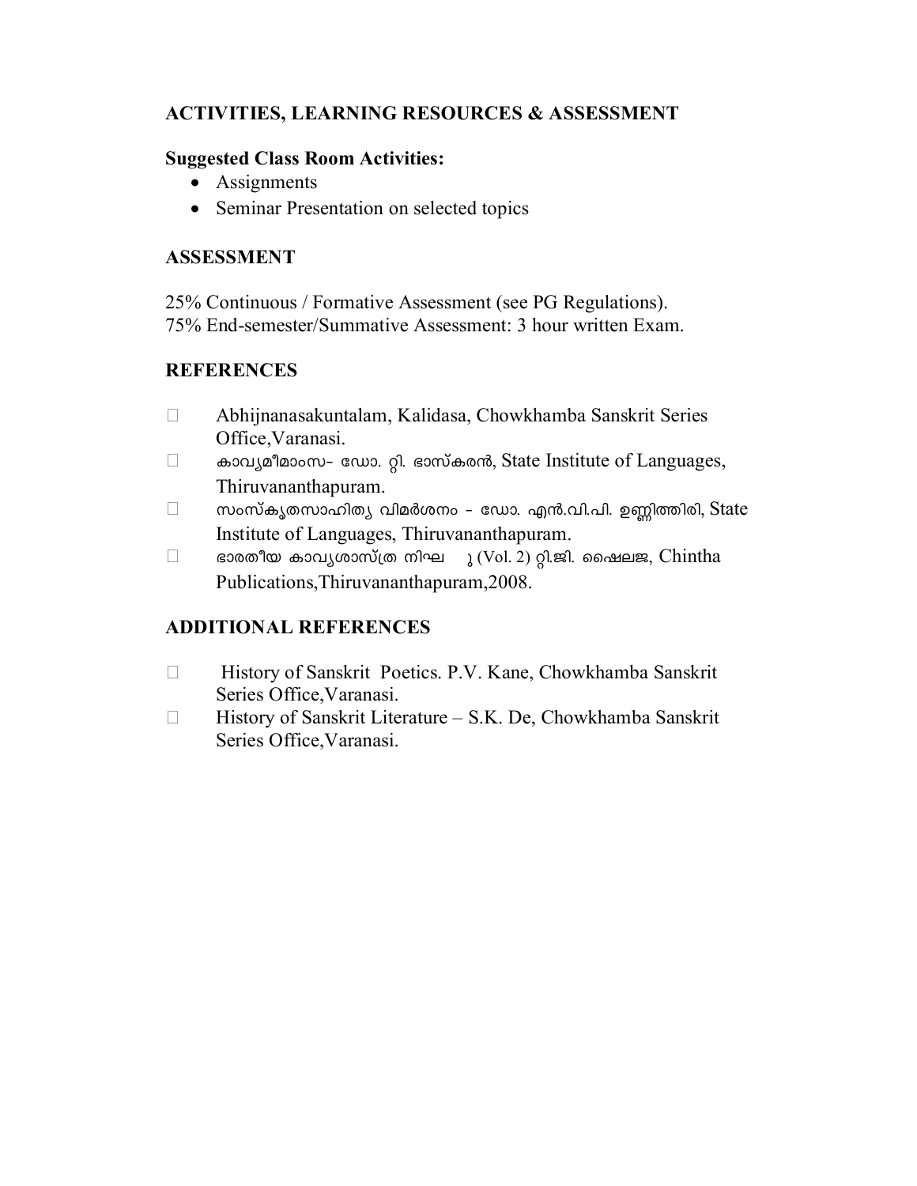## ACTIVITIES, LEARNING RESOURCES & ASSESSMENT

**Suggested Class Room Activities:**

- Assignments
- Seminar Presentation on selected topics

## ASSESSMENT

25% Continuous / Formative Assessment (see PG Regulations).
75% End-semester/Summative Assessment: 3 hour written Exam.

## REFERENCES

- Abhijnanasakuntalam, Kalidasa, Chowkhamba Sanskrit Series Office,Varanasi.
- കാവ്യമീമാംസ- ഡോ. റ്റി. ഭാസ്കരൻ, State Institute of Languages, Thiruvananthapuram.
- സംസ്കൃതസാഹിത്യ വിമർശനം - ഡോ. എൻ.വി.പി. ഉണ്ണിത്തിരി, State Institute of Languages, Thiruvananthapuram.
- ഭാരതീയ കാവ്യശാസ്ത്ര നിഘ ു (Vol. 2) റ്റി.ജി. ഷൈലജ, Chintha Publications,Thiruvananthapuram,2008.

## ADDITIONAL REFERENCES

- History of Sanskrit Poetics. P.V. Kane, Chowkhamba Sanskrit Series Office,Varanasi.
- History of Sanskrit Literature – S.K. De, Chowkhamba Sanskrit Series Office,Varanasi.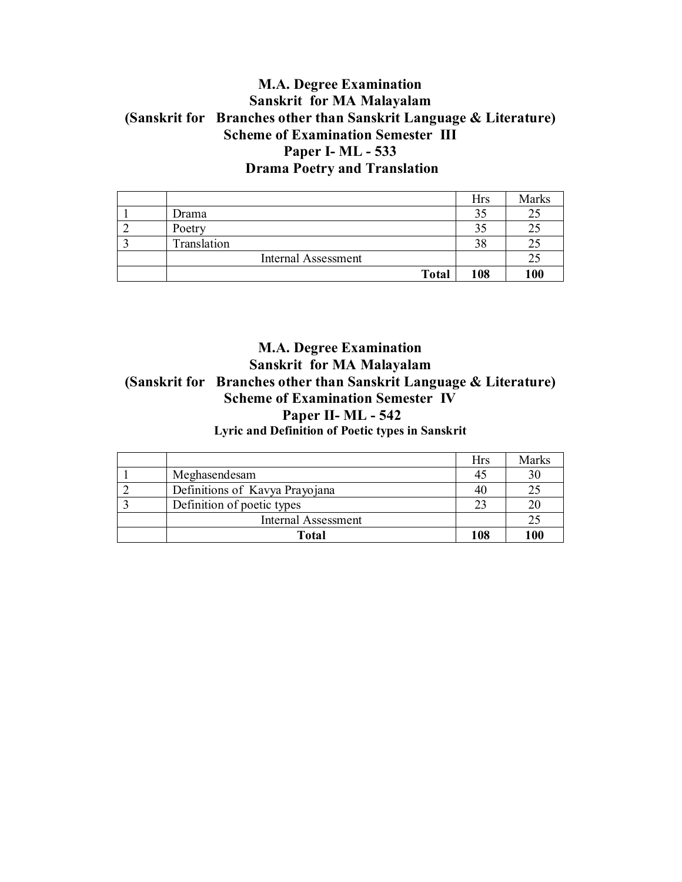## M.A. Degree Examination
## Sanskrit for MA Malayalam
## (Sanskrit for Branches other than Sanskrit Language & Literature)
## Scheme of Examination Semester III
## Paper I- ML - 533
## Drama Poetry and Translation

| | | Hrs | Marks |
|---|---|---|---|
| 1 | Drama | 35 | 25 |
| 2 | Poetry | 35 | 25 |
| 3 | Translation | 38 | 25 |
| | Internal Assessment | | 25 |
| | **Total** | **108** | **100** |

## M.A. Degree Examination
## Sanskrit for MA Malayalam
## (Sanskrit for Branches other than Sanskrit Language & Literature)
## Scheme of Examination Semester IV
## Paper II- ML - 542
### Lyric and Definition of Poetic types in Sanskrit

| | | Hrs | Marks |
|---|---|---|---|
| 1 | Meghasendesam | 45 | 30 |
| 2 | Definitions of Kavya Prayojana | 40 | 25 |
| 3 | Definition of poetic types | 23 | 20 |
| | Internal Assessment | | 25 |
| | **Total** | **108** | **100** |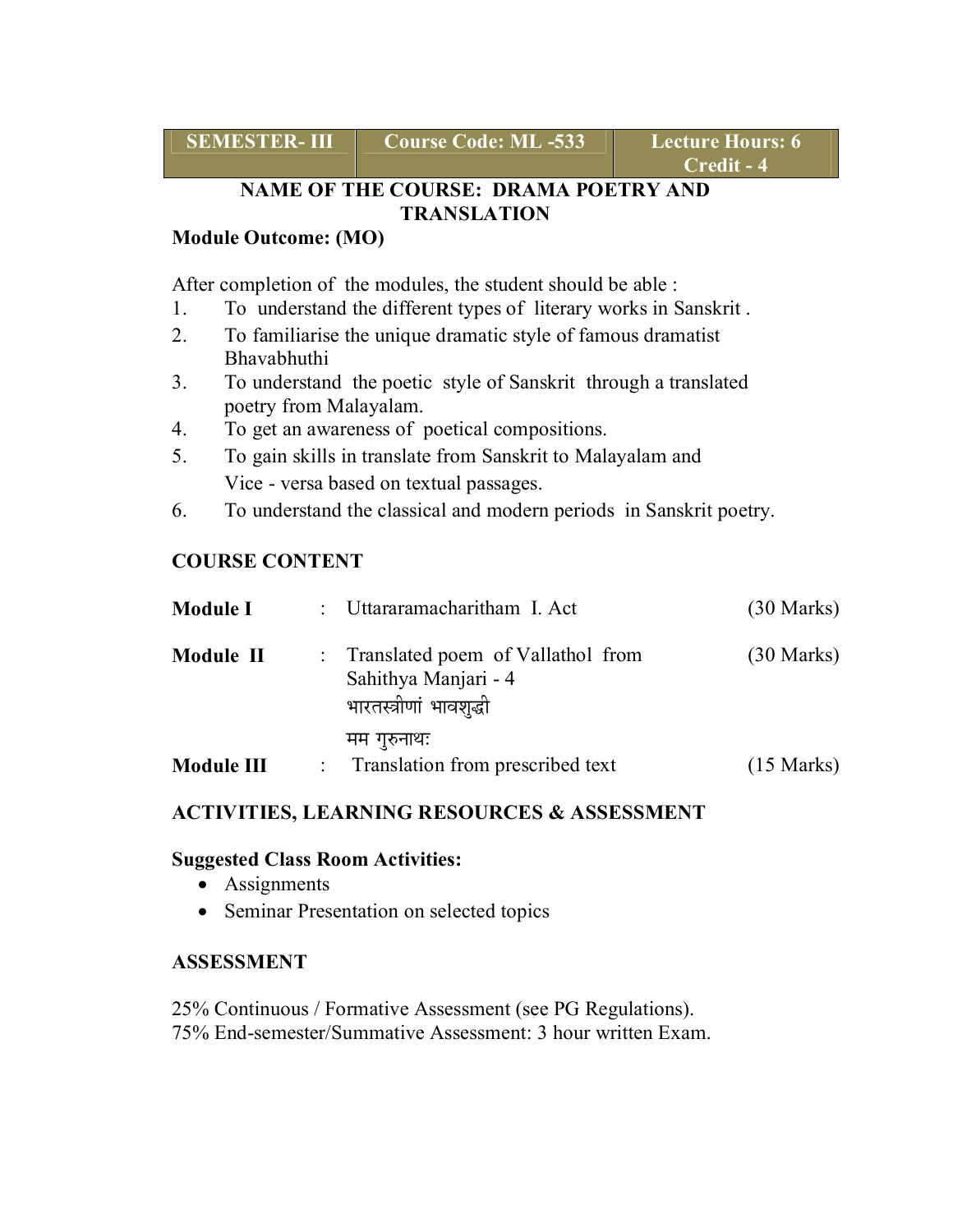| SEMESTER- III | Course Code: ML -533 | Lecture Hours: 6<br>Credit - 4 |
|---|---|---|

## NAME OF THE COURSE: DRAMA POETRY AND TRANSLATION

**Module Outcome: (MO)**

After completion of the modules, the student should be able :

1. To understand the different types of literary works in Sanskrit .
2. To familiarise the unique dramatic style of famous dramatist Bhavabhuthi
3. To understand the poetic style of Sanskrit through a translated poetry from Malayalam.
4. To get an awareness of poetical compositions.
5. To gain skills in translate from Sanskrit to Malayalam and Vice - versa based on textual passages.
6. To understand the classical and modern periods in Sanskrit poetry.

### COURSE CONTENT

| | | | |
|---|---|---|---|
| **Module I** | : | Uttararamacharitham I. Act | (30 Marks) |
| **Module II** | : | Translated poem of Vallathol from Sahithya Manjari - 4<br>भारतस्त्रीणां भावशुद्धी<br>मम गुरुनाथः | (30 Marks) |
| **Module III** | : | Translation from prescribed text | (15 Marks) |

### ACTIVITIES, LEARNING RESOURCES & ASSESSMENT

**Suggested Class Room Activities:**

- Assignments
- Seminar Presentation on selected topics

### ASSESSMENT

25% Continuous / Formative Assessment (see PG Regulations).
75% End-semester/Summative Assessment: 3 hour written Exam.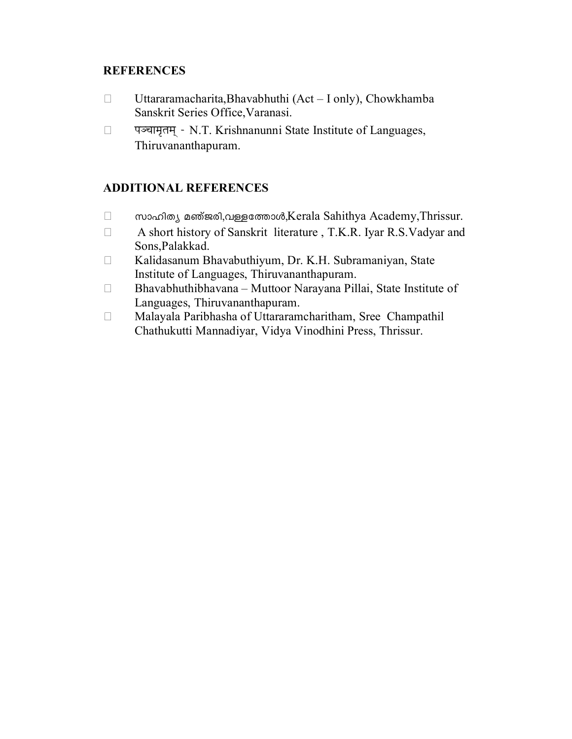**REFERENCES**

- Uttararamacharita,Bhavabhuthi (Act – I only), Chowkhamba Sanskrit Series Office,Varanasi.
- पञ्चामृतम् - N.T. Krishnanunni State Institute of Languages, Thiruvananthapuram.

**ADDITIONAL REFERENCES**

- സാഹിത്യ മഞ്ജരി,വള്ളത്തോൾ,Kerala Sahithya Academy,Thrissur.
- A short history of Sanskrit literature , T.K.R. Iyar R.S.Vadyar and Sons,Palakkad.
- Kalidasanum Bhavabuthiyum, Dr. K.H. Subramaniyan, State Institute of Languages, Thiruvananthapuram.
- Bhavabhuthibhavana – Muttoor Narayana Pillai, State Institute of Languages, Thiruvananthapuram.
- Malayala Paribhasha of Uttararamcharitham, Sree Champathil Chathukutti Mannadiyar, Vidya Vinodhini Press, Thrissur.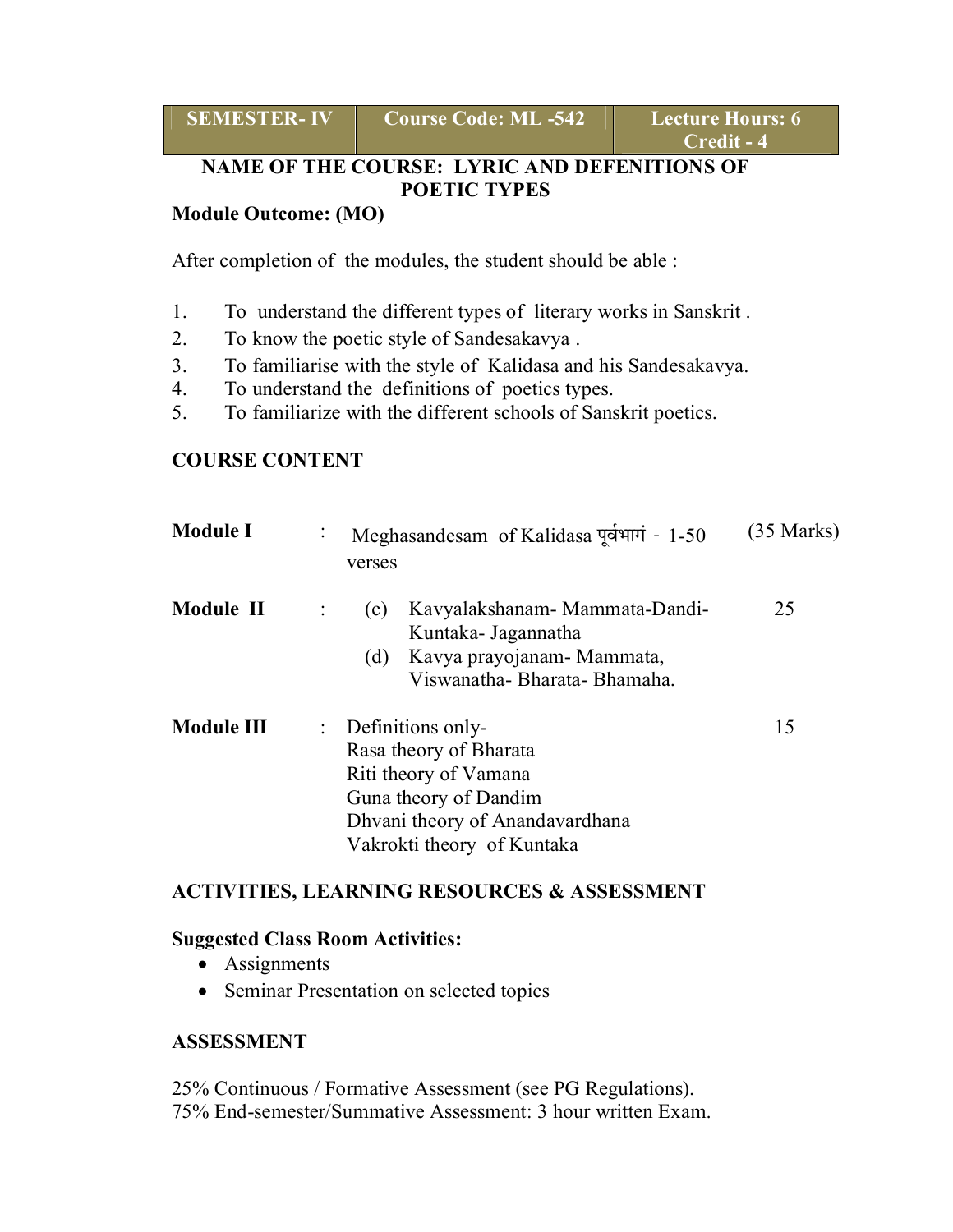| SEMESTER- IV | Course Code: ML -542 | Lecture Hours: 6<br>Credit - 4 |
|---|---|---|

**NAME OF THE COURSE: LYRIC AND DEFENITIONS OF POETIC TYPES**

**Module Outcome: (MO)**

After completion of the modules, the student should be able :

1. To understand the different types of literary works in Sanskrit .
2. To know the poetic style of Sandesakavya .
3. To familiarise with the style of Kalidasa and his Sandesakavya.
4. To understand the definitions of poetics types.
5. To familiarize with the different schools of Sanskrit poetics.

**COURSE CONTENT**

| | | | |
|---|---|---|---|
| **Module I** | : | Meghasandesam of Kalidasa पूर्वभागं - 1-50 verses | (35 Marks) |
| **Module II** | : | (c) Kavyalakshanam- Mammata-Dandi-Kuntaka- Jagannatha<br>(d) Kavya prayojanam- Mammata, Viswanatha- Bharata- Bhamaha. | 25 |
| **Module III** | : | Definitions only-<br>Rasa theory of Bharata<br>Riti theory of Vamana<br>Guna theory of Dandim<br>Dhvani theory of Anandavardhana<br>Vakrokti theory of Kuntaka | 15 |

**ACTIVITIES, LEARNING RESOURCES & ASSESSMENT**

**Suggested Class Room Activities:**

- Assignments
- Seminar Presentation on selected topics

**ASSESSMENT**

25% Continuous / Formative Assessment (see PG Regulations).
75% End-semester/Summative Assessment: 3 hour written Exam.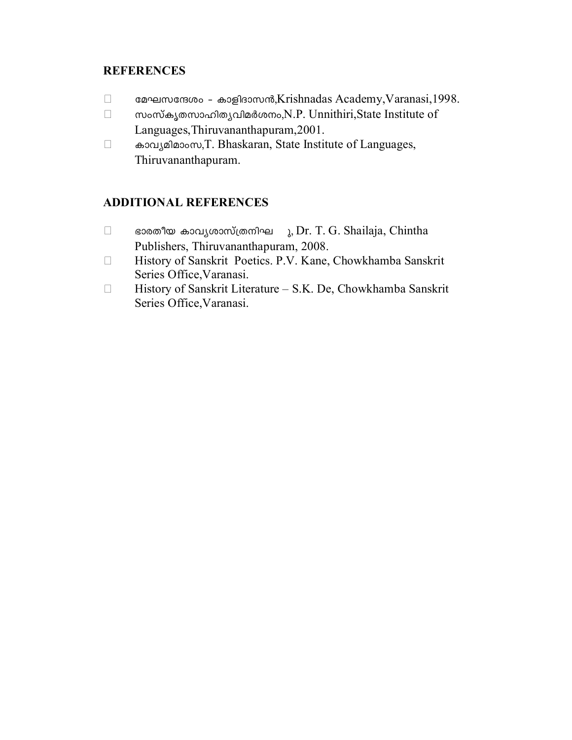## REFERENCES

- മേഘസന്ദേശം - കാളിദാസൻ,Krishnadas Academy,Varanasi,1998.
- സംസ്കൃതസാഹിത്യവിമർശനം,N.P. Unnithiri,State Institute of Languages,Thiruvananthapuram,2001.
- കാവ്യമിമാംസ,T. Bhaskaran, State Institute of Languages, Thiruvananthapuram.

## ADDITIONAL REFERENCES

- ഭാരതീയ കാവ്യശാസ്ത്രനിഘണ്ടു, Dr. T. G. Shailaja, Chintha Publishers, Thiruvananthapuram, 2008.
- History of Sanskrit Poetics. P.V. Kane, Chowkhamba Sanskrit Series Office,Varanasi.
- History of Sanskrit Literature – S.K. De, Chowkhamba Sanskrit Series Office,Varanasi.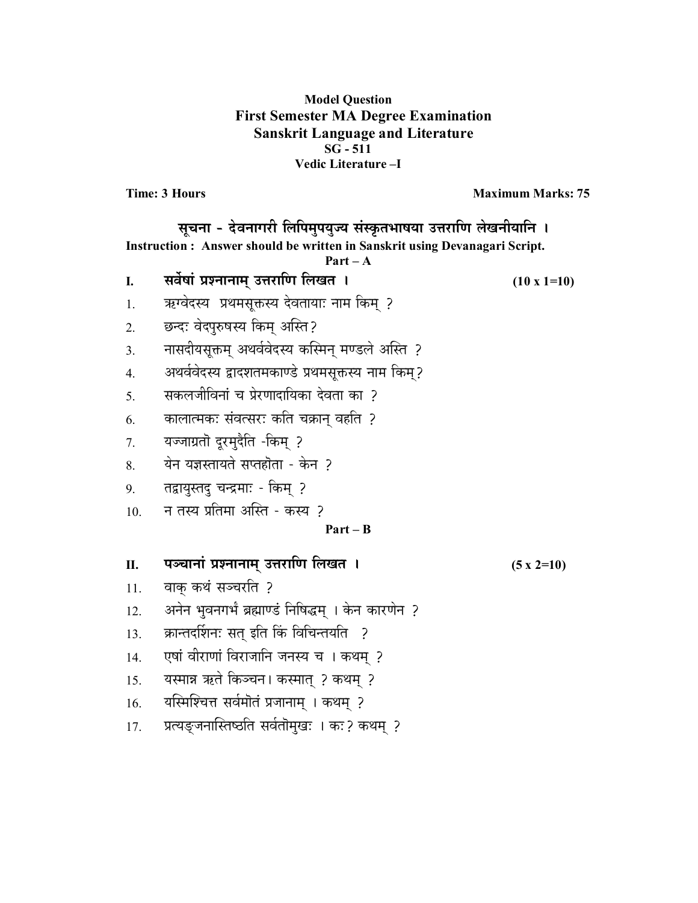**Model Question**

**First Semester MA Degree Examination**

**Sanskrit Language and Literature**

**SG - 511**

**Vedic Literature –I**

**Time: 3 Hours** **Maximum Marks: 75**

**सूचना - देवनागरी लिपिमुपयुज्य संस्कृतभाषया उत्तराणि लेखनीयानि ।**

**Instruction : Answer should be written in Sanskrit using Devanagari Script.**

**Part – A**

**I. सर्वेषां प्रश्नानाम् उत्तराणि लिखत ।** **(10 x 1=10)**

1. ऋग्वेदस्य प्रथमसूक्तस्य देवतायाः नाम किम् ?
2. छन्दः वेदपुरुषस्य किम् अस्ति ?
3. नासदीयसूक्तम् अथर्ववेदस्य कस्मिन् मण्डले अस्ति ?
4. अथर्ववेदस्य द्वादशतमकाण्डे प्रथमसूक्तस्य नाम किम्?
5. सकलजीविनां च प्रेरणादायिका देवता का ?
6. कालात्मकः संवत्सरः कति चक्रान् वहति ?
7. यज्जाग्रतो दूरमुदैति -किम् ?
8. येन यज्ञस्तायते सप्तहोता - केन ?
9. तद्वायुस्तदु चन्द्रमाः - किम् ?
10. न तस्य प्रतिमा अस्ति - कस्य ?

**Part – B**

**II. पञ्चानां प्रश्नानाम् उत्तराणि लिखत ।** **(5 x 2=10)**

11. वाक् कथं सञ्चरति ?
12. अनेन भुवनगर्भं ब्रह्माण्डं निषिद्धम् । केन कारणेन ?
13. क्रान्तदर्शिनः सत् इति किं विचिन्तयति ?
14. एषां वीराणां विराजानि जनस्य च । कथम् ?
15. यस्मान्न ऋते किञ्चन। कस्मात् ? कथम् ?
16. यस्मिंश्चित्त सर्वमोतं प्रजानाम् । कथम् ?
17. प्रत्यङ्जनास्तिष्ठति सर्वतोमुखः । कः ? कथम् ?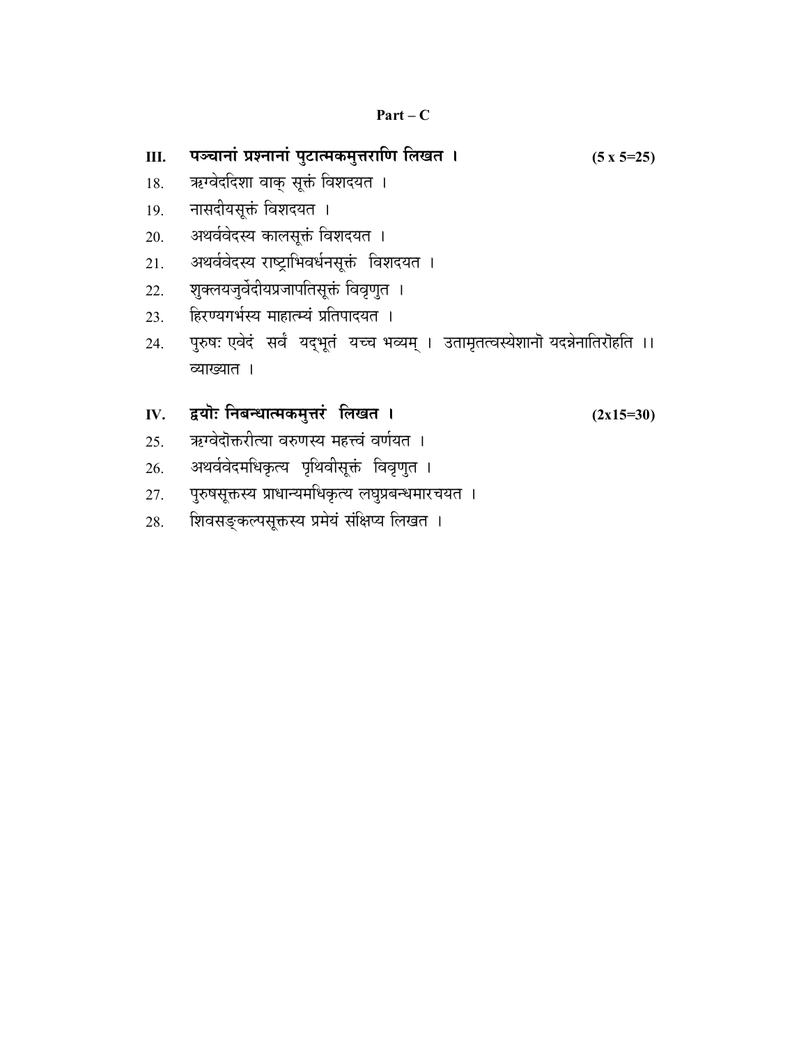**Part – C**

**III. पञ्चानां प्रश्नानां पुटात्मकमुत्तराणि लिखत ।** **(5 x 5=25)**

18. ऋग्वेददिशा वाक् सूक्तं विशदयत ।
19. नासदीयसूक्तं विशदयत ।
20. अथर्ववेदस्य कालसूक्तं विशदयत ।
21. अथर्ववेदस्य राष्ट्राभिवर्धनसूक्तं विशदयत ।
22. शुक्लयजुर्वेदीयप्रजापतिसूक्तं विवृणुत ।
23. हिरण्यगर्भस्य माहात्म्यं प्रतिपादयत ।
24. पुरुषः एवेदं सर्वं यद्भूतं यच्च भव्यम् । उतामृतत्वस्येशानो यदन्नेनातिरोहति ।। व्याख्यात ।

**IV. द्वयोः निबन्धात्मकमुत्तरं लिखत ।** **(2x15=30)**

25. ऋग्वेदोक्तरीत्या वरुणस्य महत्त्वं वर्णयत ।
26. अथर्ववेदमधिकृत्य पृथिवीसूक्तं विवृणुत ।
27. पुरुषसूक्तस्य प्राधान्यमधिकृत्य लघुप्रबन्धमारचयत ।
28. शिवसङ्कल्पसूक्तस्य प्रमेयं संक्षिप्य लिखत ।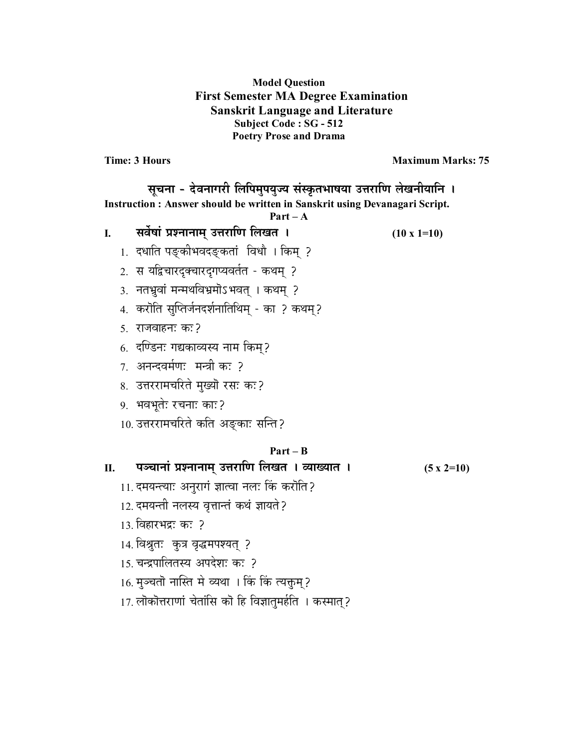**Model Question**

**First Semester MA Degree Examination**

**Sanskrit Language and Literature**

**Subject Code : SG - 512**

**Poetry Prose and Drama**

**Time: 3 Hours** **Maximum Marks: 75**

**सूचना - देवनागरी लिपिमुपयुज्य संस्कृतभाषया उत्तराणि लेखनीयानि ।**

**Instruction : Answer should be written in Sanskrit using Devanagari Script.**

**Part – A**

**I. सर्वेषां प्रश्नानाम् उत्तराणि लिखत ।** **(10 x 1=10)**

1. दधाति पङ्कीभवदङ्कतां विधौ । किम् ?
2. स यद्विचारदृक्चारदृगप्यवर्तत - कथम् ?
3. नतभ्रुवां मन्मथविभ्रमोऽभवत् । कथम् ?
4. करोति सुप्तिर्जनदर्शनातिथिम् - का ? कथम्?
5. राजवाहनः कः?
6. दण्डिनः गद्यकाव्यस्य नाम किम्?
7. अनन्दवर्मणः मन्त्री कः ?
8. उत्तररामचरिते मुख्यो रसः कः?
9. भवभूतेः रचनाः काः?
10. उत्तररामचरिते कति अङ्काः सन्ति?

**Part – B**

**II. पञ्चानां प्रश्नानाम् उत्तराणि लिखत । व्याख्यात ।** **(5 x 2=10)**

11. दमयन्त्याः अनुरागं ज्ञात्वा नलः किं करोति?
12. दमयन्ती नलस्य वृत्तान्तं कथं ज्ञायते?
13. विहारभद्रः कः ?
14. विश्रुतः कुत्र वृद्धमपश्यत् ?
15. चन्द्रपालितस्य अपदेशः कः ?
16. मुञ्चतो नास्ति मे व्यथा । किं किं त्यक्तुम्?
17. लोकोत्तराणां चेतांसि को हि विज्ञातुमर्हति । कस्मात्?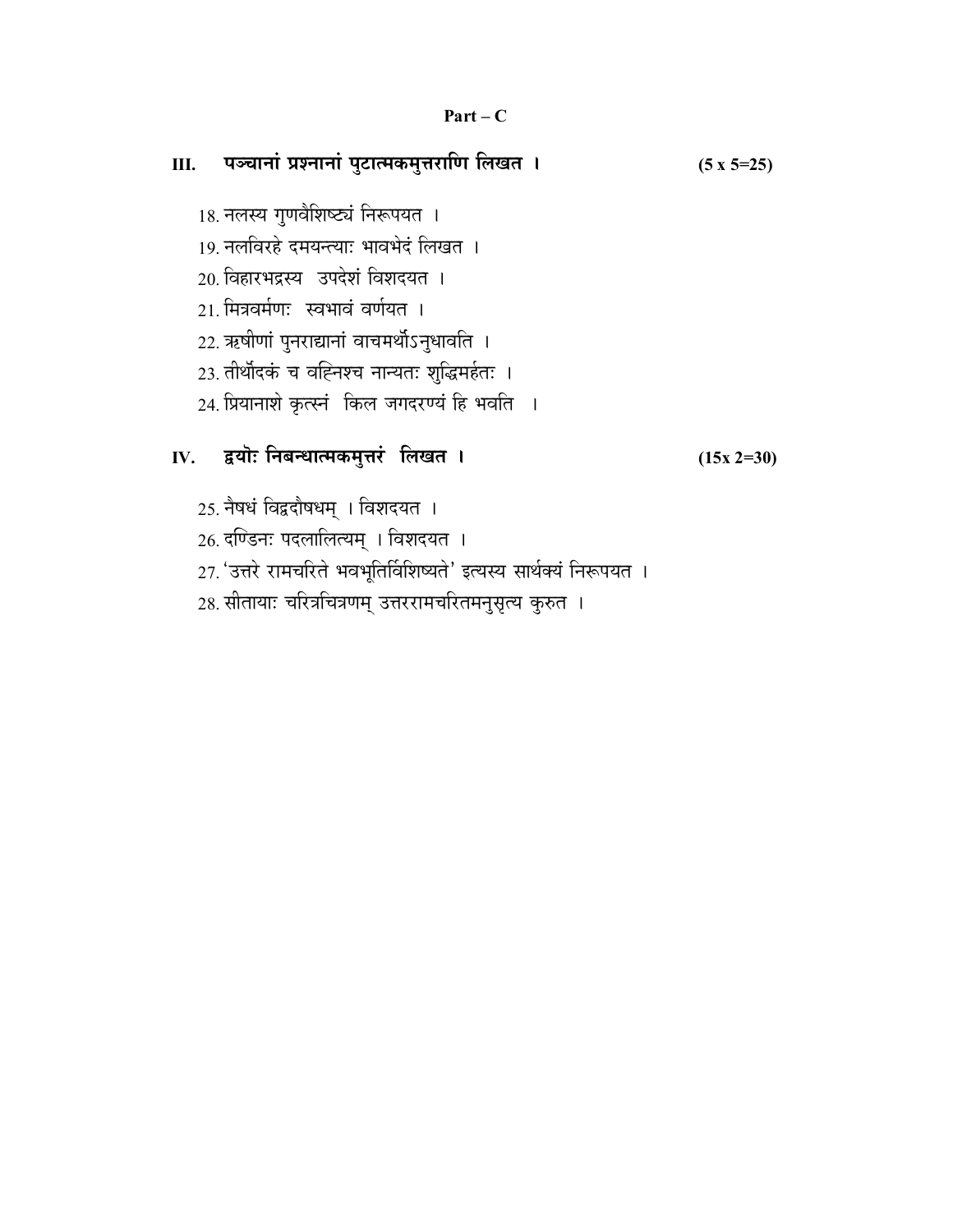**Part – C**

**III. पञ्चानां प्रश्नानां पुटात्मकमुत्तराणि लिखत ।** **(5 x 5=25)**

18. नलस्य गुणवैशिष्ट्यं निरूपयत ।
19. नलविरहे दमयन्त्याः भावभेदं लिखत ।
20. विहारभद्रस्य उपदेशं विशदयत ।
21. मित्रवर्मणः स्वभावं वर्णयत ।
22. ऋषीणां पुनराद्यानां वाचमर्थोऽनुधावति ।
23. तीर्थोदकं च वह्निश्च नान्यतः शुद्धिमर्हतः ।
24. प्रियानाशे कृत्स्नं किल जगदरण्यं हि भवति ।

**IV. द्वयोः निबन्धात्मकमुत्तरं लिखत ।** **(15x 2=30)**

25. नैषधं विद्वदौषधम् । विशदयत ।
26. दण्डिनः पदलालित्यम् । विशदयत ।
27. 'उत्तरे रामचरिते भवभूतिर्विशिष्यते' इत्यस्य सार्थक्यं निरूपयत ।
28. सीतायाः चरित्रचित्रणम् उत्तररामचरितमनुसृत्य कुरुत ।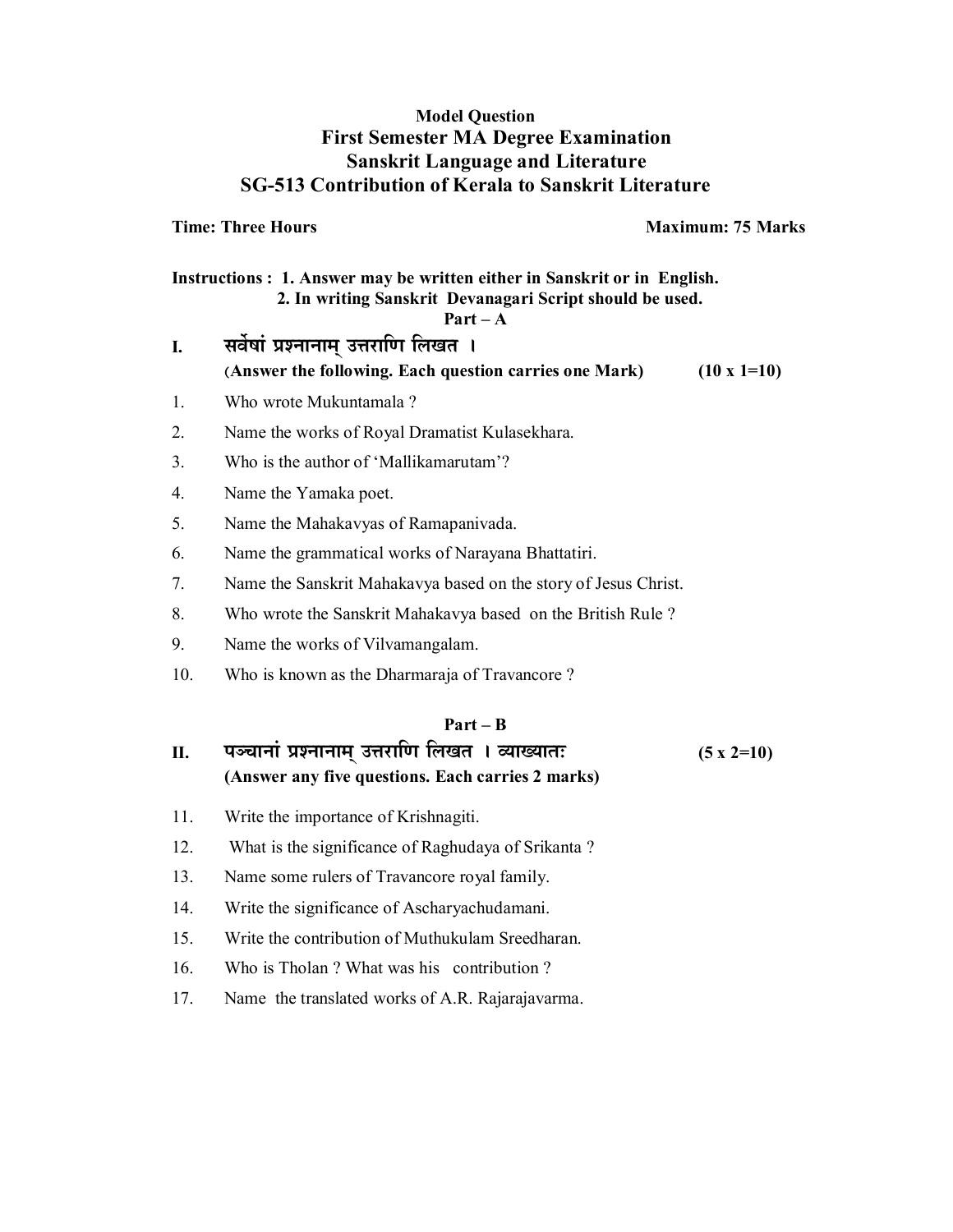**Model Question**

# First Semester MA Degree Examination

## Sanskrit Language and Literature

## SG-513 Contribution of Kerala to Sanskrit Literature

**Time: Three Hours** **Maximum: 75 Marks**

**Instructions : 1. Answer may be written either in Sanskrit or in English.**
**2. In writing Sanskrit Devanagari Script should be used.**

### Part – A

**I. सर्वेषां प्रश्नानाम् उत्तराणि लिखत ।**
**(Answer the following. Each question carries one Mark) (10 x 1=10)**

1. Who wrote Mukuntamala ?
2. Name the works of Royal Dramatist Kulasekhara.
3. Who is the author of 'Mallikamarutam'?
4. Name the Yamaka poet.
5. Name the Mahakavyas of Ramapanivada.
6. Name the grammatical works of Narayana Bhattatiri.
7. Name the Sanskrit Mahakavya based on the story of Jesus Christ.
8. Who wrote the Sanskrit Mahakavya based on the British Rule ?
9. Name the works of Vilvamangalam.
10. Who is known as the Dharmaraja of Travancore ?

### Part – B

**II. पञ्चानां प्रश्नानाम् उत्तराणि लिखत । व्याख्यातः (5 x 2=10)**
**(Answer any five questions. Each carries 2 marks)**

11. Write the importance of Krishnagiti.
12. What is the significance of Raghudaya of Srikanta ?
13. Name some rulers of Travancore royal family.
14. Write the significance of Ascharyachudamani.
15. Write the contribution of Muthukulam Sreedharan.
16. Who is Tholan ? What was his contribution ?
17. Name the translated works of A.R. Rajarajavarma.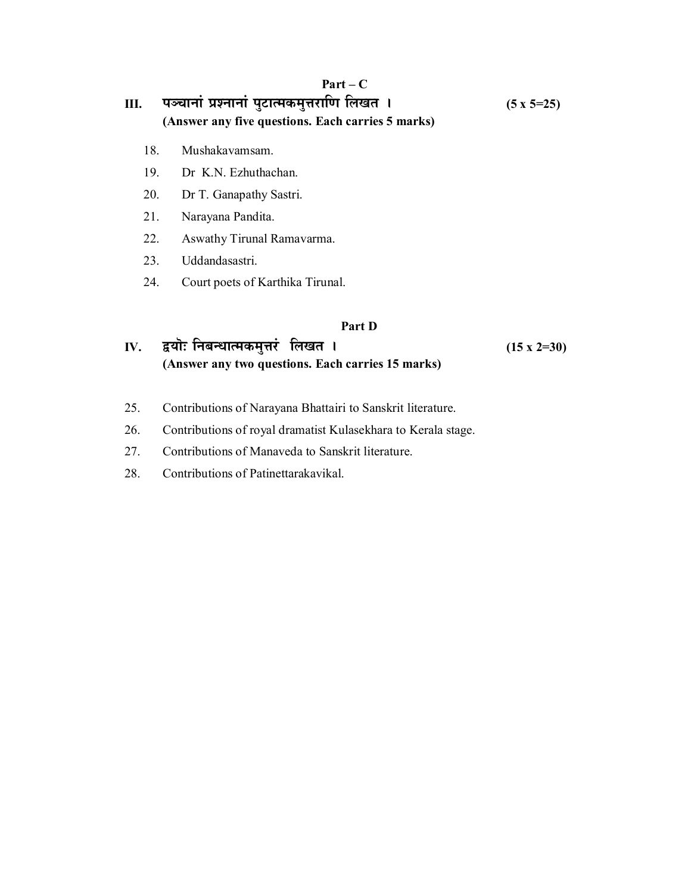## Part – C

**III.** **पञ्चानां प्रश्नानां पुटात्मकमुत्तराणि लिखत ।** **(5 x 5=25)**
**(Answer any five questions. Each carries 5 marks)**

18. Mushakavamsam.
19. Dr K.N. Ezhuthachan.
20. Dr T. Ganapathy Sastri.
21. Narayana Pandita.
22. Aswathy Tirunal Ramavarma.
23. Uddandasastri.
24. Court poets of Karthika Tirunal.

## Part D

**IV.** **द्वयोः निबन्धात्मकमुत्तरं लिखत ।** **(15 x 2=30)**
**(Answer any two questions. Each carries 15 marks)**

25. Contributions of Narayana Bhattairi to Sanskrit literature.
26. Contributions of royal dramatist Kulasekhara to Kerala stage.
27. Contributions of Manaveda to Sanskrit literature.
28. Contributions of Patinettarakavikal.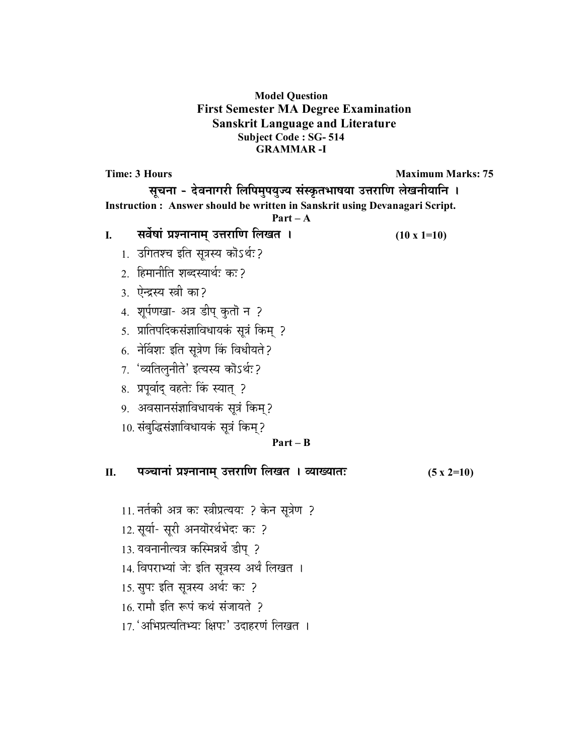**Model Question**

**First Semester MA Degree Examination**

**Sanskrit Language and Literature**

**Subject Code : SG- 514**

**GRAMMAR -I**

**Time: 3 Hours** **Maximum Marks: 75**

**सूचना - देवनागरी लिपिमुपयुज्य संस्कृतभाषया उत्तराणि लेखनीयानि ।**

**Instruction : Answer should be written in Sanskrit using Devanagari Script.**

**Part – A**

**I. सर्वेषां प्रश्नानाम् उत्तराणि लिखत ।** **(10 x 1=10)**

1. उगितश्च इति सूत्रस्य कोऽर्थः?
2. हिमानीति शब्दस्यार्थः कः?
3. ऐन्द्रस्य स्त्री का?
4. शूर्पणखा- अत्र ङीप् कुतो न ?
5. प्रातिपदिकसंज्ञाविधायकं सूत्रं किम् ?
6. नेर्विशः इति सूत्रेण किं विधीयते?
7. 'व्यतिलुनीते' इत्यस्य कोऽर्थः?
8. प्रपूर्वाद् वहतेः किं स्यात् ?
9. अवसानसंज्ञाविधायकं सूत्रं किम्?
10. संबुद्धिसंज्ञाविधायकं सूत्रं किम्?

**Part – B**

**II. पञ्चानां प्रश्नानाम् उत्तराणि लिखत । व्याख्यातः** **(5 x 2=10)**

11. नर्तकी अत्र कः स्त्रीप्रत्ययः ? केन सूत्रेण ?
12. सूर्या- सूरी अनयोरर्थभेदः कः ?
13. यवनानीत्यत्र कस्मिन्नर्थे ङीप् ?
14. विपराभ्यां जेः इति सूत्रस्य अर्थं लिखत ।
15. सुपः इति सूत्रस्य अर्थः कः ?
16. रामौ इति रूपं कथं संजायते ?
17. 'अभिप्रत्यतिभ्यः क्षिपः' उदाहरणं लिखत ।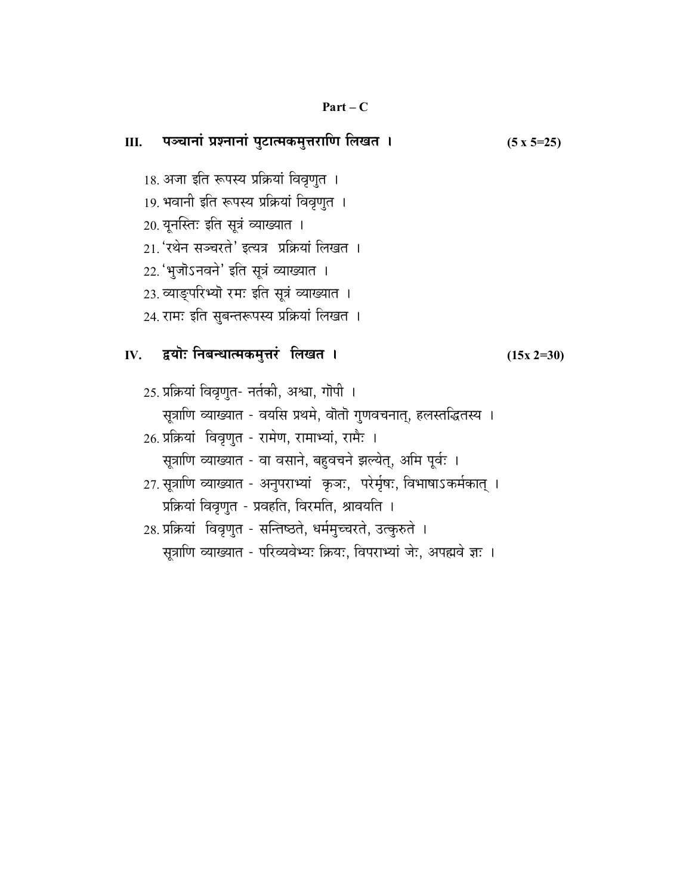**Part – C**

**III. पञ्चानां प्रश्नानां पुटात्मकमुत्तराणि लिखत ।** **(5 x 5=25)**

18. अजा इति रूपस्य प्रक्रियां विवृणुत ।
19. भवानी इति रूपस्य प्रक्रियां विवृणुत ।
20. यूनस्तिः इति सूत्रं व्याख्यात ।
21. 'रथेन सञ्चरते' इत्यत्र प्रक्रियां लिखत ।
22. 'भुजोऽनवने' इति सूत्रं व्याख्यात ।
23. व्याङ्परिभ्यो रमः इति सूत्रं व्याख्यात ।
24. रामः इति सुबन्तरूपस्य प्रक्रियां लिखत ।

**IV. द्वयोः निबन्धात्मकमुत्तरं लिखत ।** **(15x 2=30)**

25. प्रक्रियां विवृणुत- नर्तकी, अश्वा, गोपी ।
    सूत्राणि व्याख्यात - वयसि प्रथमे, वोतो गुणवचनात्, हलस्तद्धितस्य ।
26. प्रक्रियां विवृणुत - रामेण, रामाभ्यां, रामैः ।
    सूत्राणि व्याख्यात - वा वसाने, बहुवचने झल्येत्, अमि पूर्वः ।
27. सूत्राणि व्याख्यात - अनुपराभ्यां कृञः, परेर्मृषः, विभाषाऽकर्मकात् ।
    प्रक्रियां विवृणुत - प्रवहति, विरमति, श्रावयति ।
28. प्रक्रियां विवृणुत - सन्तिष्ठते, धर्ममुच्चरते, उत्कुरुते ।
    सूत्राणि व्याख्यात - परिव्यवेभ्यः क्रियः, विपराभ्यां जेः, अपह्नवे ज्ञः ।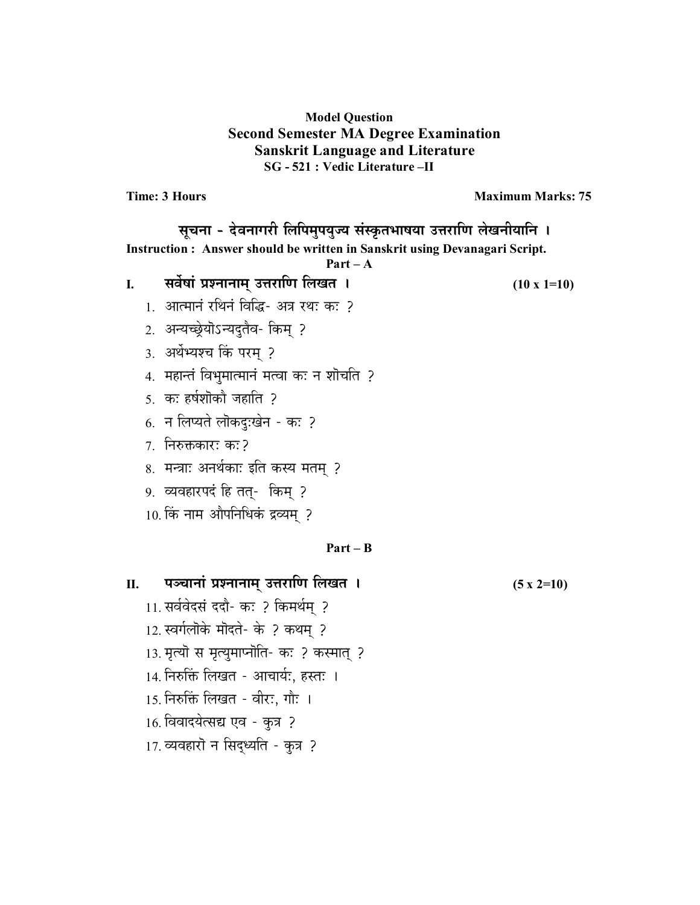**Model Question**

## Second Semester MA Degree Examination

## Sanskrit Language and Literature

### SG - 521 : Vedic Literature –II

**Time: 3 Hours** **Maximum Marks: 75**

**सूचना - देवनागरी लिपिमुपयुज्य संस्कृतभाषया उत्तराणि लेखनीयानि ।**

**Instruction : Answer should be written in Sanskrit using Devanagari Script.**

**Part – A**

**I. सर्वेषां प्रश्नानाम् उत्तराणि लिखत ।** **(10 x 1=10)**

1. आत्मानं रथिनं विद्धि- अत्र रथः कः ?
2. अन्यच्छ्रेयोऽन्यदुतैव- किम् ?
3. अर्थेभ्यश्च किं परम् ?
4. महान्तं विभुमात्मानं मत्वा कः न शोचति ?
5. कः हर्षशोकौ जहाति ?
6. न लिप्यते लोकदुःखेन - कः ?
7. निरुक्तकारः कः?
8. मन्त्राः अनर्थकाः इति कस्य मतम् ?
9. व्यवहारपदं हि तत्- किम् ?
10. किं नाम औपनिधिकं द्रव्यम् ?

**Part – B**

**II. पञ्चानां प्रश्नानाम् उत्तराणि लिखत ।** **(5 x 2=10)**

11. सर्ववेदसं ददौ- कः ? किमर्थम् ?
12. स्वर्गलोके मोदते- के ? कथम् ?
13. मृत्यो स मृत्युमाप्नोति- कः ? कस्मात् ?
14. निरुक्तिं लिखत - आचार्यः, हस्तः ।
15. निरुक्तिं लिखत - वीरः, गौः ।
16. विवादयेत्सद्य एव - कुत्र ?
17. व्यवहारो न सिद्ध्यति - कुत्र ?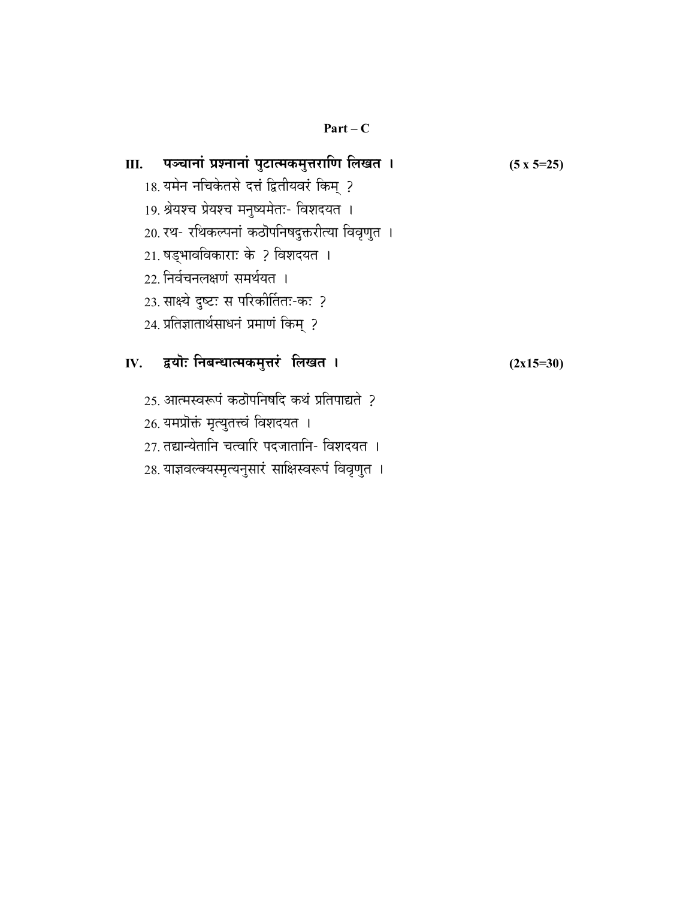## Part – C

**III. पञ्चानां प्रश्नानां पुटात्मकमुत्तराणि लिखत ।** **(5 x 5=25)**

18. यमेन नचिकेतसे दत्तं द्वितीयवरं किम् ?
19. श्रेयश्च प्रेयश्च मनुष्यमेतः- विशदयत ।
20. रथ- रथिकल्पनां कठोपनिषदुक्तरीत्या विवृणुत ।
21. षड्भावविकाराः के ? विशदयत ।
22. निर्वचनलक्षणं समर्थयत ।
23. साक्ष्ये दुष्टः स परिकीर्तितः-कः ?
24. प्रतिज्ञातार्थसाधनं प्रमाणं किम् ?

**IV. द्वयोः निबन्धात्मकमुत्तरं लिखत ।** **(2x15=30)**

25. आत्मस्वरूपं कठोपनिषदि कथं प्रतिपाद्यते ?
26. यमप्रोक्तं मृत्युतत्त्वं विशदयत ।
27. तद्यान्येतानि चत्वारि पदजातानि- विशदयत ।
28. याज्ञवल्क्यस्मृत्यनुसारं साक्षिस्वरूपं विवृणुत ।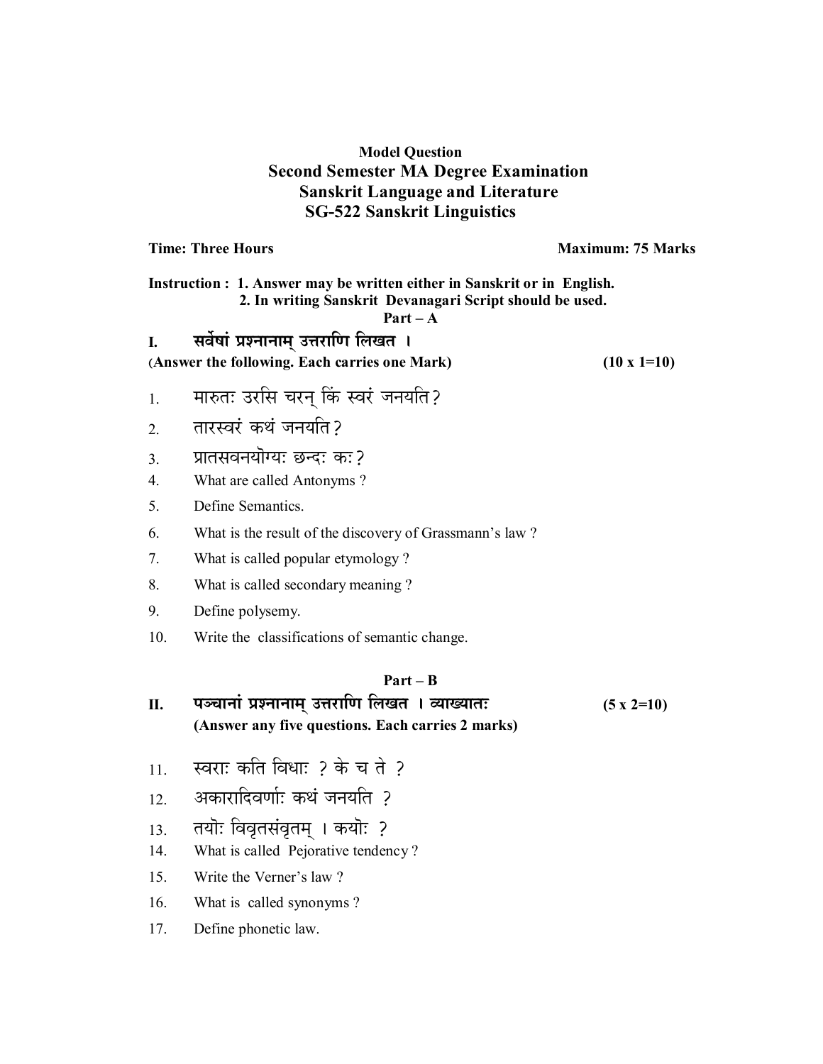**Model Question**

## Second Semester MA Degree Examination
## Sanskrit Language and Literature
## SG-522 Sanskrit Linguistics

**Time: Three Hours** **Maximum: 75 Marks**

**Instruction : 1. Answer may be written either in Sanskrit or in English.**
**2. In writing Sanskrit Devanagari Script should be used.**

### Part – A

**I. सर्वेषां प्रश्नानाम् उत्तराणि लिखत ।**
**(Answer the following. Each carries one Mark) (10 x 1=10)**

1. मारुतः उरसि चरन् किं स्वरं जनयति?
2. तारस्वरं कथं जनयति?
3. प्रातसवनयोग्यः छन्दः कः?
4. What are called Antonyms ?
5. Define Semantics.
6. What is the result of the discovery of Grassmann's law ?
7. What is called popular etymology ?
8. What is called secondary meaning ?
9. Define polysemy.
10. Write the classifications of semantic change.

### Part – B

**II. पञ्चानां प्रश्नानाम् उत्तराणि लिखत । व्याख्यातः (5 x 2=10)**
**(Answer any five questions. Each carries 2 marks)**

11. स्वराः कति विधाः ? के च ते ?
12. अकारादिवर्णाः कथं जनयति ?
13. तयोः विवृतसंवृतम् । कयोः ?
14. What is called Pejorative tendency ?
15. Write the Verner's law ?
16. What is called synonyms ?
17. Define phonetic law.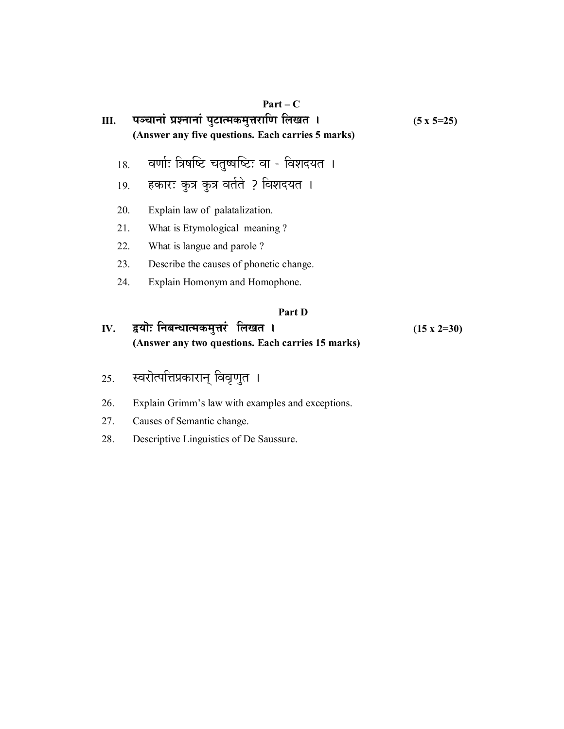### Part – C

**III. पञ्चानां प्रश्नानां पुटात्मकमुत्तराणि लिखत । (5 x 5=25)**
**(Answer any five questions. Each carries 5 marks)**

18. वर्णाः त्रिषष्टि चतुष्षष्टिः वा - विशदयत ।
19. हकारः कुत्र कुत्र वर्तते ? विशदयत ।
20. Explain law of palatalization.
21. What is Etymological meaning ?
22. What is langue and parole ?
23. Describe the causes of phonetic change.
24. Explain Homonym and Homophone.

### Part D

**IV. द्वयोः निबन्धात्मकमुत्तरं लिखत । (15 x 2=30)**
**(Answer any two questions. Each carries 15 marks)**

25. स्वरोत्पत्तिप्रकारान् विवृणुत ।
26. Explain Grimm's law with examples and exceptions.
27. Causes of Semantic change.
28. Descriptive Linguistics of De Saussure.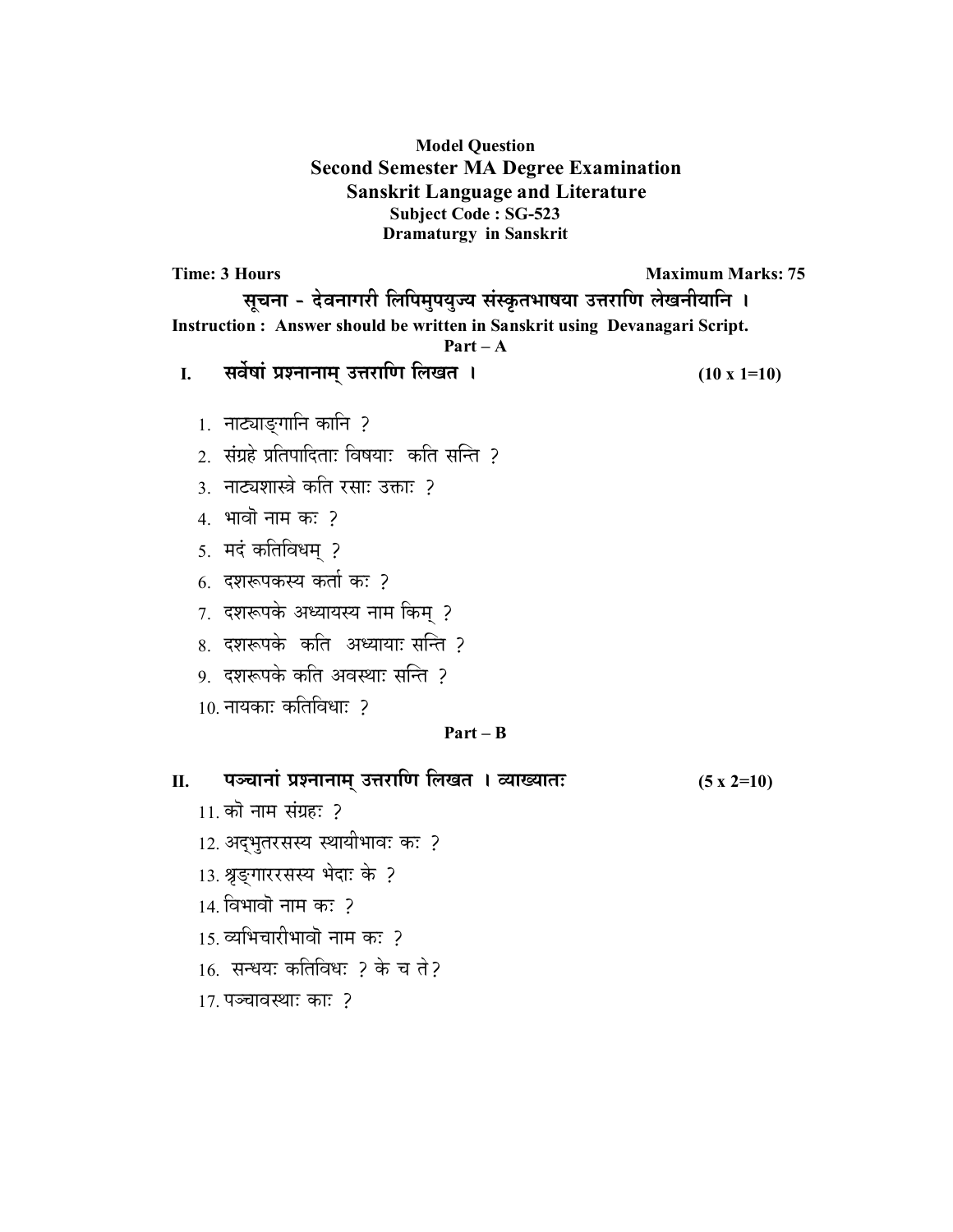**Model Question**

**Second Semester MA Degree Examination**

**Sanskrit Language and Literature**

**Subject Code : SG-523**

**Dramaturgy in Sanskrit**

**Time: 3 Hours** **Maximum Marks: 75**

**सूचना - देवनागरी लिपिमुपयुज्य संस्कृतभाषया उत्तराणि लेखनीयानि ।**

**Instruction : Answer should be written in Sanskrit using Devanagari Script.**

**Part – A**

**I. सर्वेषां प्रश्नानाम् उत्तराणि लिखत ।** **(10 x 1=10)**

1. नाट्याङ्गानि कानि ?
2. संग्रहे प्रतिपादिताः विषयाः कति सन्ति ?
3. नाट्यशास्त्रे कति रसाः उक्ताः ?
4. भावो नाम कः ?
5. मदं कतिविधम् ?
6. दशरूपकस्य कर्ता कः ?
7. दशरूपके अध्यायस्य नाम किम् ?
8. दशरूपके कति अध्यायाः सन्ति ?
9. दशरूपके कति अवस्थाः सन्ति ?
10. नायकाः कतिविधाः ?

**Part – B**

**II. पञ्चानां प्रश्नानाम् उत्तराणि लिखत । व्याख्यातः** **(5 x 2=10)**

11. को नाम संग्रहः ?
12. अद्भुतरसस्य स्थायीभावः कः ?
13. श्रृङ्गाररसस्य भेदाः के ?
14. विभावो नाम कः ?
15. व्यभिचारीभावो नाम कः ?
16. सन्धयः कतिविधः ? के च ते?
17. पञ्चावस्थाः काः ?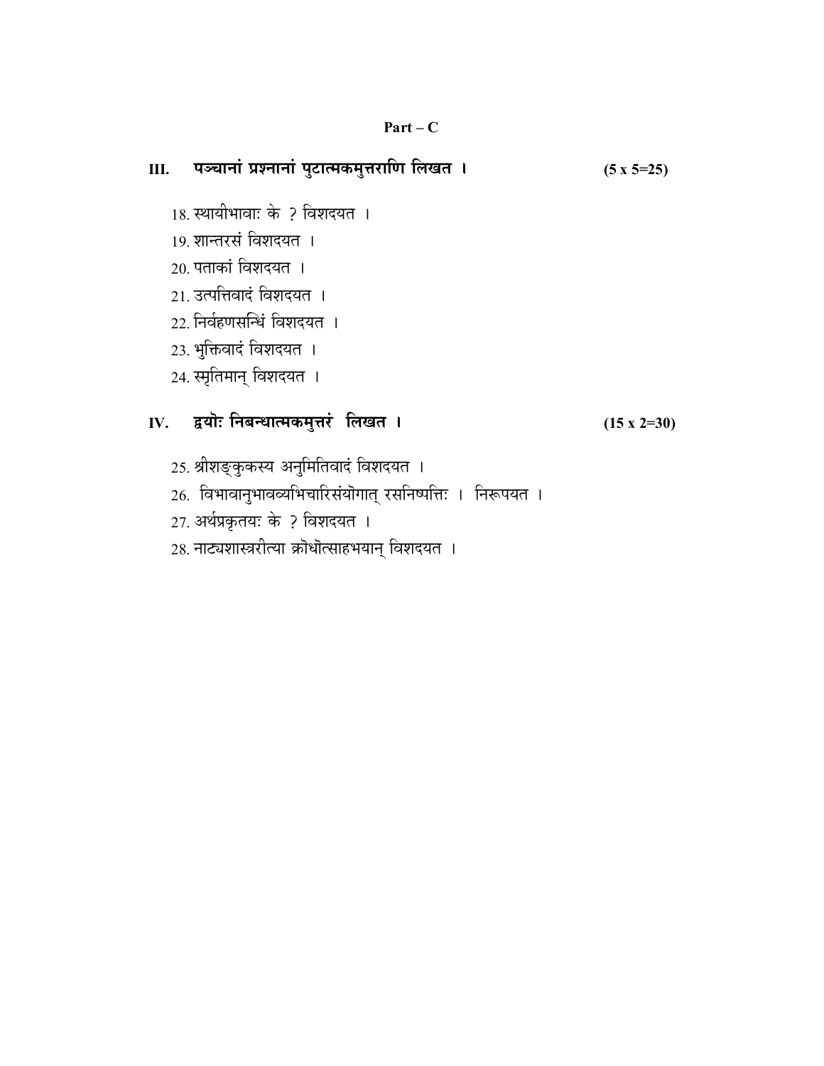**Part – C**

**III. पञ्चानां प्रश्नानां पुटात्मकमुत्तराणि लिखत ।** **(5 x 5=25)**

18. स्थायीभावाः के ? विशदयत ।
19. शान्तरसं विशदयत ।
20. पताकां विशदयत ।
21. उत्पत्तिवादं विशदयत ।
22. निर्वहणसन्धिं विशदयत ।
23. भुक्तिवादं विशदयत ।
24. स्मृतिमान् विशदयत ।

**IV. द्वयोः निबन्धात्मकमुत्तरं लिखत ।** **(15 x 2=30)**

25. श्रीशङ्कुकस्य अनुमितिवादं विशदयत ।
26. विभावानुभावव्यभिचारिसंयोगात् रसनिष्पत्तिः । निरूपयत ।
27. अर्थप्रकृतयः के ? विशदयत ।
28. नाट्यशास्त्ररीत्या क्रोधोत्साहभयान् विशदयत ।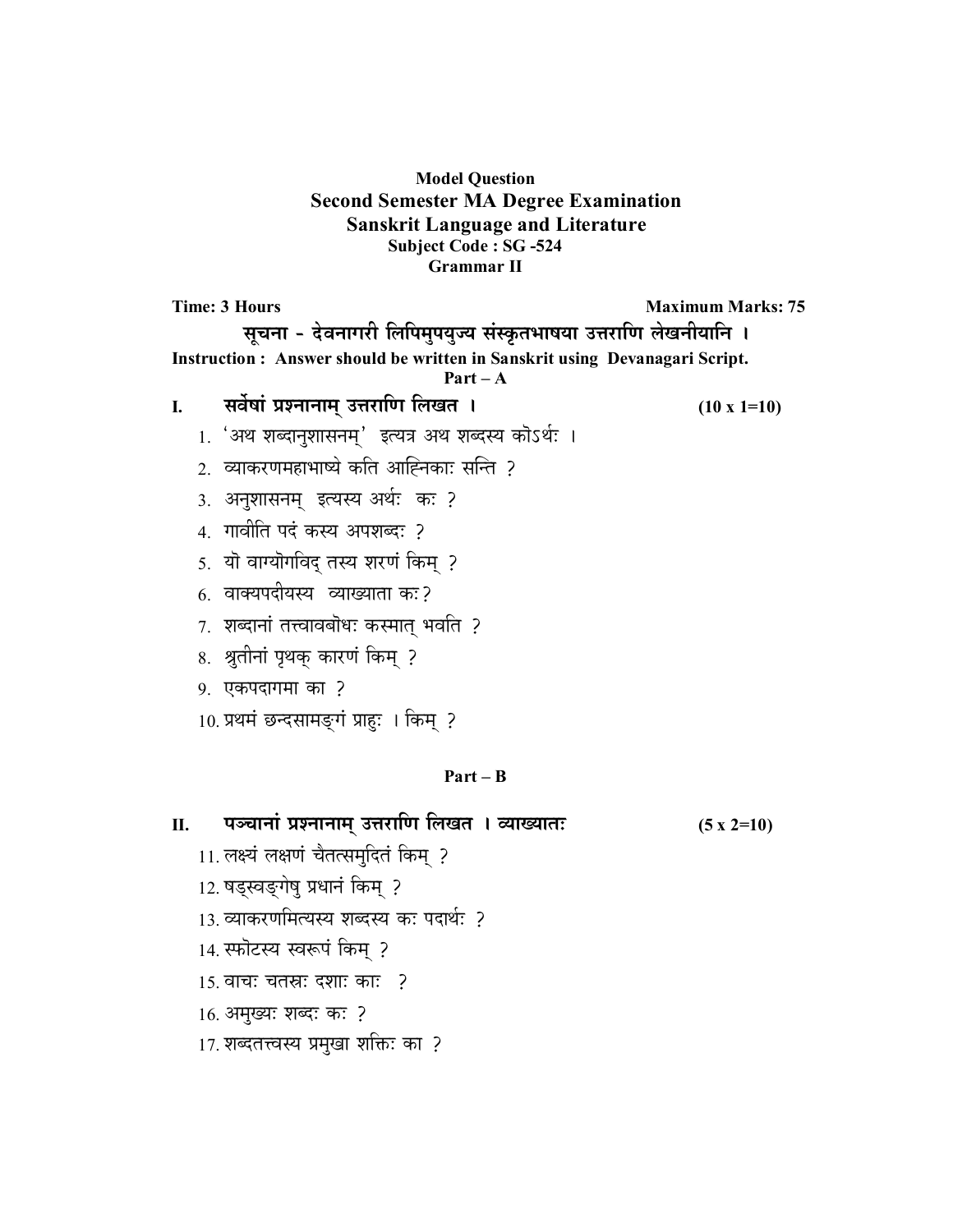**Model Question**
**Second Semester MA Degree Examination**
**Sanskrit Language and Literature**
**Subject Code : SG -524**
**Grammar II**

**Time: 3 Hours** **Maximum Marks: 75**

**सूचना - देवनागरी लिपिमुपयुज्य संस्कृतभाषया उत्तराणि लेखनीयानि ।**

**Instruction : Answer should be written in Sanskrit using Devanagari Script.**

**Part – A**

**I. सर्वेषां प्रश्नानाम् उत्तराणि लिखत ।** **(10 x 1=10)**

1. 'अथ शब्दानुशासनम्' इत्यत्र अथ शब्दस्य कोऽर्थः ।
2. व्याकरणमहाभाष्ये कति आह्निकाः सन्ति ?
3. अनुशासनम् इत्यस्य अर्थः कः ?
4. गावीति पदं कस्य अपशब्दः ?
5. यो वाग्योगविद् तस्य शरणं किम् ?
6. वाक्यपदीयस्य व्याख्याता कः?
7. शब्दानां तत्त्वावबोधः कस्मात् भवति ?
8. श्रुतीनां पृथक् कारणं किम् ?
9. एकपदागमा का ?
10. प्रथमं छन्दसामङ्गं प्राहुः । किम् ?

**Part – B**

**II. पञ्चानां प्रश्नानाम् उत्तराणि लिखत । व्याख्यातः** **(5 x 2=10)**

11. लक्ष्यं लक्षणं चैतत्समुदितं किम् ?
12. षड्स्वङ्गेषु प्रधानं किम् ?
13. व्याकरणमित्यस्य शब्दस्य कः पदार्थः ?
14. स्फोटस्य स्वरूपं किम् ?
15. वाचः चतस्रः दशाः काः ?
16. अमुख्यः शब्दः कः ?
17. शब्दतत्त्वस्य प्रमुखा शक्तिः का ?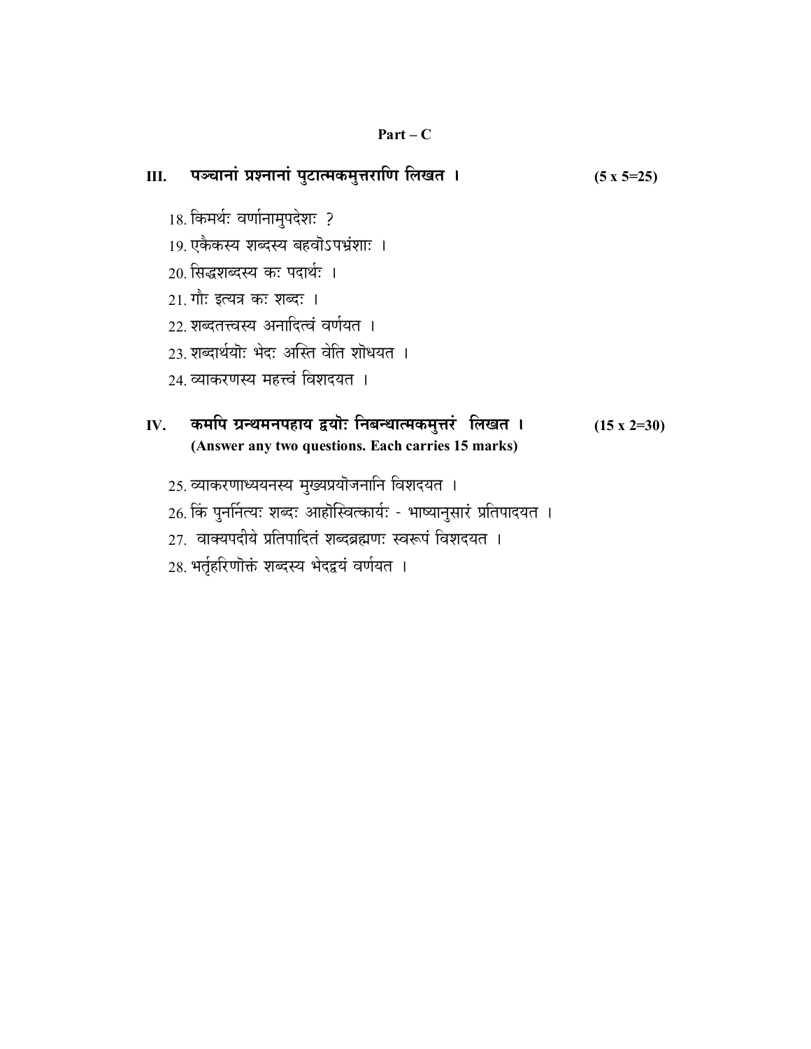## Part – C

**III. पञ्चानां प्रश्नानां पुटात्मकमुत्तराणि लिखत ।** **(5 x 5=25)**

18. किमर्थः वर्णानामुपदेशः ?
19. एकैकस्य शब्दस्य बहवोऽपभ्रंशाः ।
20. सिद्धशब्दस्य कः पदार्थः ।
21. गौः इत्यत्र कः शब्दः ।
22. शब्दतत्त्वस्य अनादित्वं वर्णयत ।
23. शब्दार्थयोः भेदः अस्ति वेति शोधयत ।
24. व्याकरणस्य महत्त्वं विशदयत ।

**IV. कमपि ग्रन्थमनपहाय द्वयोः निबन्धात्मकमुत्तरं लिखत ।** **(15 x 2=30)**
**(Answer any two questions. Each carries 15 marks)**

25. व्याकरणाध्ययनस्य मुख्यप्रयोजनानि विशदयत ।
26. किं पुनर्नित्यः शब्दः आहोस्वित्कार्यः - भाष्यानुसारं प्रतिपादयत ।
27. वाक्यपदीये प्रतिपादितं शब्दब्रह्मणः स्वरूपं विशदयत ।
28. भर्तृहरिणोक्तं शब्दस्य भेदद्वयं वर्णयत ।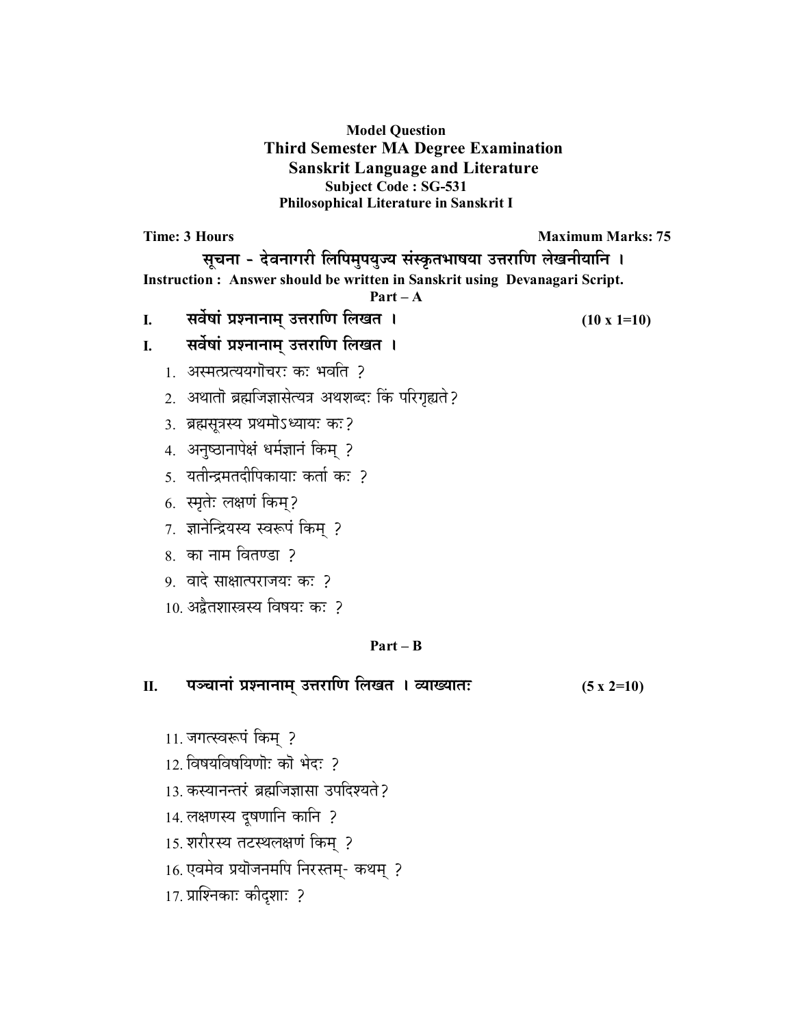**Model Question**

# Third Semester MA Degree Examination

## Sanskrit Language and Literature

**Subject Code : SG-531**

**Philosophical Literature in Sanskrit I**

**Time: 3 Hours** **Maximum Marks: 75**

**सूचना - देवनागरी लिपिमुपयुज्य संस्कृतभाषया उत्तराणि लेखनीयानि ।**

**Instruction : Answer should be written in Sanskrit using Devanagari Script.**

**Part – A**

**I. सर्वेषां प्रश्नानाम् उत्तराणि लिखत ।** **(10 x 1=10)**

**I. सर्वेषां प्रश्नानाम् उत्तराणि लिखत ।**

1. अस्मत्प्रत्ययगोचरः कः भवति ?
2. अथातो ब्रह्मजिज्ञासेत्यत्र अथशब्दः किं परिगृह्यते?
3. ब्रह्मसूत्रस्य प्रथमोऽध्यायः कः?
4. अनुष्ठानापेक्षं धर्मज्ञानं किम् ?
5. यतीन्द्रमतदीपिकायाः कर्ता कः ?
6. स्मृतेः लक्षणं किम्?
7. ज्ञानेन्द्रियस्य स्वरूपं किम् ?
8. का नाम वितण्डा ?
9. वादे साक्षात्पराजयः कः ?
10. अद्वैतशास्त्रस्य विषयः कः ?

**Part – B**

**II. पञ्चानां प्रश्नानाम् उत्तराणि लिखत । व्याख्यातः** **(5 x 2=10)**

11. जगत्स्वरूपं किम् ?
12. विषयविषयिणोः को भेदः ?
13. कस्यानन्तरं ब्रह्मजिज्ञासा उपदिश्यते?
14. लक्षणस्य दूषणानि कानि ?
15. शरीरस्य तटस्थलक्षणं किम् ?
16. एवमेव प्रयोजनमपि निरस्तम्- कथम् ?
17. प्राश्निकाः कीदृशाः ?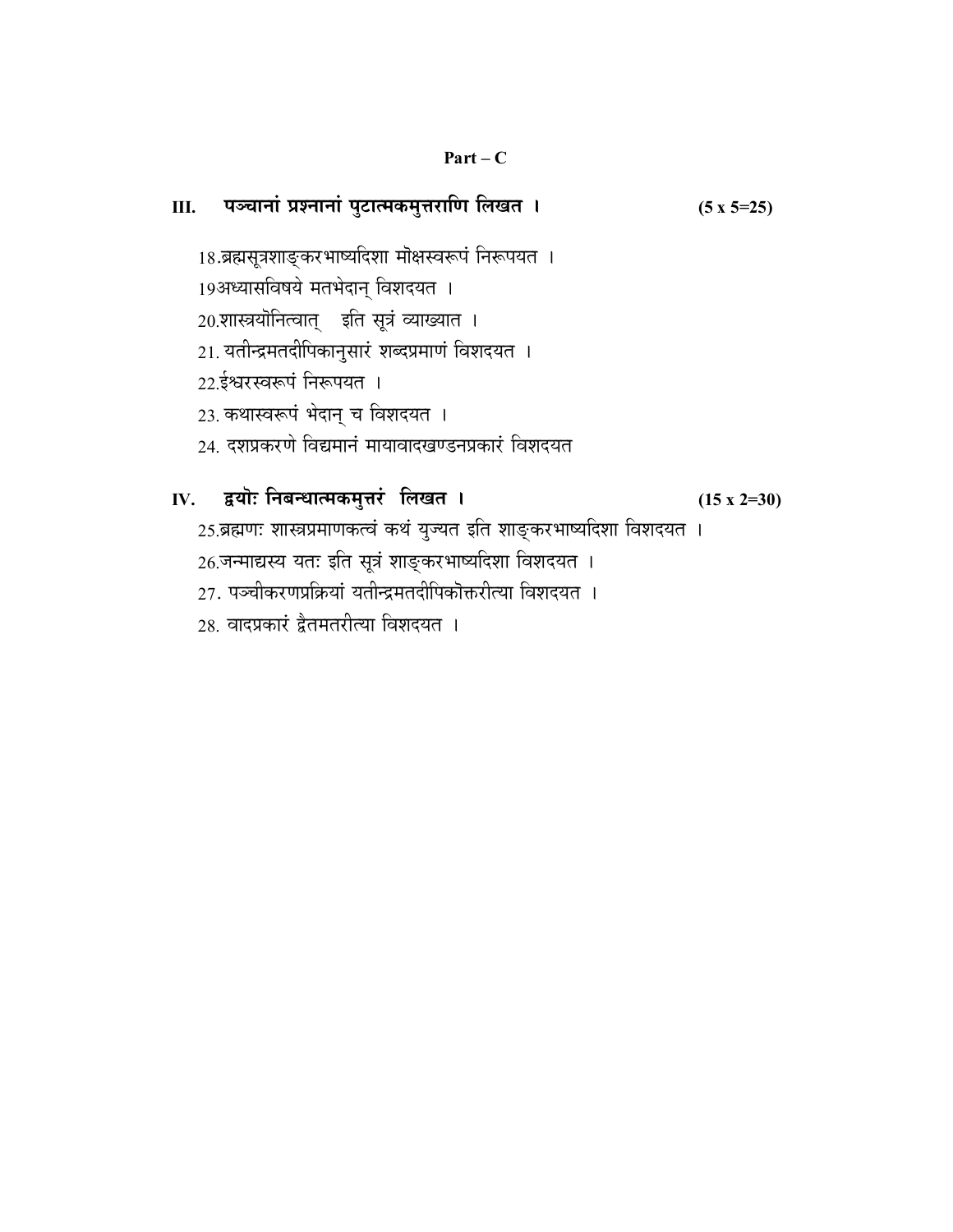## Part – C

### III. पञ्चानां प्रश्नानां पुटात्मकमुत्तराणि लिखत । (5 x 5=25)

18.ब्रह्मसूत्रशाङ्करभाष्यदिशा मोक्षस्वरूपं निरूपयत ।

19अध्यासविषये मतभेदान् विशदयत ।

20.शास्त्रयोनित्वात्  इति सूत्रं व्याख्यात ।

21. यतीन्द्रमतदीपिकानुसारं शब्दप्रमाणं विशदयत ।

22.ईश्वरस्वरूपं निरूपयत ।

23. कथास्वरूपं भेदान् च विशदयत ।

24. दशप्रकरणे विद्यमानं मायावादखण्डनप्रकारं विशदयत

### IV. द्वयोः निबन्धात्मकमुत्तरं लिखत । (15 x 2=30)

25.ब्रह्मणः शास्त्रप्रमाणकत्वं कथं युज्यत इति शाङ्करभाष्यदिशा विशदयत ।

26.जन्माद्यस्य यतः इति सूत्रं शाङ्करभाष्यदिशा विशदयत ।

27. पञ्चीकरणप्रक्रियां यतीन्द्रमतदीपिकोक्तरीत्या विशदयत ।

28. वादप्रकारं द्वैतमतरीत्या विशदयत ।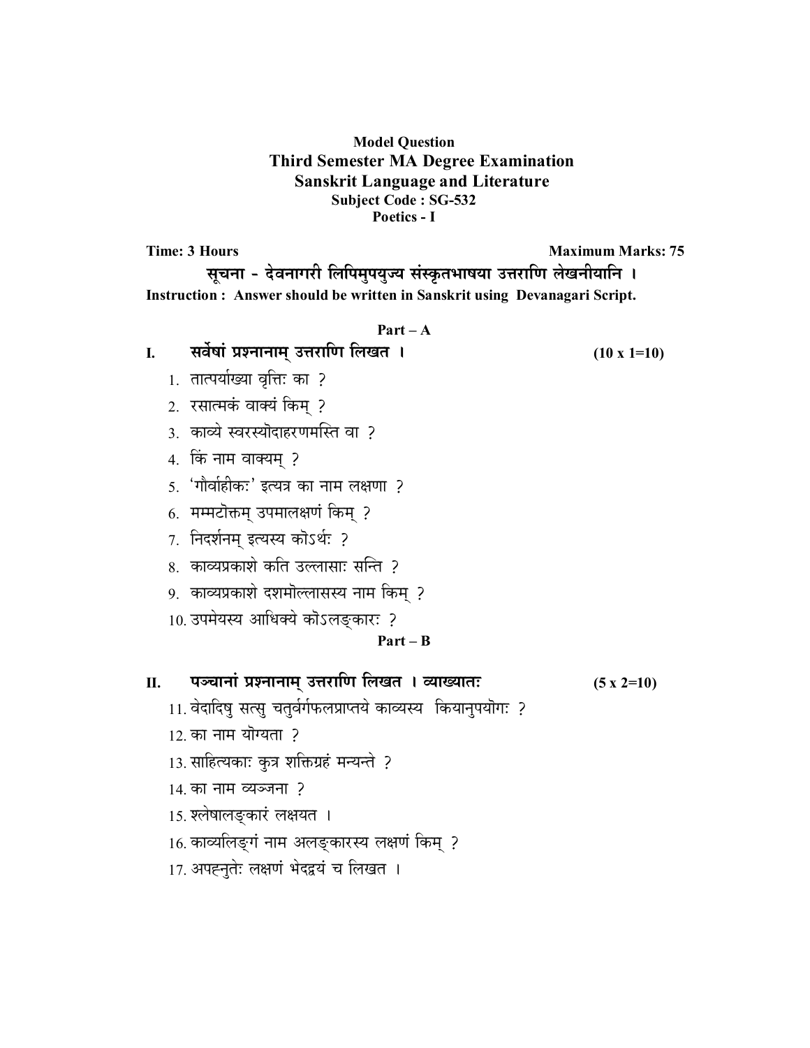**Model Question**

**Third Semester MA Degree Examination**

**Sanskrit Language and Literature**

**Subject Code : SG-532**

**Poetics - I**

**Time: 3 Hours** **Maximum Marks: 75**

**सूचना - देवनागरी लिपिमुपयुज्य संस्कृतभाषया उत्तराणि लेखनीयानि ।**

**Instruction : Answer should be written in Sanskrit using Devanagari Script.**

**Part – A**

**I. सर्वेषां प्रश्नानाम् उत्तराणि लिखत ।** **(10 x 1=10)**

1. तात्पर्याख्या वृत्तिः का ?
2. रसात्मकं वाक्यं किम् ?
3. काव्ये स्वरस्योदाहरणमस्ति वा ?
4. किं नाम वाक्यम् ?
5. 'गौर्वाहीकः' इत्यत्र का नाम लक्षणा ?
6. मम्मटोक्तम् उपमालक्षणं किम् ?
7. निदर्शनम् इत्यस्य कोऽर्थः ?
8. काव्यप्रकाशे कति उल्लासाः सन्ति ?
9. काव्यप्रकाशे दशमोल्लासस्य नाम किम् ?
10. उपमेयस्य आधिक्ये कोऽलङ्कारः ?

**Part – B**

**II. पञ्चानां प्रश्नानाम् उत्तराणि लिखत । व्याख्यातः** **(5 x 2=10)**

11. वेदादिषु सत्सु चतुर्वर्गफलप्राप्तये काव्यस्य कियानुपयोगः ?
12. का नाम योग्यता ?
13. साहित्यकाः कुत्र शक्तिग्रहं मन्यन्ते ?
14. का नाम व्यञ्जना ?
15. श्लेषालङ्कारं लक्षयत ।
16. काव्यलिङ्गं नाम अलङ्कारस्य लक्षणं किम् ?
17. अपह्नुतेः लक्षणं भेदद्वयं च लिखत ।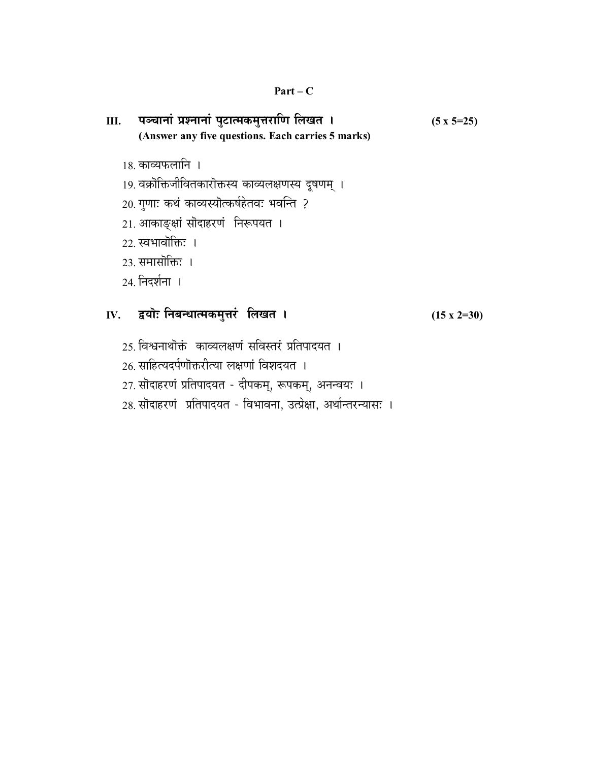## Part – C

**III. पञ्चानां प्रश्नानां पुटात्मकमुत्तराणि लिखत ।** **(5 x 5=25)**
**(Answer any five questions. Each carries 5 marks)**

18. काव्यफलानि ।
19. वक्रोक्तिजीवितकारोक्तस्य काव्यलक्षणस्य दूषणम् ।
20. गुणाः कथं काव्यस्योत्कर्षहेतवः भवन्ति ?
21. आकाङ्क्षां सोदाहरणं निरूपयत ।
22. स्वभावोक्तिः ।
23. समासोक्तिः ।
24. निदर्शना ।

**IV. द्वयोः निबन्धात्मकमुत्तरं लिखत ।** **(15 x 2=30)**

25. विश्वनाथोक्तं काव्यलक्षणं सविस्तरं प्रतिपादयत ।
26. साहित्यदर्पणोक्तरीत्या लक्षणां विशदयत ।
27. सोदाहरणं प्रतिपादयत - दीपकम्, रूपकम्, अनन्वयः ।
28. सोदाहरणं प्रतिपादयत - विभावना, उत्प्रेक्षा, अर्थान्तरन्यासः ।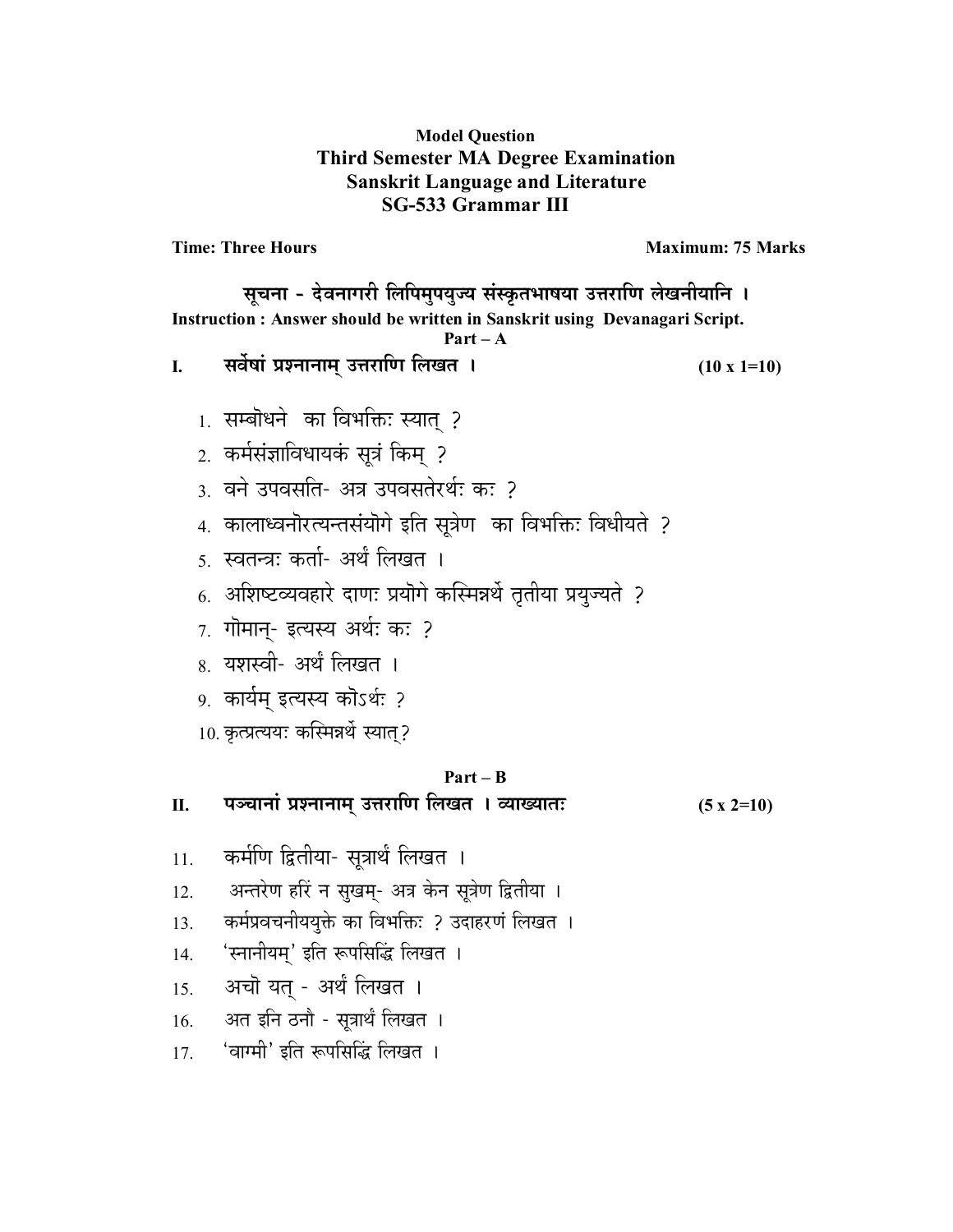**Model Question**

**Third Semester MA Degree Examination**

**Sanskrit Language and Literature**

**SG-533 Grammar III**

**Time: Three Hours** **Maximum: 75 Marks**

**सूचना - देवनागरी लिपिमुपयुज्य संस्कृतभाषया उत्तराणि लेखनीयानि ।**

**Instruction : Answer should be written in Sanskrit using Devanagari Script.**

**Part – A**

**I. सर्वेषां प्रश्नानाम् उत्तराणि लिखत । (10 x 1=10)**

1. सम्बोधने का विभक्तिः स्यात् ?
2. कर्मसंज्ञाविधायकं सूत्रं किम् ?
3. वने उपवसति- अत्र उपवसतेरर्थः कः ?
4. कालाध्वनोरत्यन्तसंयोगे इति सूत्रेण का विभक्तिः विधीयते ?
5. स्वतन्त्रः कर्ता- अर्थं लिखत ।
6. अशिष्टव्यवहारे दाणः प्रयोगे कस्मिन्नर्थे तृतीया प्रयुज्यते ?
7. गोमान्- इत्यस्य अर्थः कः ?
8. यशस्वी- अर्थं लिखत ।
9. कार्यम् इत्यस्य कोऽर्थः ?
10. कृत्प्रत्ययः कस्मिन्नर्थे स्यात्?

**Part – B**

**II. पञ्चानां प्रश्नानाम् उत्तराणि लिखत । व्याख्यातः (5 x 2=10)**

11. कर्मणि द्वितीया- सूत्रार्थं लिखत ।
12. अन्तरेण हरिं न सुखम्- अत्र केन सूत्रेण द्वितीया ।
13. कर्मप्रवचनीययुक्ते का विभक्तिः ? उदाहरणं लिखत ।
14. 'स्नानीयम्' इति रूपसिद्धिं लिखत ।
15. अचो यत् - अर्थं लिखत ।
16. अत इनि ठनौ - सूत्रार्थं लिखत ।
17. 'वाग्मी' इति रूपसिद्धिं लिखत ।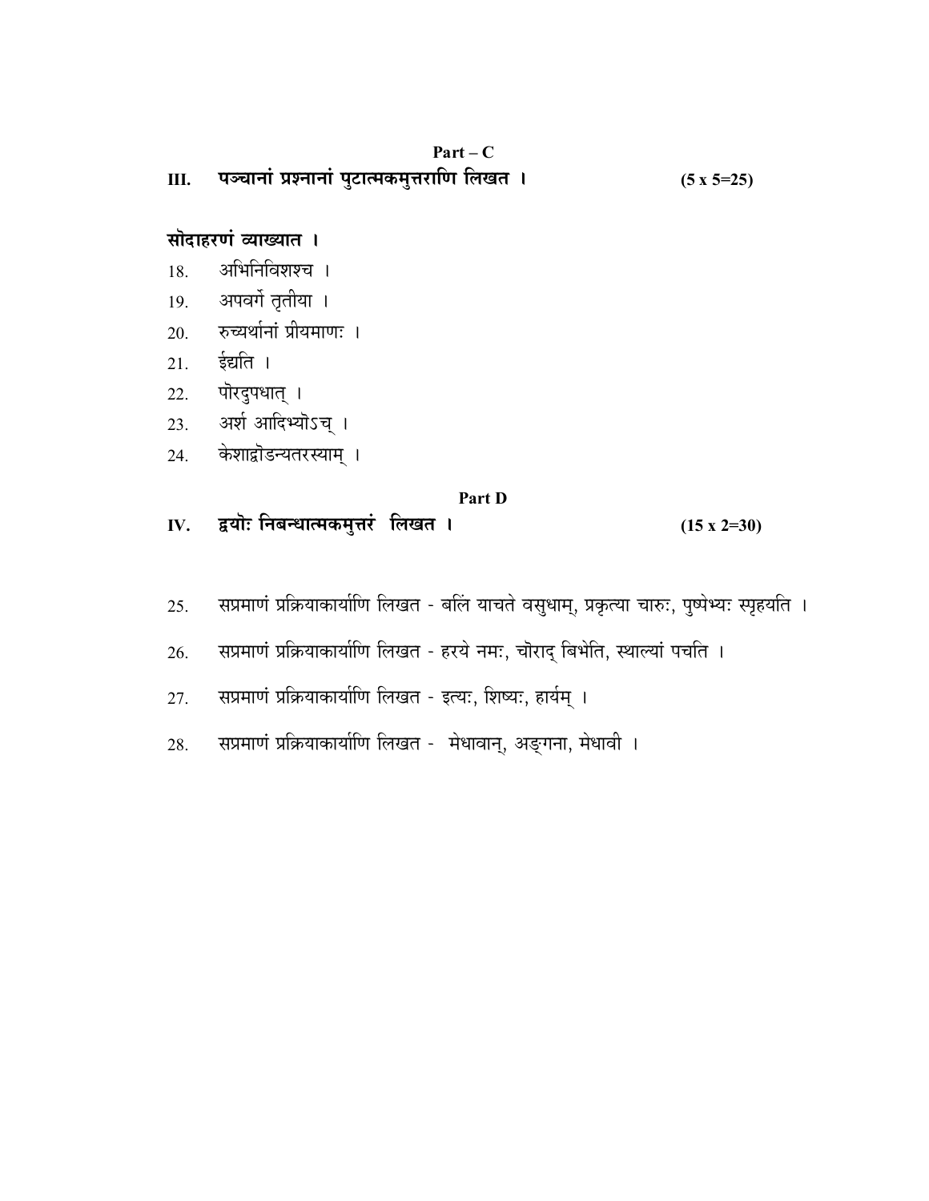**Part – C**

**III. पञ्चानां प्रश्नानां पुटात्मकमुत्तराणि लिखत ।** **(5 x 5=25)**

**सोदाहरणं व्याख्यात ।**

18. अभिनिविशश्च ।
19. अपवर्गे तृतीया ।
20. रुच्यर्थानां प्रीयमाणः ।
21. ईद्यति ।
22. पोरदुपधात् ।
23. अर्श आदिभ्योऽच् ।
24. केशाद्वोऽन्यतरस्याम् ।

**Part D**

**IV. द्वयोः निबन्धात्मकमुत्तरं लिखत ।** **(15 x 2=30)**

25. सप्रमाणं प्रक्रियाकार्याणि लिखत - बलिं याचते वसुधाम्, प्रकृत्या चारुः, पुष्पेभ्यः स्पृहयति ।
26. सप्रमाणं प्रक्रियाकार्याणि लिखत - हरये नमः, चोराद् बिभेति, स्थाल्यां पचति ।
27. सप्रमाणं प्रक्रियाकार्याणि लिखत - इत्यः, शिष्यः, हार्यम् ।
28. सप्रमाणं प्रक्रियाकार्याणि लिखत - मेधावान्, अङ्गना, मेधावी ।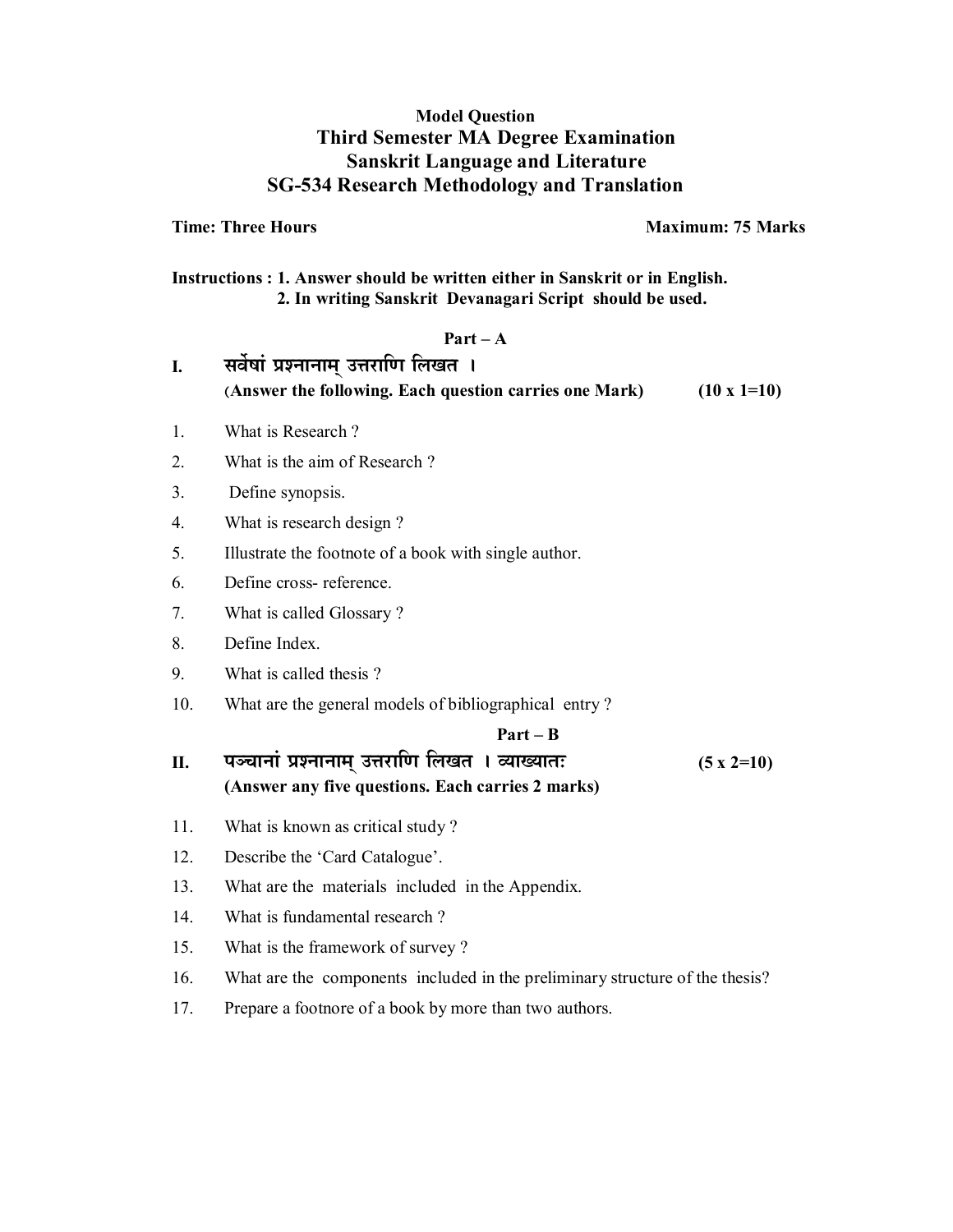**Model Question**

# Third Semester MA Degree Examination
## Sanskrit Language and Literature
## SG-534 Research Methodology and Translation

**Time: Three Hours** **Maximum: 75 Marks**

**Instructions : 1. Answer should be written either in Sanskrit or in English.**
**2. In writing Sanskrit Devanagari Script should be used.**

**Part – A**

**I. सर्वेषां प्रश्नानाम् उत्तराणि लिखत ।**
**(Answer the following. Each question carries one Mark) (10 x 1=10)**

1. What is Research ?
2. What is the aim of Research ?
3. Define synopsis.
4. What is research design ?
5. Illustrate the footnote of a book with single author.
6. Define cross- reference.
7. What is called Glossary ?
8. Define Index.
9. What is called thesis ?
10. What are the general models of bibliographical entry ?

**Part – B**

**II. पञ्चानां प्रश्नानाम् उत्तराणि लिखत । व्याख्यातः (5 x 2=10)**
**(Answer any five questions. Each carries 2 marks)**

11. What is known as critical study ?
12. Describe the 'Card Catalogue'.
13. What are the materials included in the Appendix.
14. What is fundamental research ?
15. What is the framework of survey ?
16. What are the components included in the preliminary structure of the thesis?
17. Prepare a footnore of a book by more than two authors.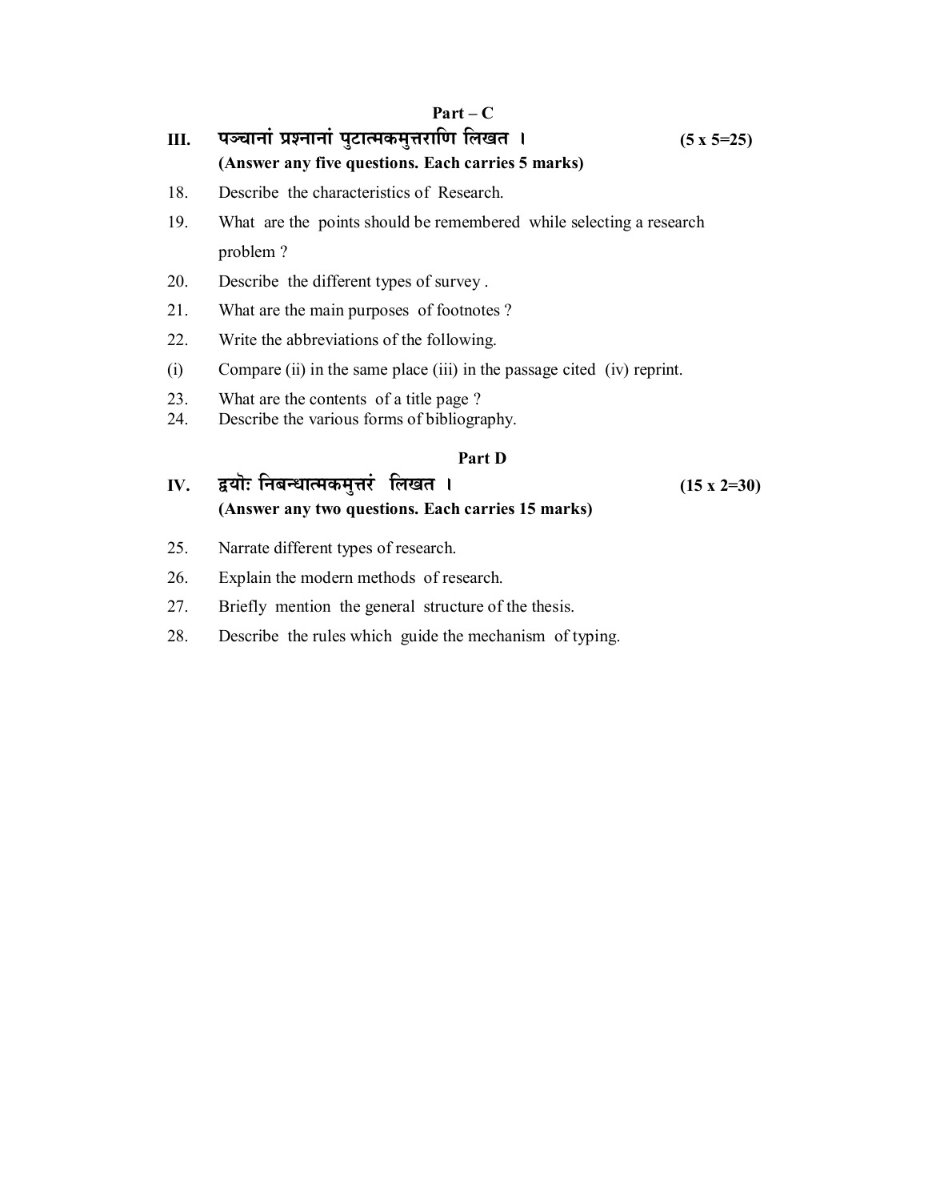**Part – C**

**III. पञ्चानां प्रश्नानां पुटात्मकमुत्तराणि लिखत । (5 x 5=25)**

**(Answer any five questions. Each carries 5 marks)**

18. Describe the characteristics of Research.
19. What are the points should be remembered while selecting a research problem ?
20. Describe the different types of survey .
21. What are the main purposes of footnotes ?
22. Write the abbreviations of the following.

(i) Compare (ii) in the same place (iii) in the passage cited (iv) reprint.

23. What are the contents of a title page ?
24. Describe the various forms of bibliography.

**Part D**

**IV. द्वयोः निबन्धात्मकमुत्तरं लिखत । (15 x 2=30)**

**(Answer any two questions. Each carries 15 marks)**

25. Narrate different types of research.
26. Explain the modern methods of research.
27. Briefly mention the general structure of the thesis.
28. Describe the rules which guide the mechanism of typing.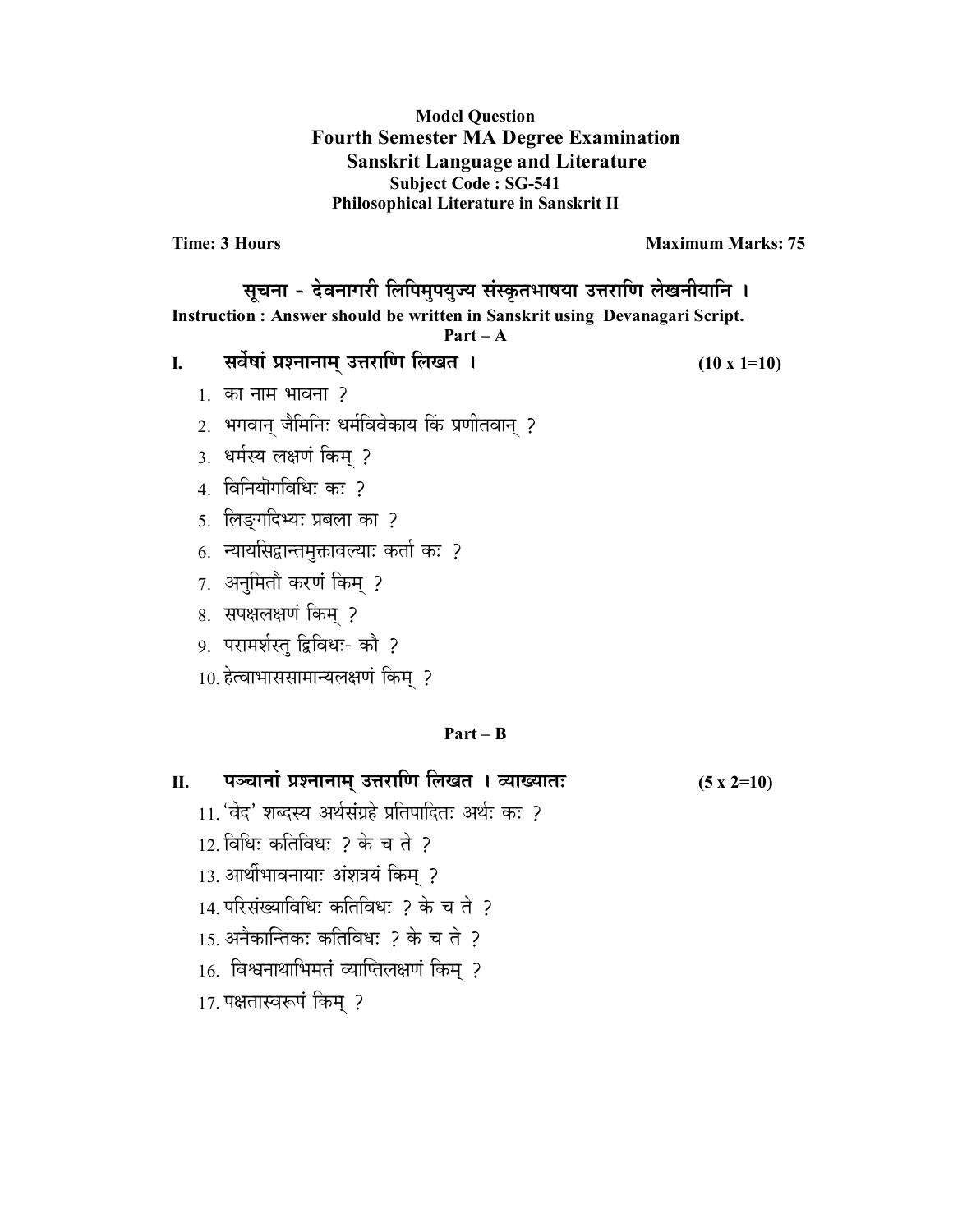**Model Question**

**Fourth Semester MA Degree Examination**

**Sanskrit Language and Literature**

**Subject Code : SG-541**

**Philosophical Literature in Sanskrit II**

**Time: 3 Hours** **Maximum Marks: 75**

**सूचना - देवनागरी लिपिमुपयुज्य संस्कृतभाषया उत्तराणि लेखनीयानि ।**

**Instruction : Answer should be written in Sanskrit using Devanagari Script.**

**Part – A**

**I. सर्वेषां प्रश्ननाम् उत्तराणि लिखत ।** **(10 x 1=10)**

1. का नाम भावना ?
2. भगवान् जैमिनिः धर्मविवेकाय किं प्रणीतवान् ?
3. धर्मस्य लक्षणं किम् ?
4. विनियोगविधिः कः ?
5. लिङ्गादिभ्यः प्रबला का ?
6. न्यायसिद्वान्तमुक्तावल्याः कर्ता कः ?
7. अनुमितौ करणं किम् ?
8. सपक्षलक्षणं किम् ?
9. परामर्शस्तु द्विविधः- कौ ?
10. हेत्वाभाससामान्यलक्षणं किम् ?

**Part – B**

**II. पञ्चानां प्रश्ननाम् उत्तराणि लिखत । व्याख्यातः** **(5 x 2=10)**

11. 'वेद' शब्दस्य अर्थसंग्रहे प्रतिपादितः अर्थः कः ?
12. विधिः कतिविधः ? के च ते ?
13. आर्थीभावनायाः अंशत्रयं किम् ?
14. परिसंख्याविधिः कतिविधः ? के च ते ?
15. अनैकान्तिकः कतिविधः ? के च ते ?
16. विश्वनाथाभिमतं व्याप्तिलक्षणं किम् ?
17. पक्षतास्वरूपं किम् ?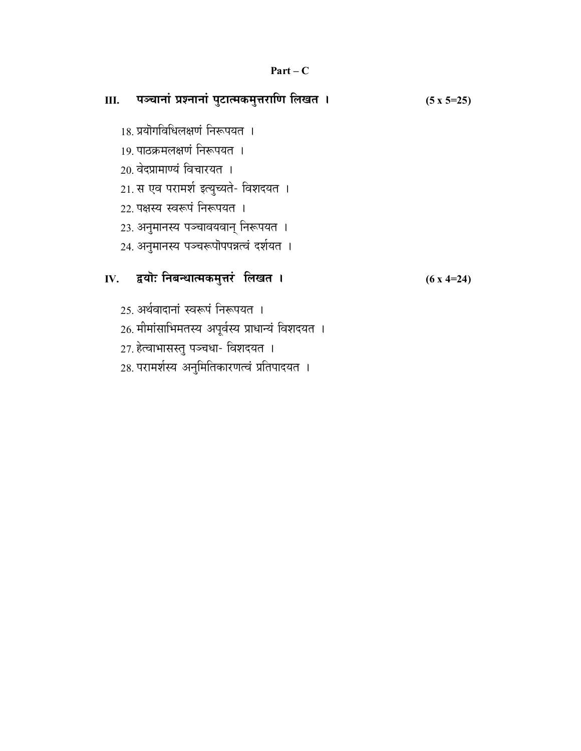## Part – C

### III. पञ्चानां प्रश्नानां पुटात्मकमुत्तराणि लिखत । (5 x 5=25)

18. प्रयोगविधिलक्षणं निरूपयत ।
19. पाठक्रमलक्षणं निरूपयत ।
20. वेदप्रामाण्यं विचारयत ।
21. स एव परामर्श इत्युच्यते- विशदयत ।
22. पक्षस्य स्वरूपं निरूपयत ।
23. अनुमानस्य पञ्चावयवान् निरूपयत ।
24. अनुमानस्य पञ्चरूपोपपन्नत्वं दर्शयत ।

### IV. द्वयोः निबन्धात्मकमुत्तरं लिखत । (6 x 4=24)

25. अर्थवादानां स्वरूपं निरूपयत ।
26. मीमांसाभिमतस्य अपूर्वस्य प्राधान्यं विशदयत ।
27. हेत्वाभासस्तु पञ्चधा- विशदयत ।
28. परामर्शस्य अनुमितिकारणत्वं प्रतिपादयत ।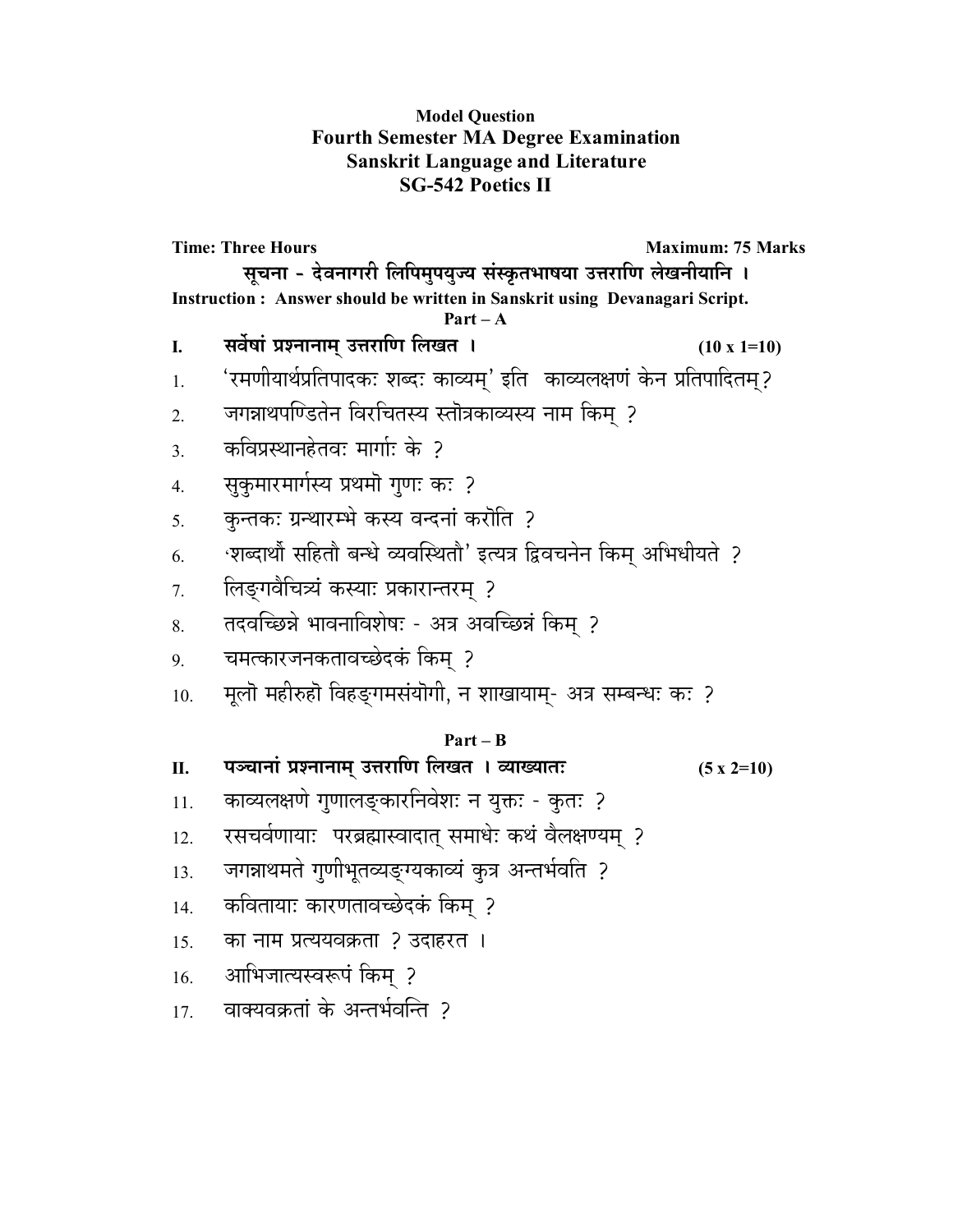**Model Question**
**Fourth Semester MA Degree Examination**
**Sanskrit Language and Literature**
**SG-542 Poetics II**

**Time: Three Hours** **Maximum: 75 Marks**

**सूचना - देवनागरी लिपिमुपयुज्य संस्कृतभाषया उत्तराणि लेखनीयानि ।**

**Instruction : Answer should be written in Sanskrit using Devanagari Script.**

**Part – A**

**I. सर्वेषां प्रश्नानाम् उत्तराणि लिखत ।** **(10 x 1=10)**

1. 'रमणीयार्थप्रतिपादकः शब्दः काव्यम्' इति काव्यलक्षणं केन प्रतिपादितम्?
2. जगन्नाथपण्डितेन विरचितस्य स्तोत्रकाव्यस्य नाम किम् ?
3. कविप्रस्थानहेतवः मार्गाः के ?
4. सुकुमारमार्गस्य प्रथमो गुणः कः ?
5. कुन्तकः ग्रन्थारम्भे कस्य वन्दनां करोति ?
6. 'शब्दार्थौ सहितौ बन्धे व्यवस्थितौ' इत्यत्र द्विवचनेन किम् अभिधीयते ?
7. लिङ्गवैचित्र्यं कस्याः प्रकारान्तरम् ?
8. तदवच्छिन्ने भावनाविशेषः - अत्र अवच्छिन्नं किम् ?
9. चमत्कारजनकतावच्छेदकं किम् ?
10. मूलो महीरुहो विहङ्गमसंयोगी, न शाखायाम्- अत्र सम्बन्धः कः ?

**Part – B**

**II. पञ्चानां प्रश्नानाम् उत्तराणि लिखत । व्याख्यातः** **(5 x 2=10)**

11. काव्यलक्षणे गुणालङ्कारनिवेशः न युक्तः - कुतः ?
12. रसचर्वणायाः परब्रह्मास्वादात् समाधेः कथं वैलक्षण्यम् ?
13. जगन्नाथमते गुणीभूतव्यङ्ग्यकाव्यं कुत्र अन्तर्भवति ?
14. कवितायाः कारणतावच्छेदकं किम् ?
15. का नाम प्रत्ययवक्रता ? उदाहरत ।
16. आभिजात्यस्वरूपं किम् ?
17. वाक्यवक्रतां के अन्तर्भवन्ति ?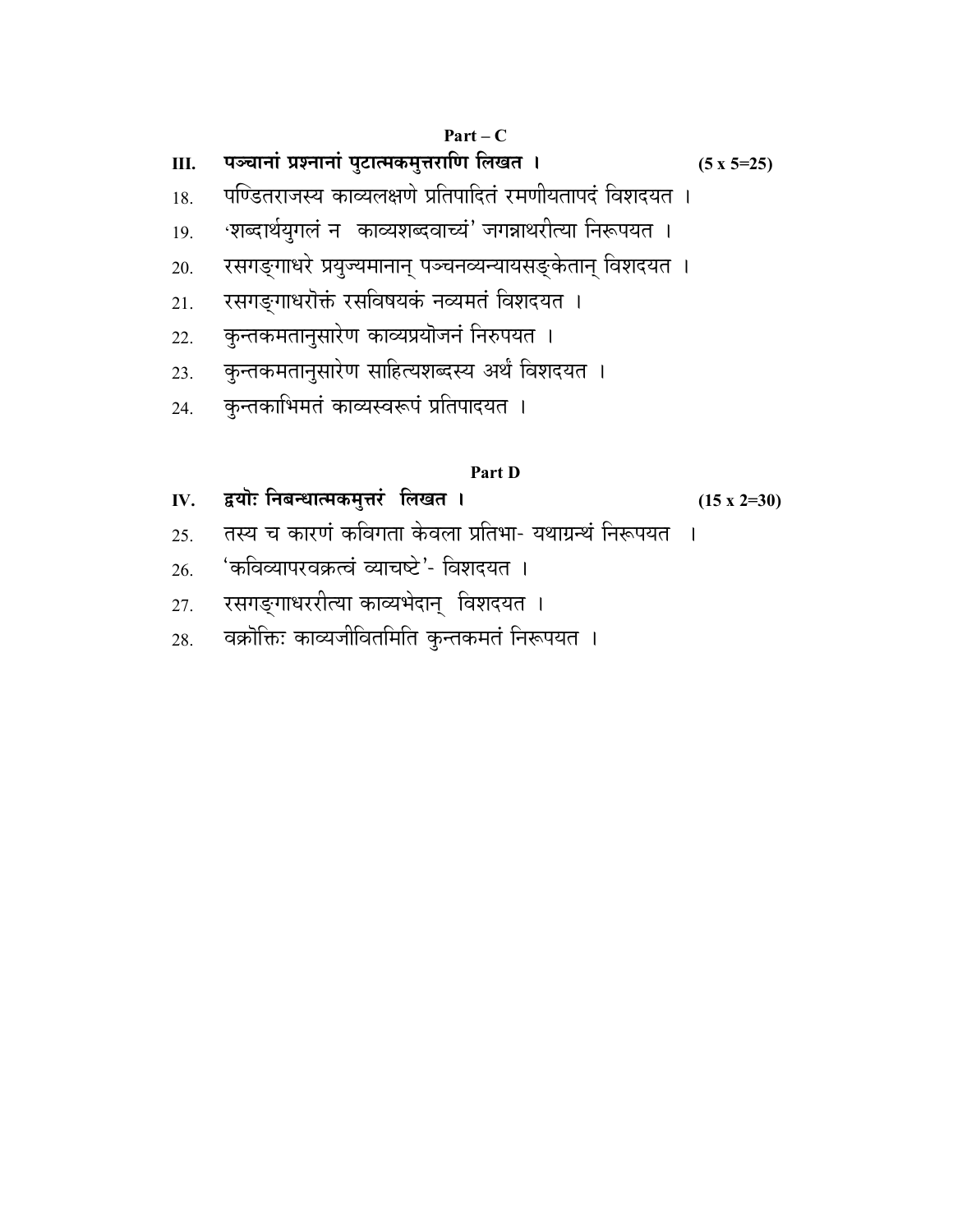## Part – C

**III. पञ्चानां प्रश्नानां पुटात्मकमुत्तराणि लिखत ।** **(5 x 5=25)**

18. पण्डितराजस्य काव्यलक्षणे प्रतिपादितं रमणीयतापदं विशदयत ।
19. 'शब्दार्थयुगलं न काव्यशब्दवाच्यं' जगन्नाथरीत्या निरूपयत ।
20. रसगङ्गाधरे प्रयुज्यमानान् पञ्चनव्यन्यायसङ्केतान् विशदयत ।
21. रसगङ्गाधरोक्तं रसविषयकं नव्यमतं विशदयत ।
22. कुन्तकमतानुसारेण काव्यप्रयोजनं निरुपयत ।
23. कुन्तकमतानुसारेण साहित्यशब्दस्य अर्थं विशदयत ।
24. कुन्तकाभिमतं काव्यस्वरूपं प्रतिपादयत ।

## Part D

**IV. द्वयोः निबन्धात्मकमुत्तरं लिखत ।** **(15 x 2=30)**

25. तस्य च कारणं कविगता केवला प्रतिभा- यथाग्रन्थं निरूपयत ।
26. 'कविव्यापरवक्रत्वं व्याचष्टे'- विशदयत ।
27. रसगङ्गाधररीत्या काव्यभेदान् विशदयत ।
28. वक्रोक्तिः काव्यजीवितमिति कुन्तकमतं निरूपयत ।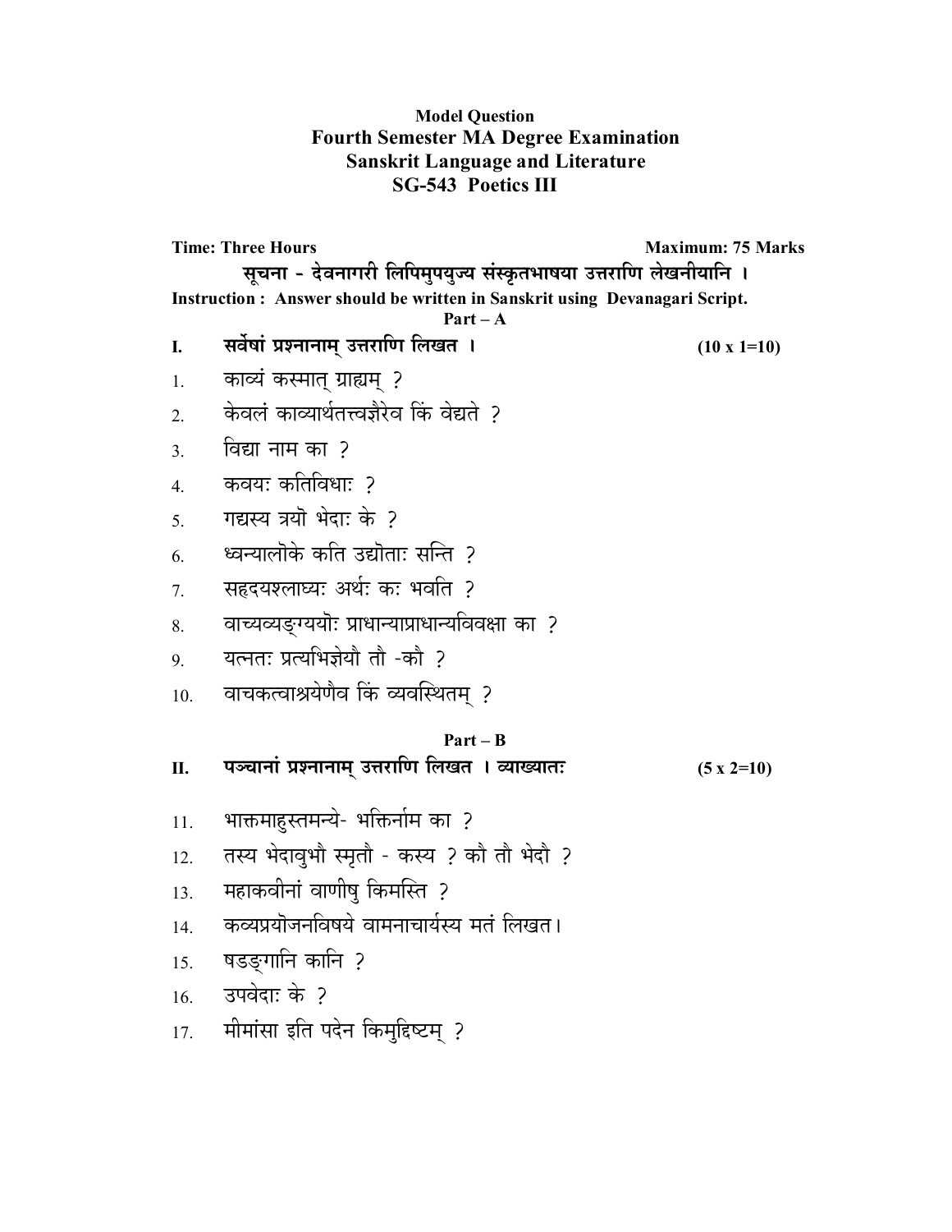**Model Question**
**Fourth Semester MA Degree Examination**
**Sanskrit Language and Literature**
**SG-543 Poetics III**

**Time: Three Hours** **Maximum: 75 Marks**

**सूचना - देवनागरी लिपिमुपयुज्य संस्कृतभाषया उत्तराणि लेखनीयानि ।**

**Instruction : Answer should be written in Sanskrit using Devanagari Script.**

**Part – A**

**I. सर्वेषां प्रश्नानाम् उत्तराणि लिखत ।** **(10 x 1=10)**

1. काव्यं कस्मात् ग्राह्यम् ?
2. केवलं काव्यार्थतत्त्वज्ञैरेव किं वेद्यते ?
3. विद्या नाम का ?
4. कवयः कतिविधाः ?
5. गद्यस्य त्रयो भेदाः के ?
6. ध्वन्यालोके कति उद्योताः सन्ति ?
7. सहृदयश्लाघ्यः अर्थः कः भवति ?
8. वाच्यव्यङ्ग्ययोः प्राधान्याप्राधान्यविवक्षा का ?
9. यत्नतः प्रत्यभिज्ञेयौ तौ -कौ ?
10. वाचकत्वाश्रयेणैव किं व्यवस्थितम् ?

**Part – B**

**II. पञ्चानां प्रश्नानाम् उत्तराणि लिखत । व्याख्यातः** **(5 x 2=10)**

11. भाक्तमाहुस्तमन्ये- भक्तिर्नाम का ?
12. तस्य भेदावुभौ स्मृतौ - कस्य ? कौ तौ भेदौ ?
13. महाकवीनां वाणीषु किमस्ति ?
14. कव्यप्रयोजनविषये वामनाचार्यस्य मतं लिखत।
15. षडङ्गानि कानि ?
16. उपवेदाः के ?
17. मीमांसा इति पदेन किमुद्दिष्टम् ?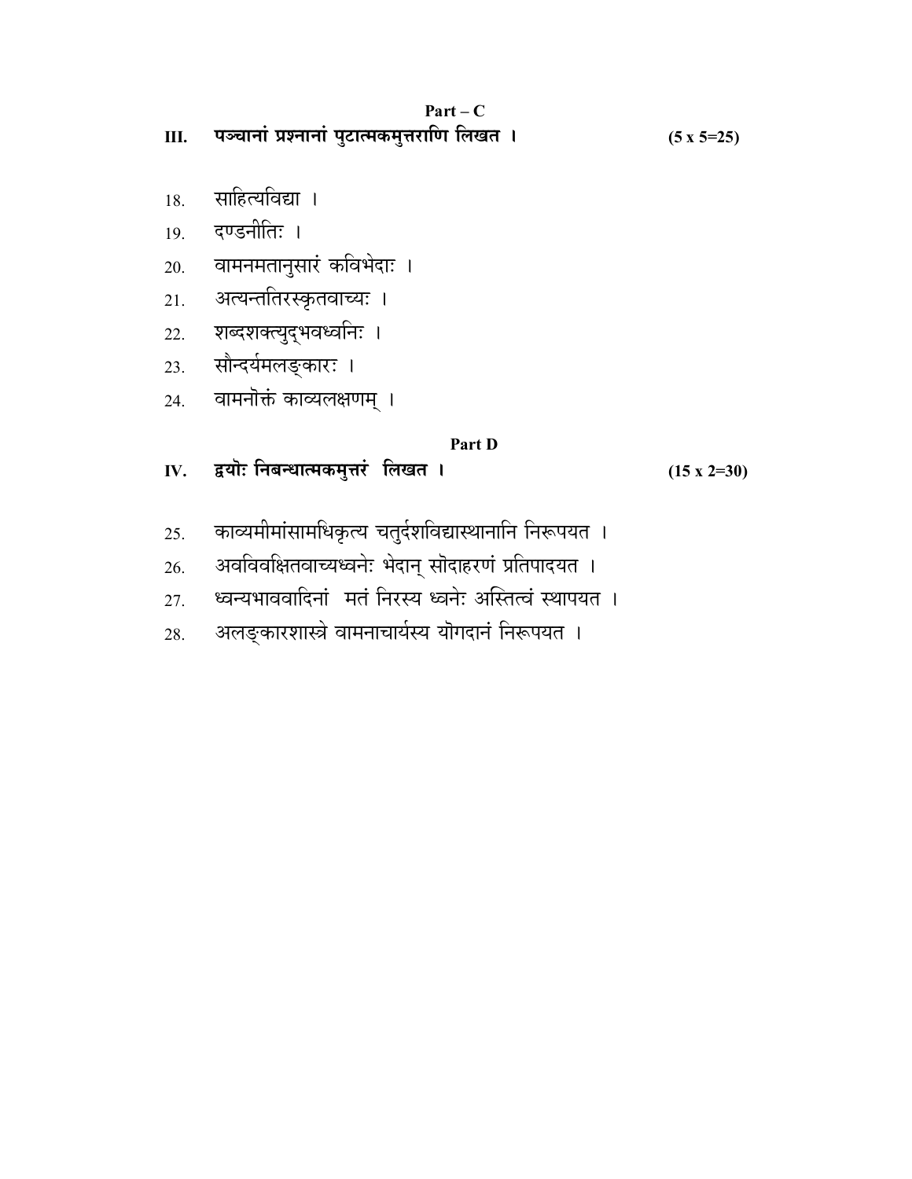## Part – C

**III. पञ्चानां प्रश्नानां पुटात्मकमुत्तराणि लिखत ।** **(5 x 5=25)**

18. साहित्यविद्या ।
19. दण्डनीतिः ।
20. वामनमतानुसारं कविभेदाः ।
21. अत्यन्ततिरस्कृतवाच्यः ।
22. शब्दशक्त्युद्भवध्वनिः ।
23. सौन्दर्यमलङ्कारः ।
24. वामनोक्तं काव्यलक्षणम् ।

## Part D

**IV. द्वयोः निबन्धात्मकमुत्तरं लिखत ।** **(15 x 2=30)**

25. काव्यमीमांसामधिकृत्य चतुर्दशविद्यास्थानानि निरूपयत ।
26. अविवक्षितवाच्यध्वनेः भेदान् सोदाहरणं प्रतिपादयत ।
27. ध्वन्यभाववादिनां मतं निरस्य ध्वनेः अस्तित्वं स्थापयत ।
28. अलङ्कारशास्त्रे वामनाचार्यस्य योगदानं निरूपयत ।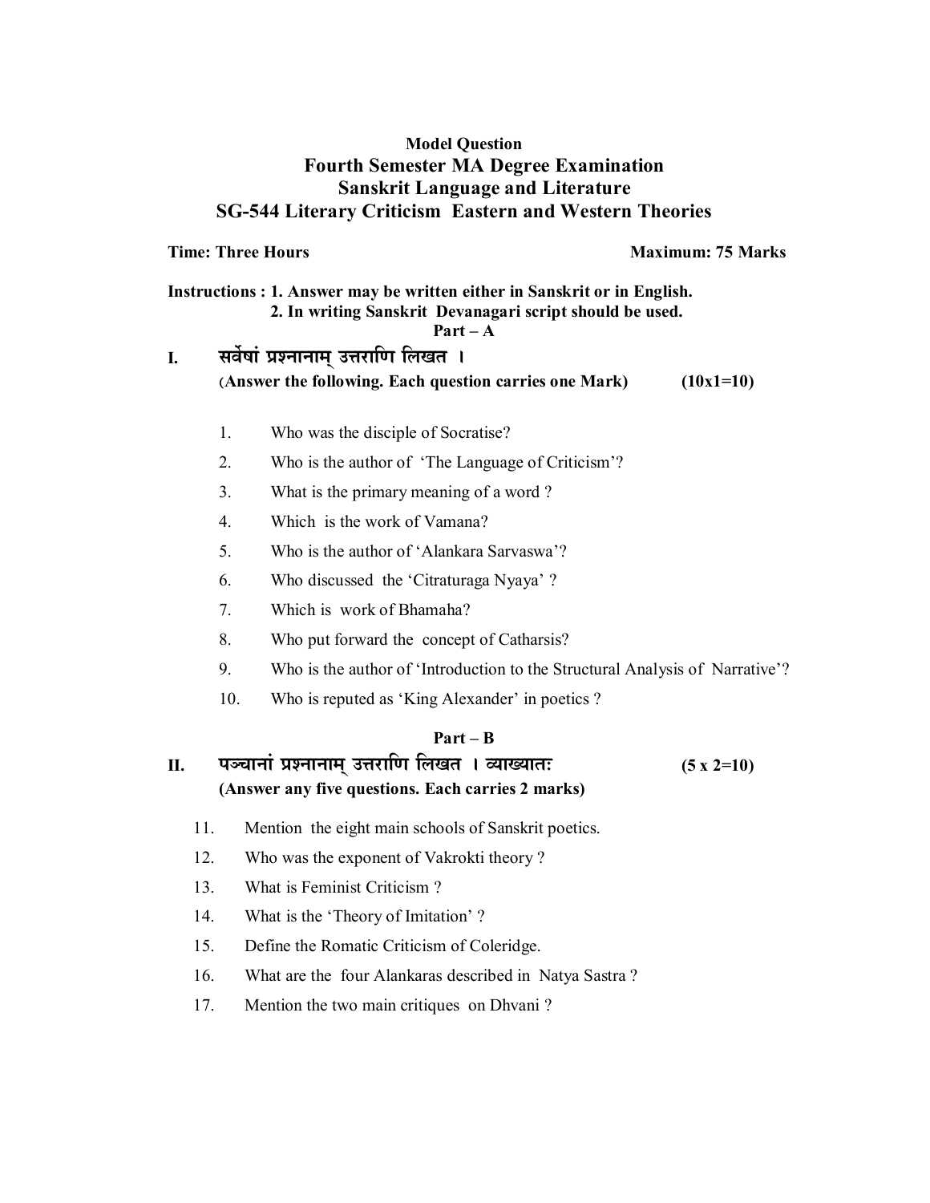**Model Question**

# Fourth Semester MA Degree Examination
## Sanskrit Language and Literature
## SG-544 Literary Criticism Eastern and Western Theories

**Time: Three Hours** **Maximum: 75 Marks**

**Instructions : 1. Answer may be written either in Sanskrit or in English.**
**2. In writing Sanskrit Devanagari script should be used.**

**Part – A**

**I. सर्वेषां प्रश्नानाम् उत्तराणि लिखत ।**
**(Answer the following. Each question carries one Mark) (10x1=10)**

1. Who was the disciple of Socratise?
2. Who is the author of 'The Language of Criticism'?
3. What is the primary meaning of a word ?
4. Which is the work of Vamana?
5. Who is the author of 'Alankara Sarvaswa'?
6. Who discussed the 'Citraturaga Nyaya' ?
7. Which is work of Bhamaha?
8. Who put forward the concept of Catharsis?
9. Who is the author of 'Introduction to the Structural Analysis of Narrative'?
10. Who is reputed as 'King Alexander' in poetics ?

**Part – B**

**II. पञ्चानां प्रश्नानाम् उत्तराणि लिखत । व्याख्यातः (5 x 2=10)**
**(Answer any five questions. Each carries 2 marks)**

11. Mention the eight main schools of Sanskrit poetics.
12. Who was the exponent of Vakrokti theory ?
13. What is Feminist Criticism ?
14. What is the 'Theory of Imitation' ?
15. Define the Romatic Criticism of Coleridge.
16. What are the four Alankaras described in Natya Sastra ?
17. Mention the two main critiques on Dhvani ?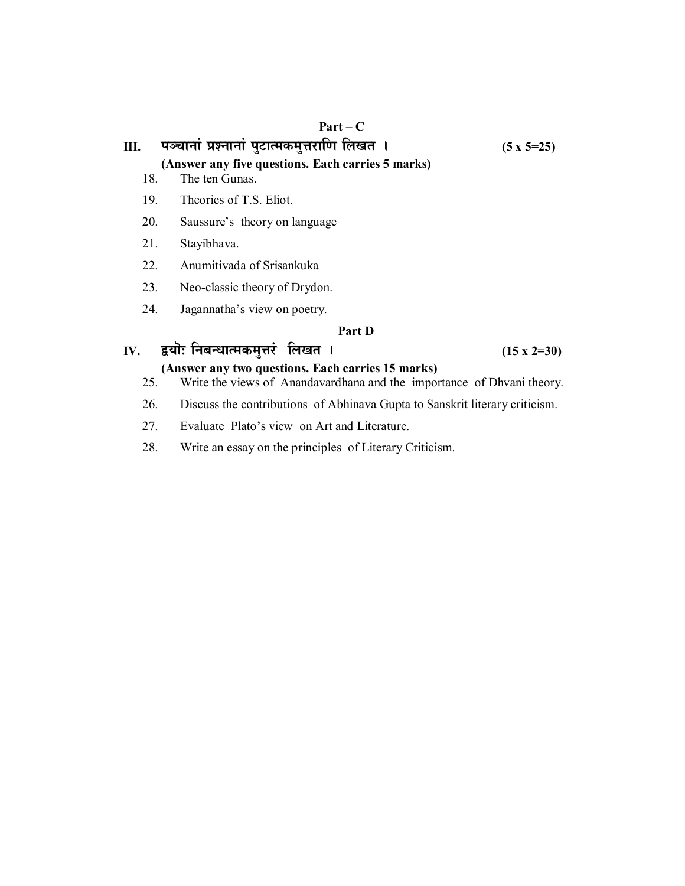## Part – C

**III. पञ्चानां प्रश्नानां पुटात्मकमुत्तराणि लिखत ।** **(5 x 5=25)**

**(Answer any five questions. Each carries 5 marks)**

18. The ten Gunas.
19. Theories of T.S. Eliot.
20. Saussure's theory on language
21. Stayibhava.
22. Anumitivada of Srisankuka
23. Neo-classic theory of Drydon.
24. Jagannatha's view on poetry.

## Part D

**IV. द्वयोः निबन्धात्मकमुत्तरं लिखत ।** **(15 x 2=30)**

**(Answer any two questions. Each carries 15 marks)**

25. Write the views of Anandavardhana and the importance of Dhvani theory.
26. Discuss the contributions of Abhinava Gupta to Sanskrit literary criticism.
27. Evaluate Plato's view on Art and Literature.
28. Write an essay on the principles of Literary Criticism.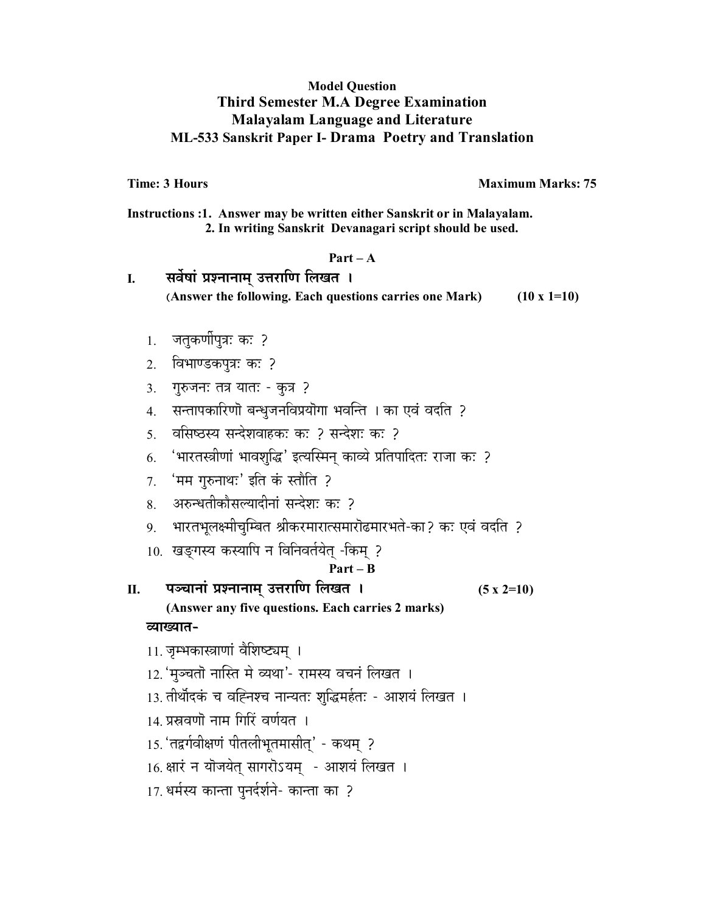**Model Question**

# Third Semester M.A Degree Examination

## Malayalam Language and Literature

## ML-533 Sanskrit Paper I- Drama Poetry and Translation

**Time: 3 Hours** **Maximum Marks: 75**

**Instructions :1. Answer may be written either Sanskrit or in Malayalam.**
**2. In writing Sanskrit Devanagari script should be used.**

**Part – A**

**I. सर्वेषां प्रश्नानाम् उत्तराणि लिखत ।**
**(Answer the following. Each questions carries one Mark) (10 x 1=10)**

1. जतुकर्णीपुत्रः कः ?
2. विभाण्डकपुत्रः कः ?
3. गुरुजनः तत्र यातः - कुत्र ?
4. सन्तापकारिणो बन्धुजनविप्रयोगा भवन्ति । का एवं वदति ?
5. वसिष्ठस्य सन्देशवाहकः कः ? सन्देशः कः ?
6. 'भारतस्त्रीणां भावशुद्धि' इत्यस्मिन् काव्ये प्रतिपादितः राजा कः ?
7. 'मम गुरुनाथः' इति कं स्तौति ?
8. अरुन्धतीकौसल्यादीनां सन्देशः कः ?
9. भारतभूलक्ष्मीचुम्बित श्रीकरमारात्समारोढमारभते-का? कः एवं वदति ?
10. खङ्गस्य कस्यापि न विनिवर्तयेत् -किम् ?

**Part – B**

**II. पञ्चानां प्रश्नानाम् उत्तराणि लिखत । (5 x 2=10)**
**(Answer any five questions. Each carries 2 marks)**

**व्याख्यात-**

11. जृम्भकास्त्राणां वैशिष्ट्यम् ।
12. 'मुञ्चतो नास्ति मे व्यथा'- रामस्य वचनं लिखत ।
13. तीर्थोदकं च वह्निश्च नान्यतः शुद्धिमर्हतः - आशयं लिखत ।
14. प्रस्रवणो नाम गिरिं वर्णयत ।
15. 'तद्वर्गवीक्षणं पीतलीभूतमासीत्' - कथम् ?
16. क्षारं न योजयेत् सागरोऽयम् - आशयं लिखत ।
17. धर्मस्य कान्ता पुनर्दर्शने- कान्ता का ?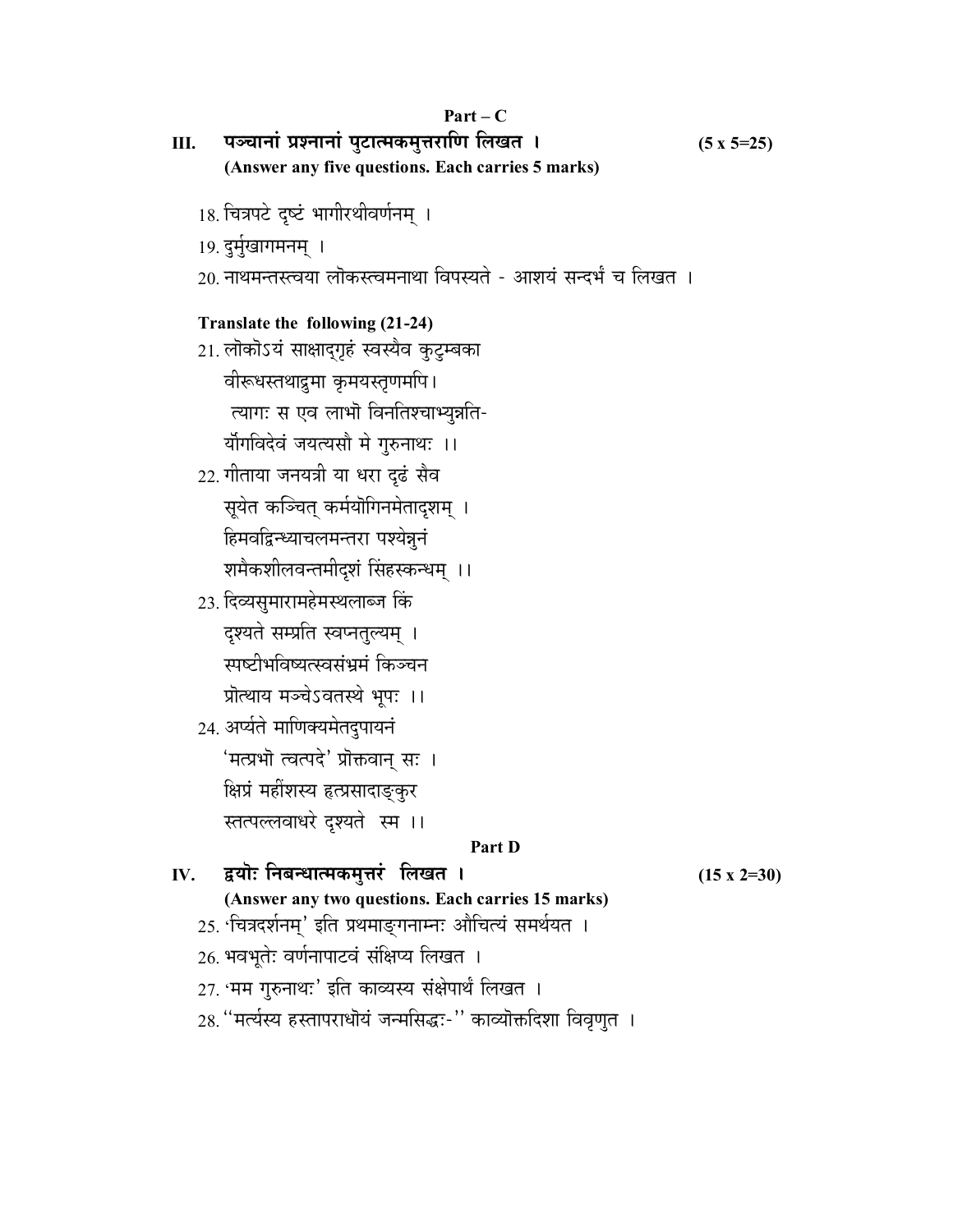## Part – C

**III. पञ्चानां प्रश्नानां पुटात्मकमुत्तराणि लिखत ।** **(5 x 5=25)**

**(Answer any five questions. Each carries 5 marks)**

18. चित्रपटे दृष्टं भागीरथीवर्णनम् ।

19. दुर्मुखागमनम् ।

20. नाथमन्तस्त्वया लोकस्त्वमनाथा विपस्यते - आशयं सन्दर्भं च लिखत ।

**Translate the following (21-24)**

21. लोकोऽयं साक्षाद्गृहं स्वस्यैव कुटुम्बका
    वीरूधस्तथाद्रुमा कृमयस्तृणमपि।
    त्यागः स एव लाभो विनतिश्चाभ्युन्नति-
    र्योगविदेवं जयत्यसौ मे गुरुनाथः ।।

22. गीताया जनयत्री या धरा दृढं सैव
    सूयेत कञ्चित् कर्मयोगिनमेतादृशम् ।
    हिमवद्विन्ध्याचलमन्तरा पश्येन्नुनं
    शमैकशीलवन्तमीदृशं सिंहस्कन्धम् ।।

23. दिव्यसुमारामहेमस्थलाब्ज किं
    दृश्यते सम्प्रति स्वप्नतुल्यम् ।
    स्पष्टीभविष्यत्स्वसंभ्रमं किञ्चन
    प्रोत्थाय मञ्चेऽवतस्थे भूपः ।।

24. अर्प्यते माणिक्यमेतदुपायनं
    'मत्प्रभो त्वत्पदे' प्रोक्तवान् सः ।
    क्षिप्रं महींशस्य हृत्प्रसादाङ्कुर
    स्तत्पल्लवाधरे दृश्यते स्म ।।

## Part D

**IV. द्वयोः निबन्धात्मकमुत्तरं लिखत ।** **(15 x 2=30)**

**(Answer any two questions. Each carries 15 marks)**

25. 'चित्रदर्शनम्' इति प्रथमाङ्गनाम्नः औचित्यं समर्थयत ।

26. भवभूतेः वर्णनापाटवं संक्षिप्य लिखत ।

27. 'मम गुरुनाथः' इति काव्यस्य संक्षेपार्थं लिखत ।

28. ''मर्त्यस्य हस्तापराधोयं जन्मसिद्धः-'' काव्योक्तदिशा विवृणुत ।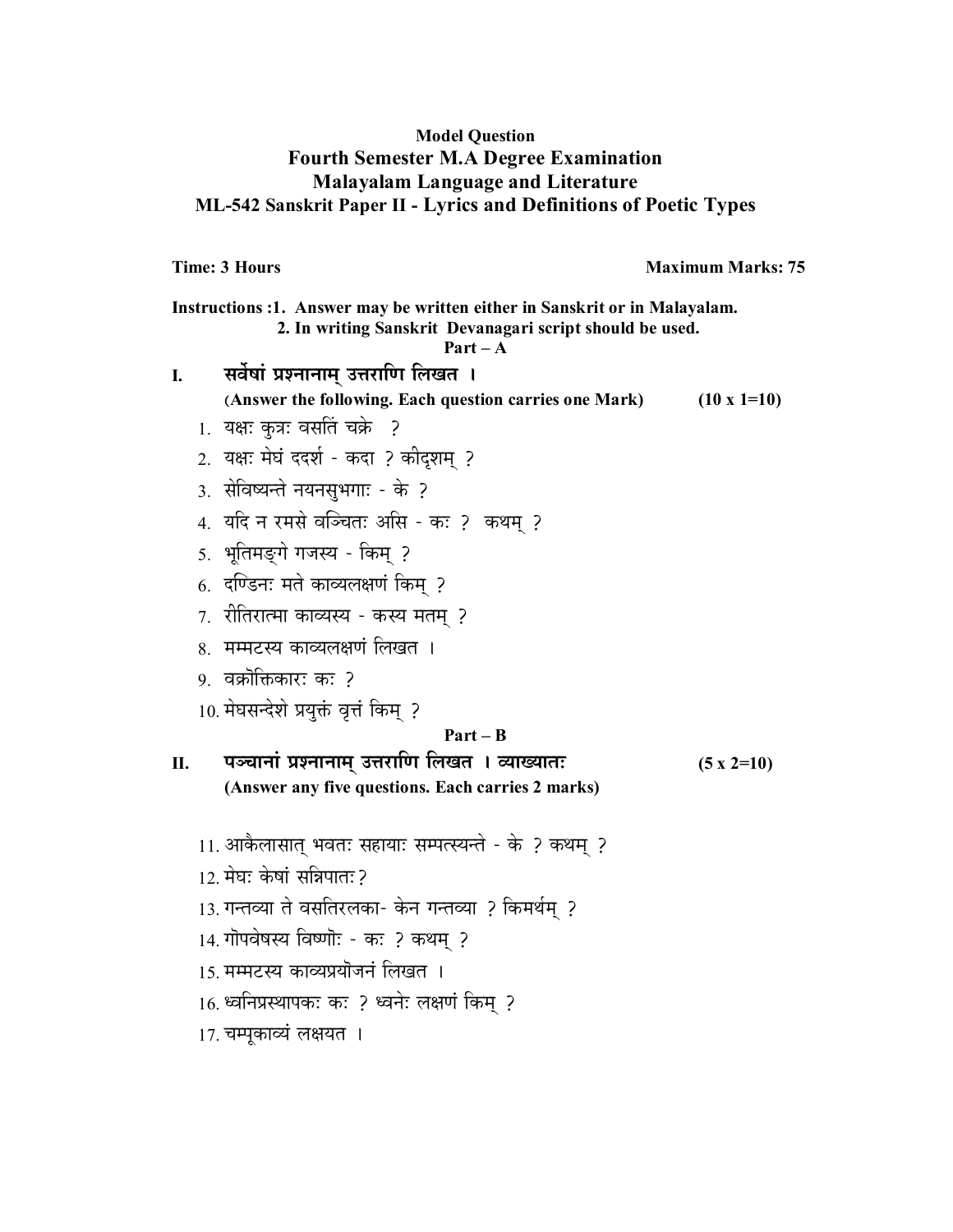**Model Question**

**Fourth Semester M.A Degree Examination**

**Malayalam Language and Literature**

**ML-542 Sanskrit Paper II - Lyrics and Definitions of Poetic Types**

**Time: 3 Hours** **Maximum Marks: 75**

**Instructions :1. Answer may be written either in Sanskrit or in Malayalam.**
**2. In writing Sanskrit Devanagari script should be used.**

**Part – A**

**I. सर्वेषां प्रश्नानाम् उत्तराणि लिखत ।**
**(Answer the following. Each question carries one Mark) (10 x 1=10)**

1. यक्षः कुत्रः वसतिं चक्रे ?
2. यक्षः मेघं ददर्श - कदा ? कीदृशम् ?
3. सेविष्यन्ते नयनसुभगाः - के ?
4. यदि न रमसे वञ्चितः असि - कः ? कथम् ?
5. भूतिमङ्गे गजस्य - किम् ?
6. दण्डिनः मते काव्यलक्षणं किम् ?
7. रीतिरात्मा काव्यस्य - कस्य मतम् ?
8. मम्मटस्य काव्यलक्षणं लिखत ।
9. वक्रोक्तिकारः कः ?
10. मेघसन्देशे प्रयुक्तं वृत्तं किम् ?

**Part – B**

**II. पञ्चानां प्रश्नानाम् उत्तराणि लिखत । व्याख्यातः (5 x 2=10)**
**(Answer any five questions. Each carries 2 marks)**

11. आकैलासात् भवतः सहायाः सम्पत्स्यन्ते - के ? कथम् ?
12. मेघः केषां सन्निपातः?
13. गन्तव्या ते वसतिरलका- केन गन्तव्या ? किमर्थम् ?
14. गोपवेषस्य विष्णोः - कः ? कथम् ?
15. मम्मटस्य काव्यप्रयोजनं लिखत ।
16. ध्वनिप्रस्थापकः कः ? ध्वनेः लक्षणं किम् ?
17. चम्पूकाव्यं लक्षयत ।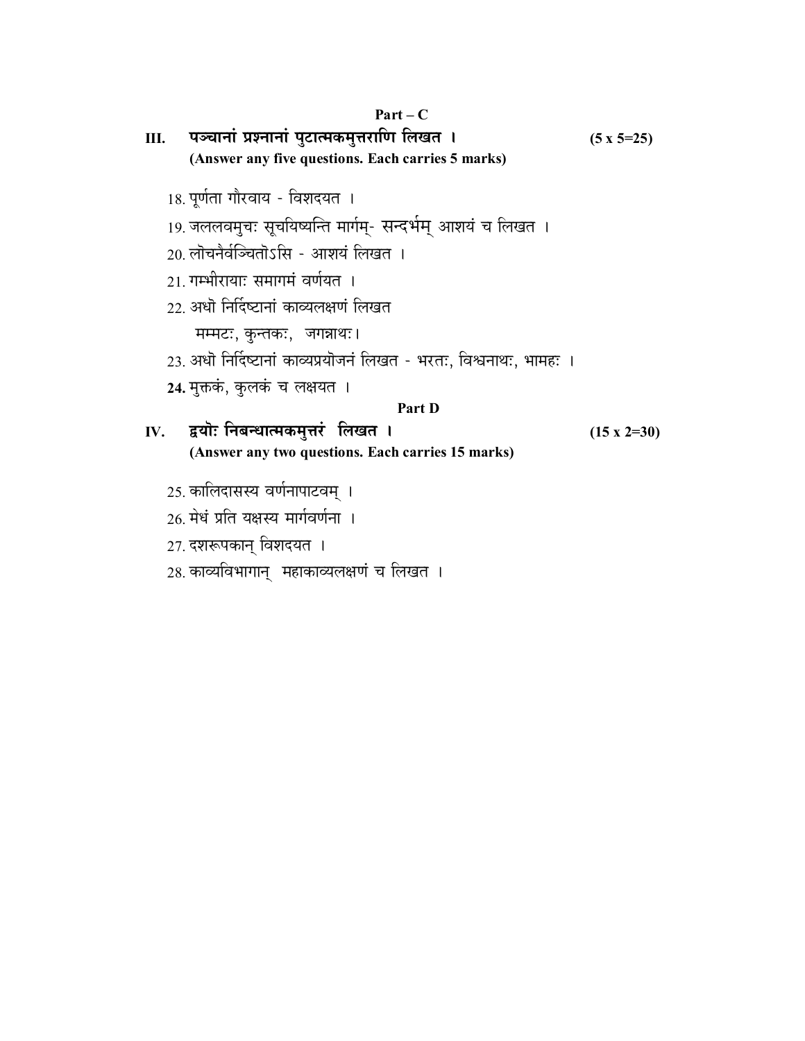## Part – C

**III. पञ्चानां प्रश्नानां पुटात्मकमुत्तराणि लिखत ।** **(5 x 5=25)**

**(Answer any five questions. Each carries 5 marks)**

18. पूर्णता गौरवाय - विशदयत ।
19. जललवमुचः सूचयिष्यन्ति मार्गम्- सन्दर्भम् आशयं च लिखत ।
20. लोचनैर्वञ्चितोऽसि - आशयं लिखत ।
21. गम्भीरायाः समागमं वर्णयत ।
22. अधो निर्दिष्टानां काव्यलक्षणं लिखत
    मम्मटः, कुन्तकः, जगन्नाथः।
23. अधो निर्दिष्टानां काव्यप्रयोजनं लिखत - भरतः, विश्वनाथः, भामहः ।
24. मुक्तकं, कुलकं च लक्षयत ।

## Part D

**IV. द्वयोः निबन्धात्मकमुत्तरं लिखत ।** **(15 x 2=30)**

**(Answer any two questions. Each carries 15 marks)**

25. कालिदासस्य वर्णनापाटवम् ।
26. मेधं प्रति यक्षस्य मार्गवर्णना ।
27. दशरूपकान् विशदयत ।
28. काव्यविभागान् महाकाव्यलक्षणं च लिखत ।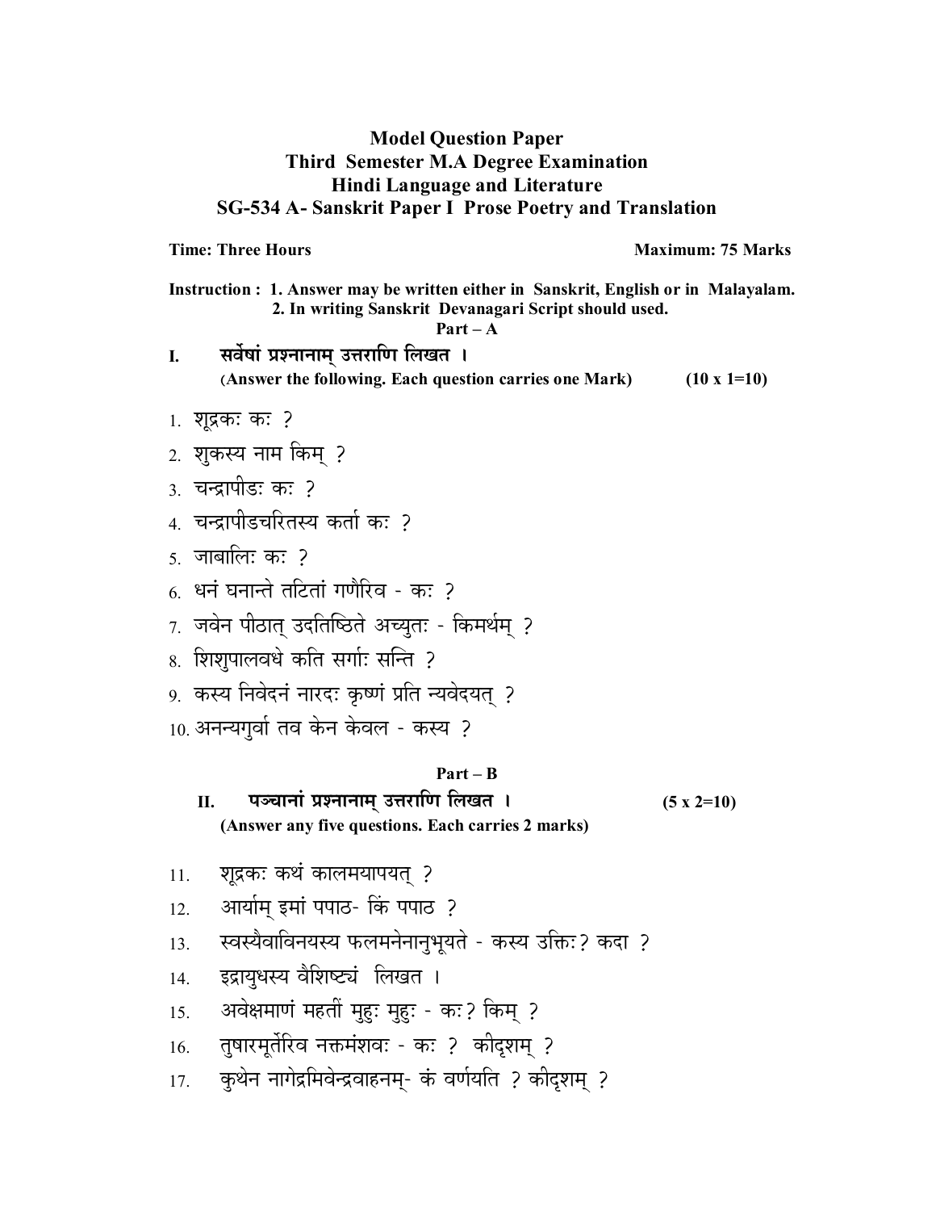# Model Question Paper
## Third Semester M.A Degree Examination
## Hindi Language and Literature
## SG-534 A- Sanskrit Paper I Prose Poetry and Translation

**Time: Three Hours** **Maximum: 75 Marks**

**Instruction : 1. Answer may be written either in Sanskrit, English or in Malayalam.**
**2. In writing Sanskrit Devanagari Script should used.**

### Part – A

**I. सर्वेषां प्रश्नानाम् उत्तराणि लिखत ।**
**(Answer the following. Each question carries one Mark) (10 x 1=10)**

1. शूद्रकः कः ?
2. शुकस्य नाम किम् ?
3. चन्द्रापीडः कः ?
4. चन्द्रापीडचरितस्य कर्ता कः ?
5. जाबालिः कः ?
6. धनं घनान्ते तटितां गणैरिव - कः ?
7. जवेन पीठात् उदतिष्ठिते अच्युतः - किमर्थम् ?
8. शिशुपालवधे कति सर्गाः सन्ति ?
9. कस्य निवेदनं नारदः कृष्णं प्रति न्यवेदयत् ?
10. अनन्यगुर्वा तव केन केवल - कस्य ?

### Part – B

**II. पञ्चानां प्रश्नानाम् उत्तराणि लिखत । (5 x 2=10)**
**(Answer any five questions. Each carries 2 marks)**

11. शूद्रकः कथं कालमयापयत् ?
12. आर्याम् इमां पपाठ- किं पपाठ ?
13. स्वस्यैवाविनयस्य फलमनेनानुभूयते - कस्य उक्तिः? कदा ?
14. इद्रायुधस्य वैशिष्ट्यं लिखत ।
15. अवेक्षमाणं महतीं मुहुः मुहुः - कः? किम् ?
16. तुषारमूर्तेरिव नक्तमंशवः - कः ? कीदृशम् ?
17. कुथेन नागेद्रमिवेन्द्रवाहनम्- कं वर्णयति ? कीदृशम् ?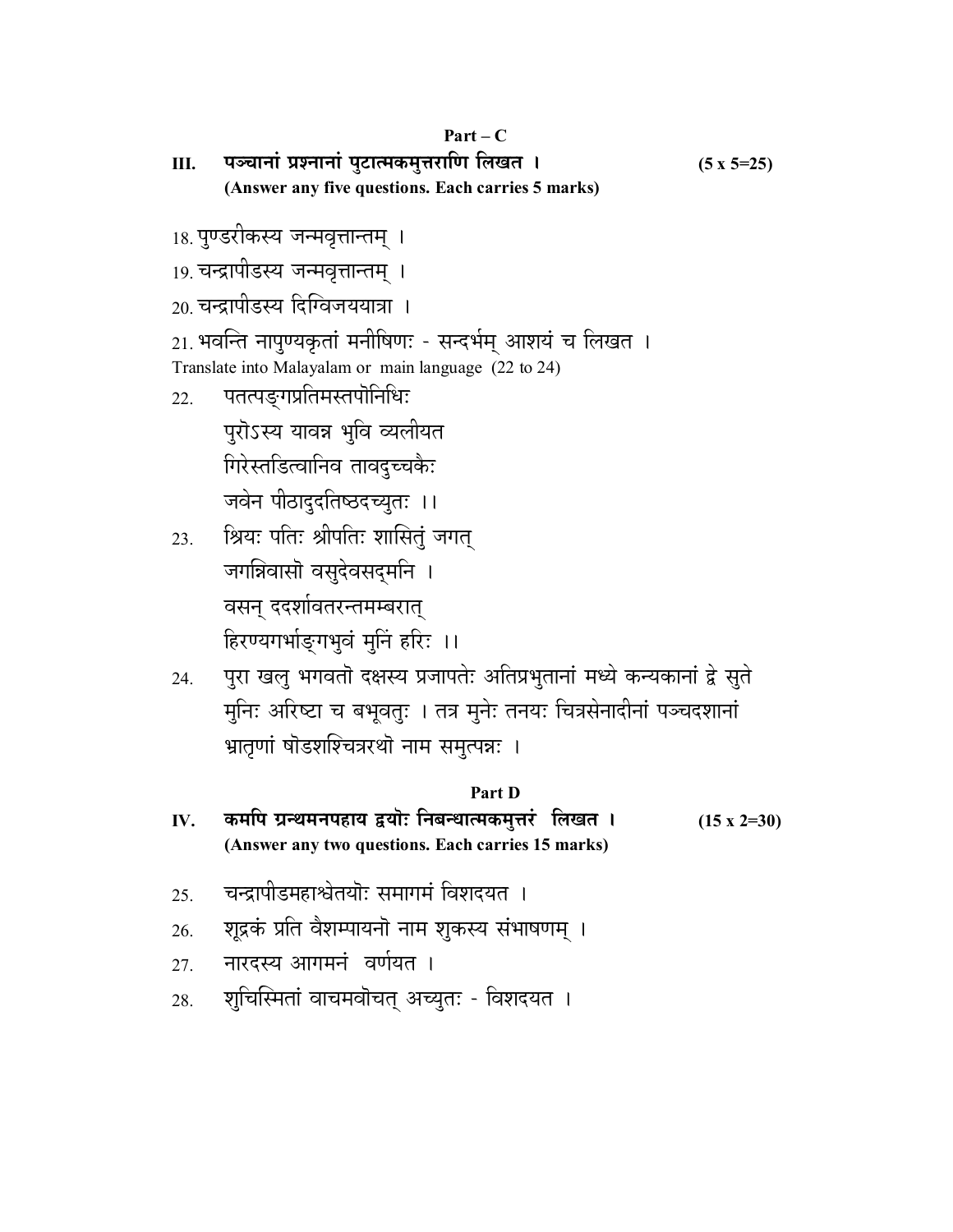## Part – C

**III. पञ्चानां प्रश्नानां पुटात्मकमुत्तराणि लिखत ।** **(5 x 5=25)**
**(Answer any five questions. Each carries 5 marks)**

18. पुण्डरीकस्य जन्मवृत्तान्तम् ।

19. चन्द्रापीडस्य जन्मवृत्तान्तम् ।

20. चन्द्रापीडस्य दिग्विजययात्रा ।

21. भवन्ति नापुण्यकृतां मनीषिणः - सन्दर्भम् आशयं च लिखत ।

Translate into Malayalam or main language (22 to 24)

22. पतत्पतङ्गप्रतिमस्तपोनिधिः
    पुरोऽस्य यावन्न भुवि व्यलीयत
    गिरेस्तडित्वानिव तावदुच्चकैः
    जवेन पीठादुदतिष्ठदच्युतः ।।

23. श्रियः पतिः श्रीपतिः शासितुं जगत्
    जगन्निवासो वसुदेवसद्मनि ।
    वसन् ददर्शावतरन्तमम्बरात्
    हिरण्यगर्भाङ्गभुवं मुनिं हरिः ।।

24. पुरा खलु भगवतो दक्षस्य प्रजापतेः अतिप्रभुतानां मध्ये कन्यकानां द्वे सुते मुनिः अरिष्टा च बभूवतुः । तत्र मुनेः तनयः चित्रसेनादीनां पञ्चदशानां भ्रातृणां षोडशश्चित्ररथो नाम समुत्पन्नः ।

## Part D

**IV. कमपि ग्रन्थमनपहाय द्वयोः निबन्धात्मकमुत्तरं लिखत ।** **(15 x 2=30)**
**(Answer any two questions. Each carries 15 marks)**

25. चन्द्रापीडमहाश्वेतयोः समागमं विशदयत ।

26. शूद्रकं प्रति वैशम्पायनो नाम शुकस्य संभाषणम् ।

27. नारदस्य आगमनं वर्णयत ।

28. शुचिस्मितां वाचमवोचत् अच्युतः - विशदयत ।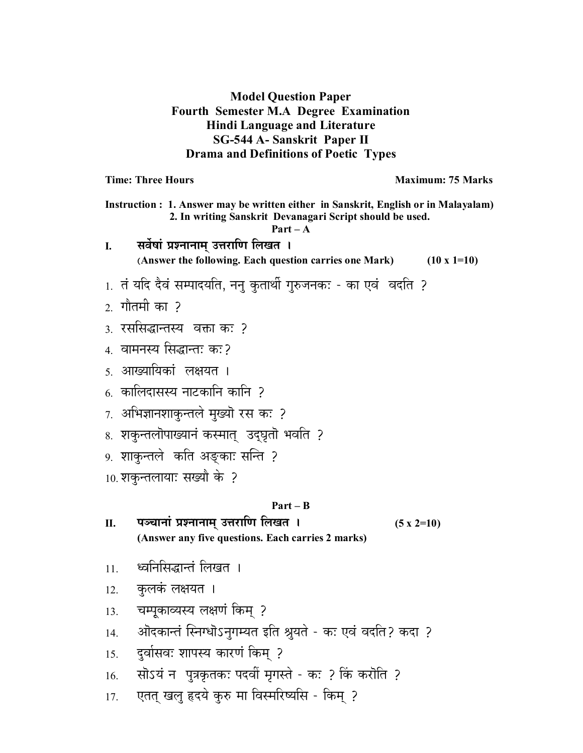**Model Question Paper**
**Fourth Semester M.A Degree Examination**
**Hindi Language and Literature**
**SG-544 A- Sanskrit Paper II**
**Drama and Definitions of Poetic Types**

**Time: Three Hours** **Maximum: 75 Marks**

**Instruction : 1. Answer may be written either in Sanskrit, English or in Malayalam)**
**2. In writing Sanskrit Devanagari Script should be used.**

**Part – A**

**I. सर्वेषां प्रश्नानाम् उत्तराणि लिखत ।**
**(Answer the following. Each question carries one Mark) (10 x 1=10)**

1. तं यदि दैवं सम्पादयति, ननु कृतार्थो गुरुजनकः - का एवं वदति ?
2. गौतमी का ?
3. रससिद्धान्तस्य वक्ता कः ?
4. वामनस्य सिद्धान्तः कः?
5. आख्यायिकां लक्षयत ।
6. कालिदासस्य नाटकानि कानि ?
7. अभिज्ञानशाकुन्तले मुख्यो रस कः ?
8. शकुन्तलोपाख्यानं कस्मात् उद्घृतो भवति ?
9. शाकुन्तले कति अङ्काः सन्ति ?
10. शकुन्तलायाः सख्यौ के ?

**Part – B**

**II. पञ्चानां प्रश्नानाम् उत्तराणि लिखत । (5 x 2=10)**
**(Answer any five questions. Each carries 2 marks)**

11. ध्वनिसिद्धान्तं लिखत ।
12. कुलकं लक्षयत ।
13. चम्पूकाव्यस्य लक्षणं किम् ?
14. ओदकान्तं स्निग्धोऽनुगम्यत इति श्रुयते - कः एवं वदति? कदा ?
15. दुर्वासवः शापस्य कारणं किम् ?
16. सोऽयं न पुत्रकृतकः पदवीं मृगस्ते - कः ? किं करोति ?
17. एतत् खलु हृदये कुरु मा विस्मरिष्यसि - किम् ?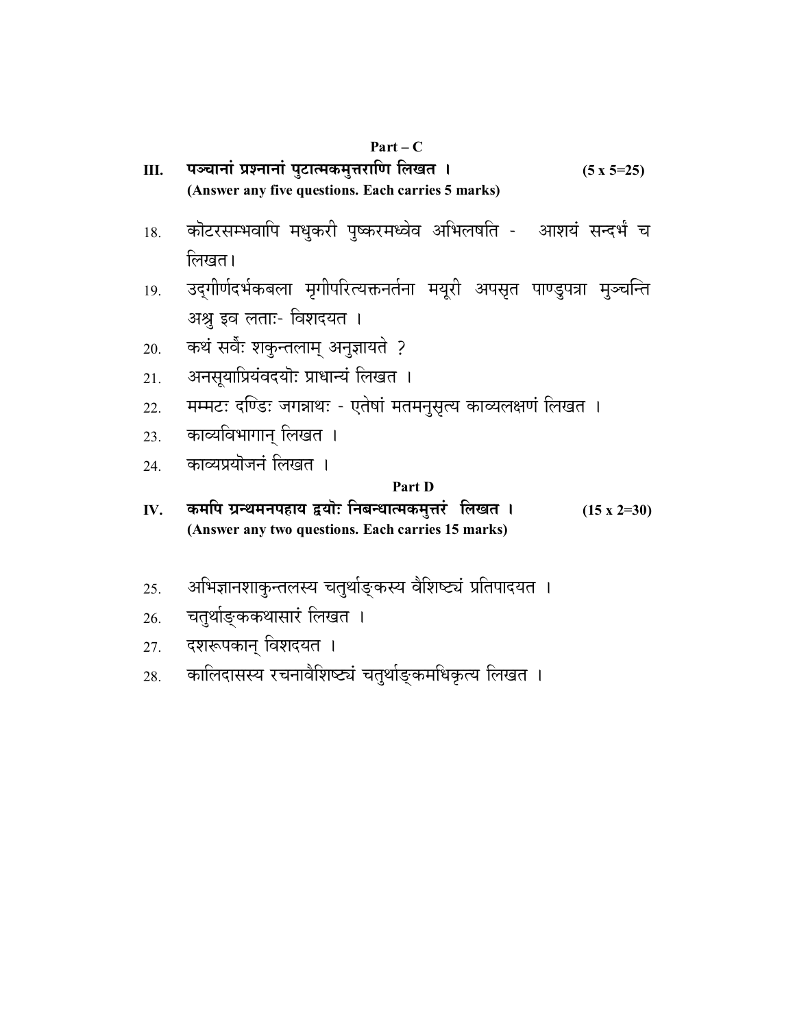**Part – C**

**III. पञ्चानां प्रश्नानां पुटात्मकमुत्तराणि लिखत । (5 x 5=25)**
**(Answer any five questions. Each carries 5 marks)**

18. कोटरसम्भवापि मधुकरी पुष्करमध्वेव अभिलषति - आशयं सन्दर्भं च लिखत।
19. उद्गीर्णदर्भकबला मृगीपरित्यक्तनर्तना मयूरी अपसृत पाण्डुपत्रा मुञ्चन्ति अश्रु इव लताः- विशदयत ।
20. कथं सर्वैः शकुन्तलाम् अनुज्ञायते ?
21. अनसूयाप्रियंवदयोः प्राधान्यं लिखत ।
22. मम्मटः दण्डिः जगन्नाथः - एतेषां मतमनुसृत्य काव्यलक्षणं लिखत ।
23. काव्यविभागान् लिखत ।
24. काव्यप्रयोजनं लिखत ।

**Part D**

**IV. कमपि ग्रन्थमनपहाय द्वयोः निबन्धात्मकमुत्तरं लिखत । (15 x 2=30)**
**(Answer any two questions. Each carries 15 marks)**

25. अभिज्ञानशाकुन्तलस्य चतुर्थाङ्कस्य वैशिष्ट्यं प्रतिपादयत ।
26. चतुर्थाङ्ककथासारं लिखत ।
27. दशरूपकान् विशदयत ।
28. कालिदासस्य रचनावैशिष्ट्यं चतुर्थाङ्कमधिकृत्य लिखत ।